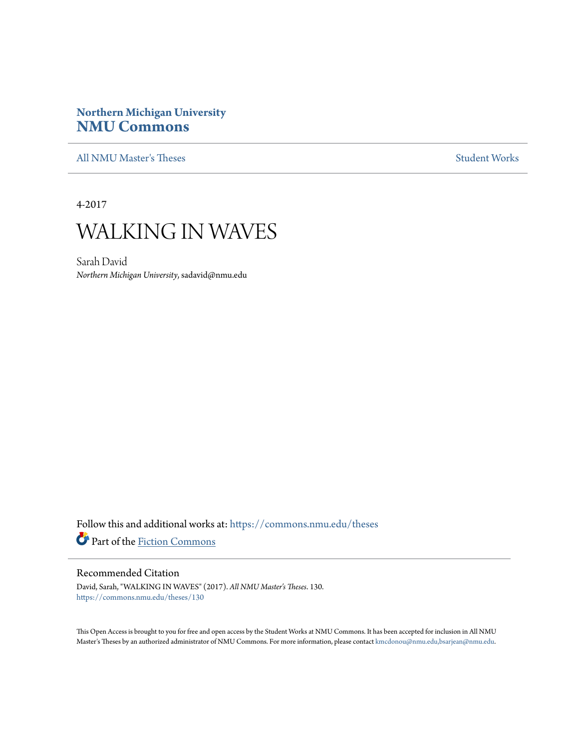**Northern Michigan University**
**NMU Commons**

All NMU Master's Theses | Student Works

4-2017

# WALKING IN WAVES

Sarah David
*Northern Michigan University*, sadavid@nmu.edu

Follow this and additional works at: https://commons.nmu.edu/theses

Part of the Fiction Commons

## Recommended Citation

David, Sarah, "WALKING IN WAVES" (2017). *All NMU Master's Theses*. 130.
https://commons.nmu.edu/theses/130

This Open Access is brought to you for free and open access by the Student Works at NMU Commons. It has been accepted for inclusion in All NMU Master's Theses by an authorized administrator of NMU Commons. For more information, please contact kmcdonou@nmu.edu,bsarjean@nmu.edu.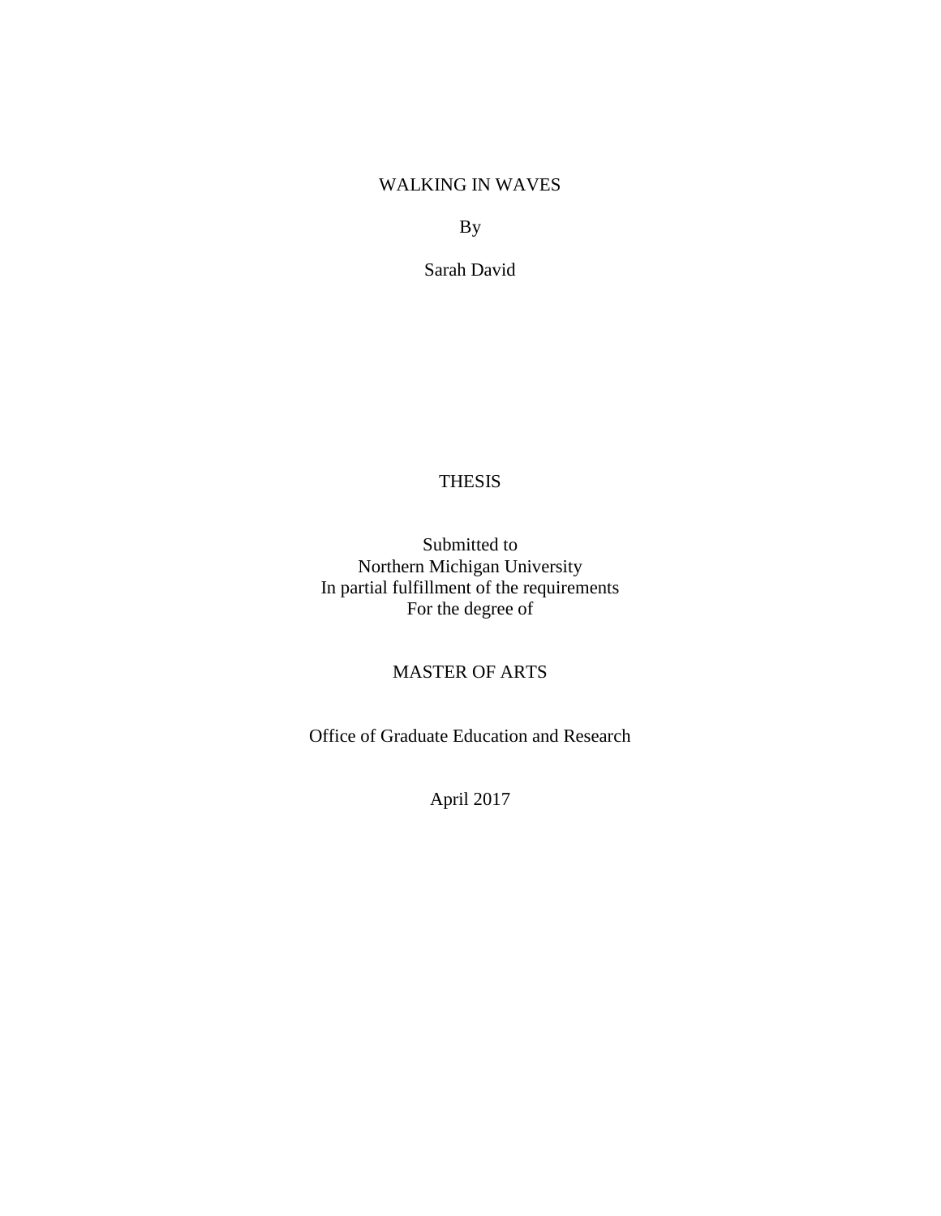WALKING IN WAVES

By

Sarah David

THESIS

Submitted to
Northern Michigan University
In partial fulfillment of the requirements
For the degree of

MASTER OF ARTS

Office of Graduate Education and Research

April 2017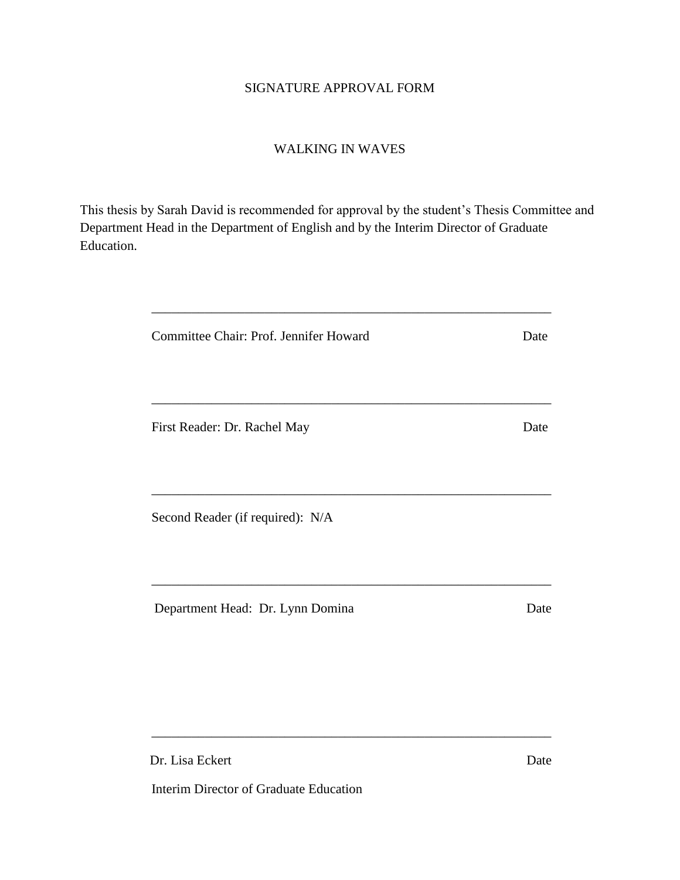SIGNATURE APPROVAL FORM

WALKING IN WAVES

This thesis by Sarah David is recommended for approval by the student's Thesis Committee and Department Head in the Department of English and by the Interim Director of Graduate Education.

\_\_\_\_\_\_\_\_\_\_\_\_\_\_\_\_\_\_\_\_\_\_\_\_\_\_\_\_\_\_\_\_\_\_\_\_\_\_\_\_\_\_\_\_\_\_\_\_\_\_\_\_\_\_\_\_\_\_\_\_

Committee Chair: Prof. Jennifer Howard    Date

\_\_\_\_\_\_\_\_\_\_\_\_\_\_\_\_\_\_\_\_\_\_\_\_\_\_\_\_\_\_\_\_\_\_\_\_\_\_\_\_\_\_\_\_\_\_\_\_\_\_\_\_\_\_\_\_\_\_\_\_

First Reader: Dr. Rachel May    Date

\_\_\_\_\_\_\_\_\_\_\_\_\_\_\_\_\_\_\_\_\_\_\_\_\_\_\_\_\_\_\_\_\_\_\_\_\_\_\_\_\_\_\_\_\_\_\_\_\_\_\_\_\_\_\_\_\_\_\_\_

Second Reader (if required): N/A

\_\_\_\_\_\_\_\_\_\_\_\_\_\_\_\_\_\_\_\_\_\_\_\_\_\_\_\_\_\_\_\_\_\_\_\_\_\_\_\_\_\_\_\_\_\_\_\_\_\_\_\_\_\_\_\_\_\_\_\_

Department Head: Dr. Lynn Domina    Date

\_\_\_\_\_\_\_\_\_\_\_\_\_\_\_\_\_\_\_\_\_\_\_\_\_\_\_\_\_\_\_\_\_\_\_\_\_\_\_\_\_\_\_\_\_\_\_\_\_\_\_\_\_\_\_\_\_\_\_\_

Dr. Lisa Eckert    Date

Interim Director of Graduate Education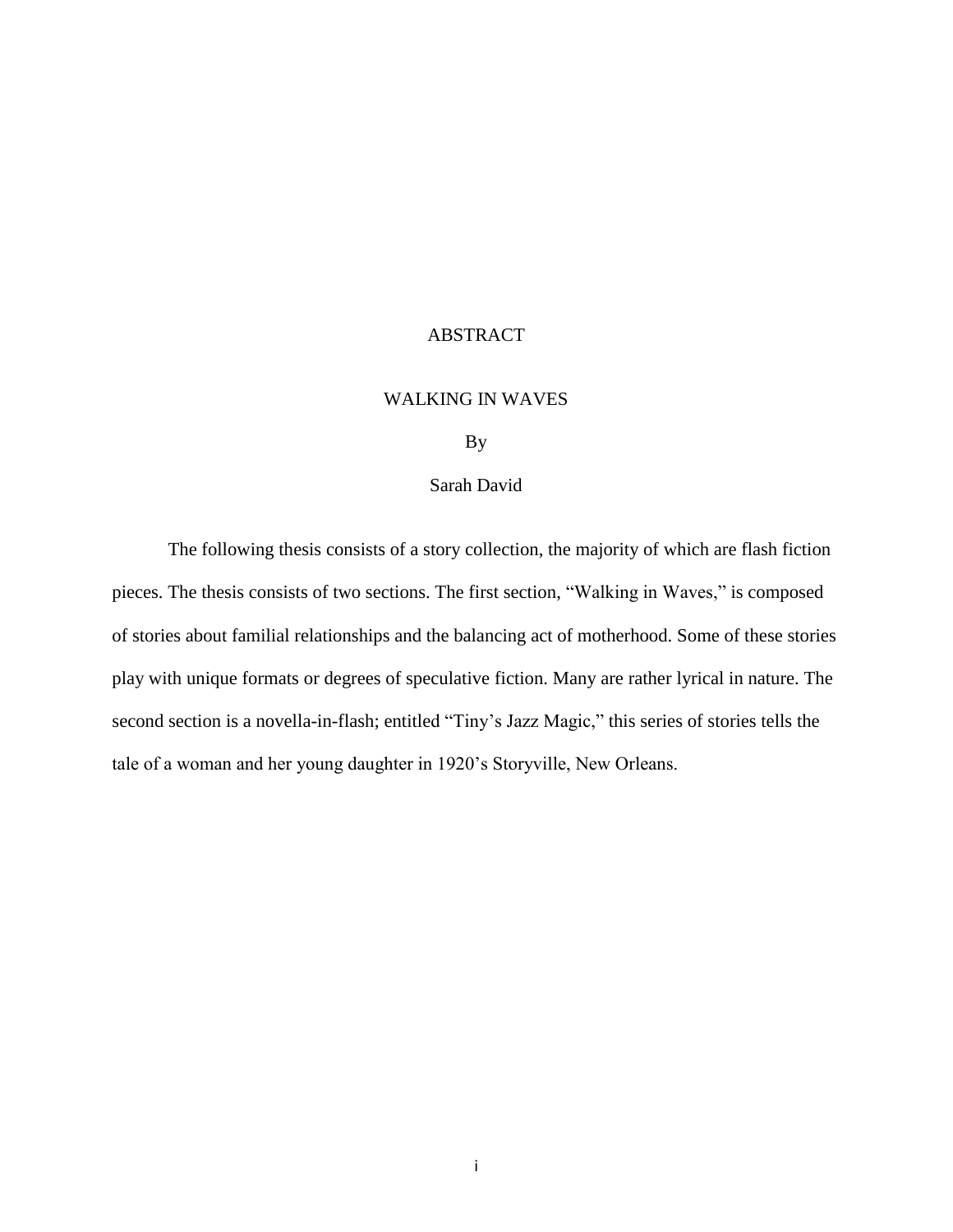# ABSTRACT

## WALKING IN WAVES

By

Sarah David

The following thesis consists of a story collection, the majority of which are flash fiction pieces. The thesis consists of two sections. The first section, "Walking in Waves," is composed of stories about familial relationships and the balancing act of motherhood. Some of these stories play with unique formats or degrees of speculative fiction. Many are rather lyrical in nature. The second section is a novella-in-flash; entitled "Tiny's Jazz Magic," this series of stories tells the tale of a woman and her young daughter in 1920's Storyville, New Orleans.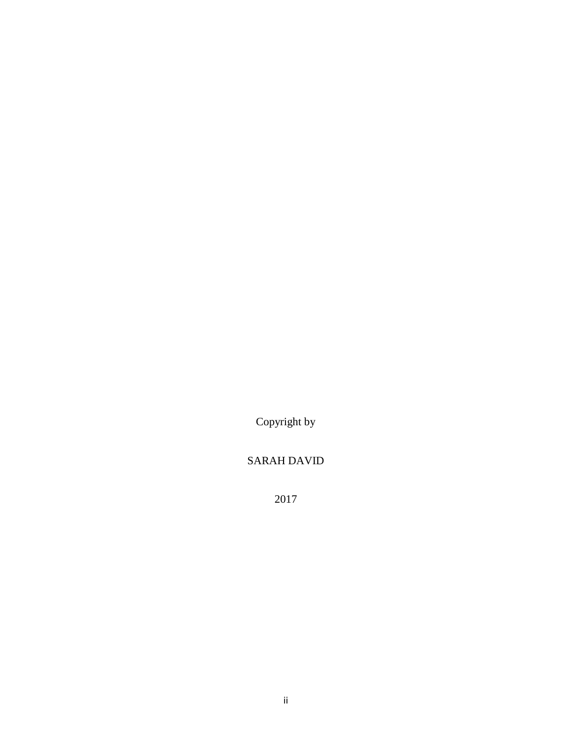Copyright by

SARAH DAVID

2017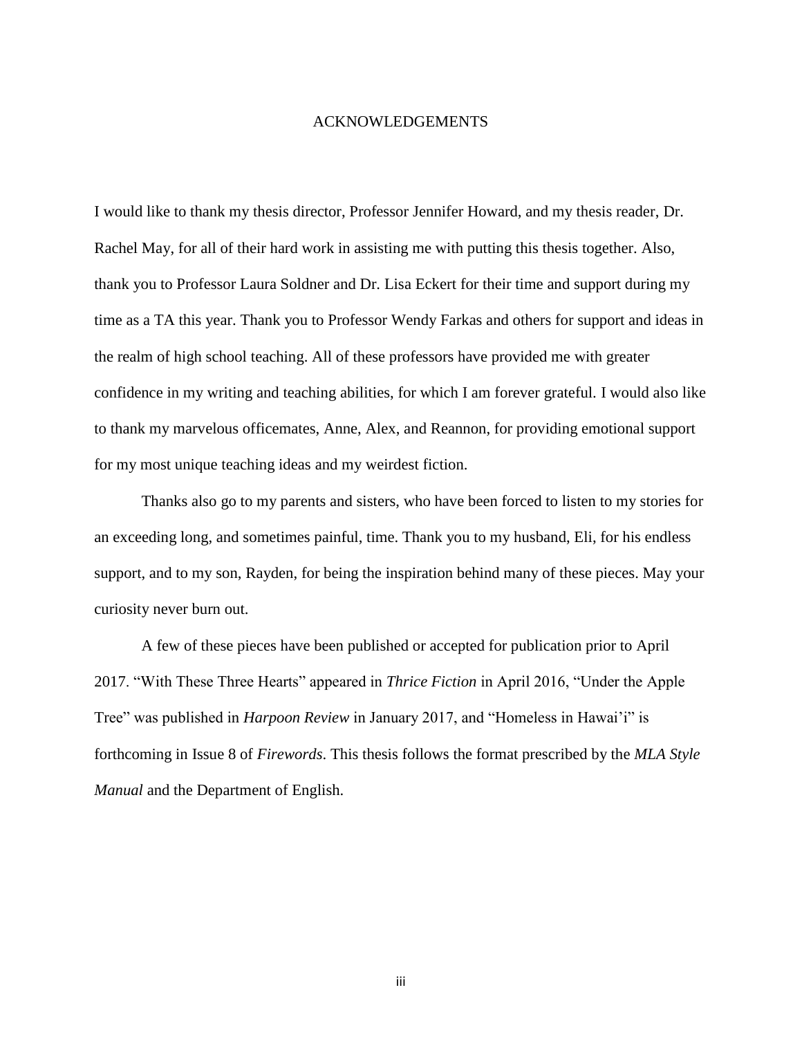# ACKNOWLEDGEMENTS

I would like to thank my thesis director, Professor Jennifer Howard, and my thesis reader, Dr. Rachel May, for all of their hard work in assisting me with putting this thesis together. Also, thank you to Professor Laura Soldner and Dr. Lisa Eckert for their time and support during my time as a TA this year. Thank you to Professor Wendy Farkas and others for support and ideas in the realm of high school teaching. All of these professors have provided me with greater confidence in my writing and teaching abilities, for which I am forever grateful. I would also like to thank my marvelous officemates, Anne, Alex, and Reannon, for providing emotional support for my most unique teaching ideas and my weirdest fiction.

Thanks also go to my parents and sisters, who have been forced to listen to my stories for an exceeding long, and sometimes painful, time. Thank you to my husband, Eli, for his endless support, and to my son, Rayden, for being the inspiration behind many of these pieces. May your curiosity never burn out.

A few of these pieces have been published or accepted for publication prior to April 2017. "With These Three Hearts" appeared in *Thrice Fiction* in April 2016, "Under the Apple Tree" was published in *Harpoon Review* in January 2017, and "Homeless in Hawai'i" is forthcoming in Issue 8 of *Firewords*. This thesis follows the format prescribed by the *MLA Style Manual* and the Department of English.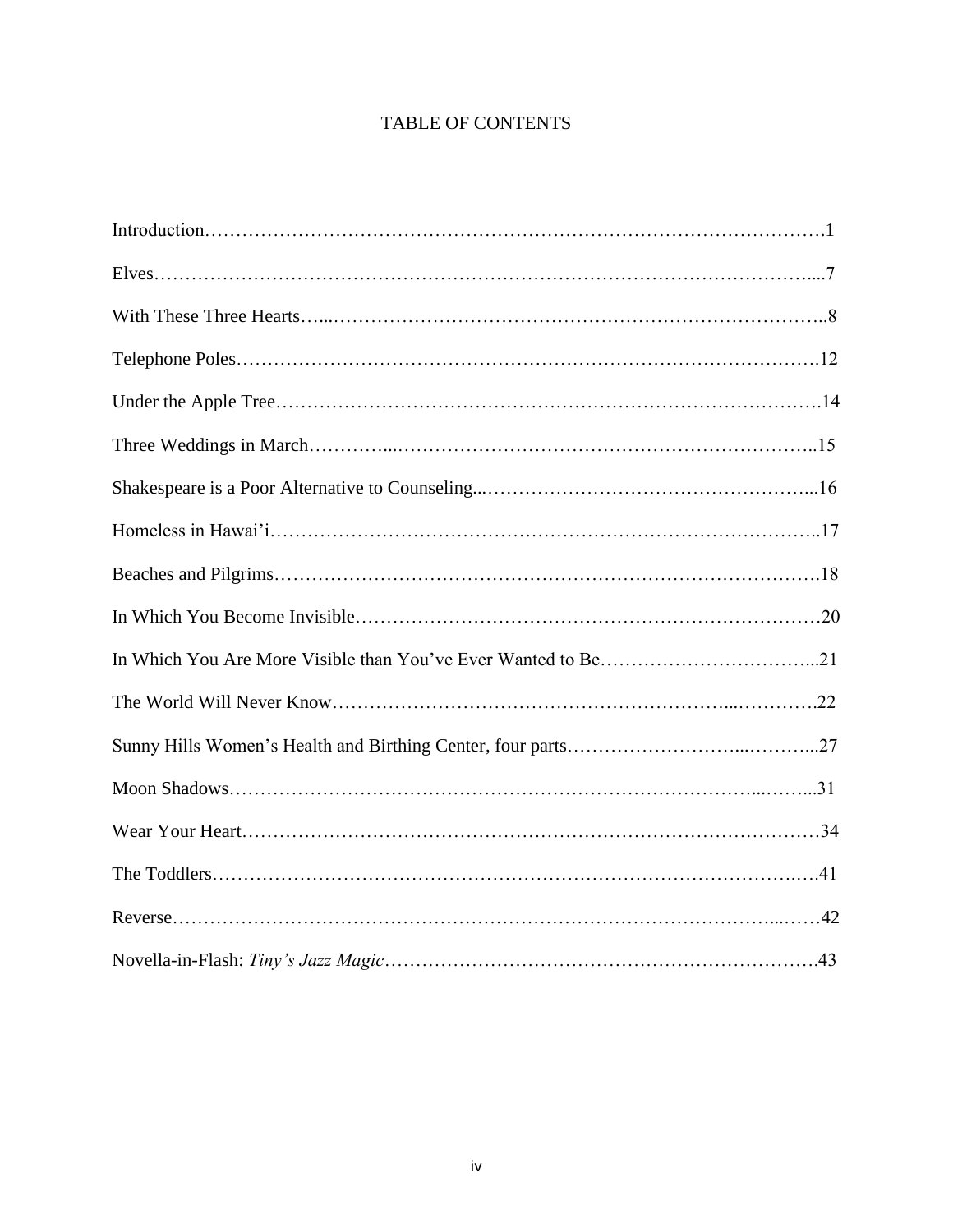# TABLE OF CONTENTS

Introduction……………………………………………………………………………………….1

Elves…………………………………………………………………………………………....7

With These Three Hearts…...…………………………………………………………………..8

Telephone Poles………………………………………………………………………………….12

Under the Apple Tree…………………………………………………………………………….14

Three Weddings in March…………...……………………………………………………………..15

Shakespeare is a Poor Alternative to Counseling..……………………………………………...16

Homeless in Hawai'i……………………………………………………………………………..17

Beaches and Pilgrims…………………………………………………………………………….18

In Which You Become Invisible…………………………………………………………………20

In Which You Are More Visible than You've Ever Wanted to Be……………………………...21

The World Will Never Know………………………………………………………...………….22

Sunny Hills Women's Health and Birthing Center, four parts……………………...………...27

Moon Shadows……………………………………………………………………...……...31

Wear Your Heart…………………………………………………………………………………34

The Toddlers……………………………………………………………………………….….41

Reverse……………………………………………………………………………………...……42

Novella-in-Flash: *Tiny's Jazz Magic*…………………………………………………………….43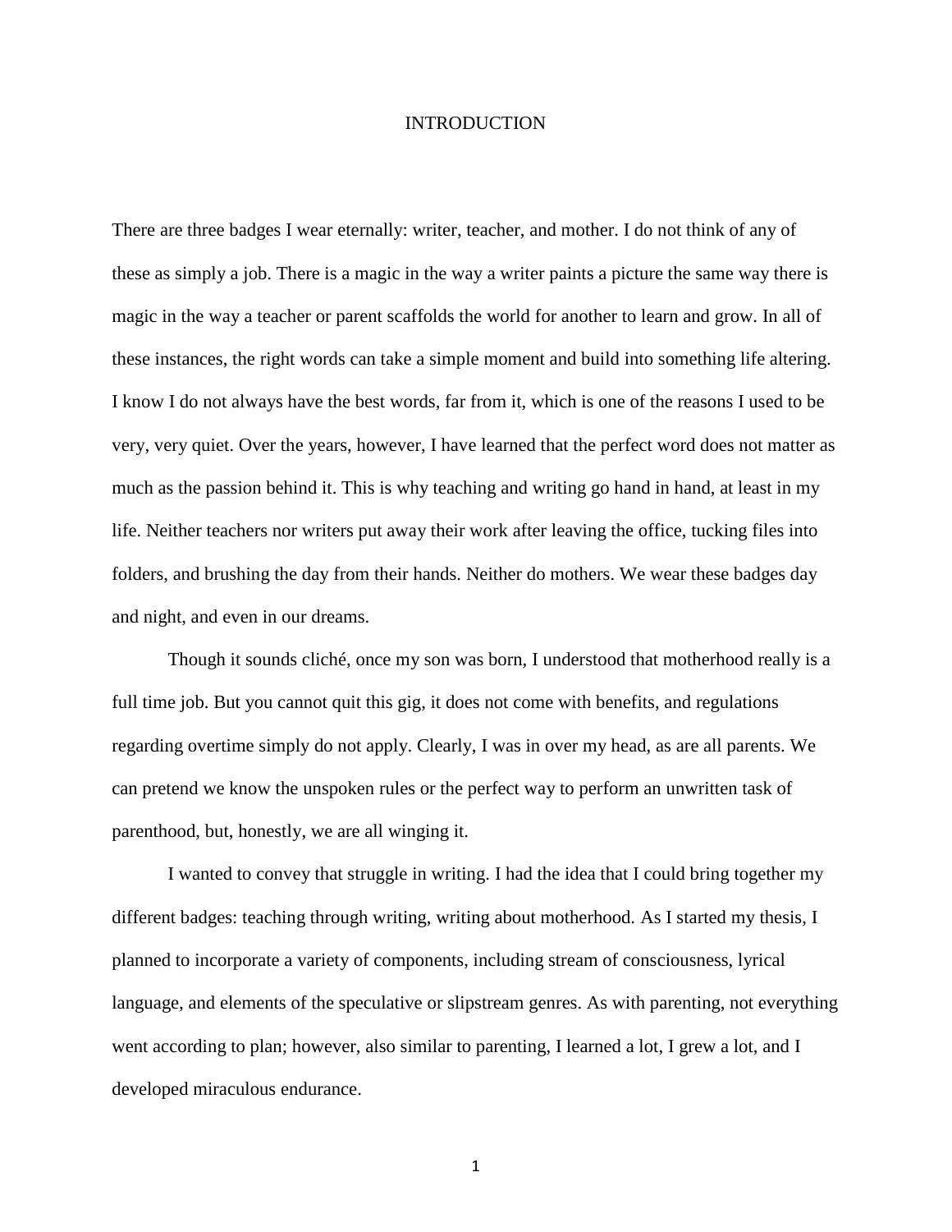# INTRODUCTION

There are three badges I wear eternally: writer, teacher, and mother. I do not think of any of these as simply a job. There is a magic in the way a writer paints a picture the same way there is magic in the way a teacher or parent scaffolds the world for another to learn and grow. In all of these instances, the right words can take a simple moment and build into something life altering. I know I do not always have the best words, far from it, which is one of the reasons I used to be very, very quiet. Over the years, however, I have learned that the perfect word does not matter as much as the passion behind it. This is why teaching and writing go hand in hand, at least in my life. Neither teachers nor writers put away their work after leaving the office, tucking files into folders, and brushing the day from their hands. Neither do mothers. We wear these badges day and night, and even in our dreams.

Though it sounds cliché, once my son was born, I understood that motherhood really is a full time job. But you cannot quit this gig, it does not come with benefits, and regulations regarding overtime simply do not apply. Clearly, I was in over my head, as are all parents. We can pretend we know the unspoken rules or the perfect way to perform an unwritten task of parenthood, but, honestly, we are all winging it.

I wanted to convey that struggle in writing. I had the idea that I could bring together my different badges: teaching through writing, writing about motherhood. As I started my thesis, I planned to incorporate a variety of components, including stream of consciousness, lyrical language, and elements of the speculative or slipstream genres. As with parenting, not everything went according to plan; however, also similar to parenting, I learned a lot, I grew a lot, and I developed miraculous endurance.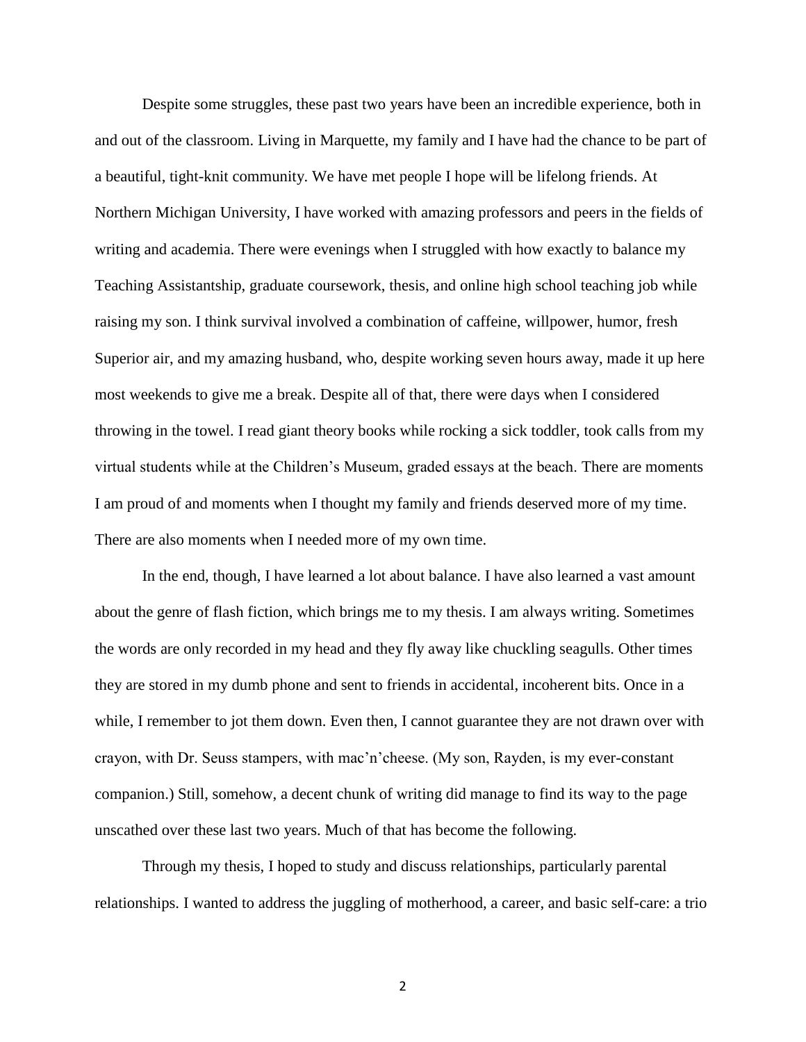Despite some struggles, these past two years have been an incredible experience, both in and out of the classroom. Living in Marquette, my family and I have had the chance to be part of a beautiful, tight-knit community. We have met people I hope will be lifelong friends. At Northern Michigan University, I have worked with amazing professors and peers in the fields of writing and academia. There were evenings when I struggled with how exactly to balance my Teaching Assistantship, graduate coursework, thesis, and online high school teaching job while raising my son. I think survival involved a combination of caffeine, willpower, humor, fresh Superior air, and my amazing husband, who, despite working seven hours away, made it up here most weekends to give me a break. Despite all of that, there were days when I considered throwing in the towel. I read giant theory books while rocking a sick toddler, took calls from my virtual students while at the Children's Museum, graded essays at the beach. There are moments I am proud of and moments when I thought my family and friends deserved more of my time. There are also moments when I needed more of my own time.

In the end, though, I have learned a lot about balance. I have also learned a vast amount about the genre of flash fiction, which brings me to my thesis. I am always writing. Sometimes the words are only recorded in my head and they fly away like chuckling seagulls. Other times they are stored in my dumb phone and sent to friends in accidental, incoherent bits. Once in a while, I remember to jot them down. Even then, I cannot guarantee they are not drawn over with crayon, with Dr. Seuss stampers, with mac'n'cheese. (My son, Rayden, is my ever-constant companion.) Still, somehow, a decent chunk of writing did manage to find its way to the page unscathed over these last two years. Much of that has become the following.

Through my thesis, I hoped to study and discuss relationships, particularly parental relationships. I wanted to address the juggling of motherhood, a career, and basic self-care: a trio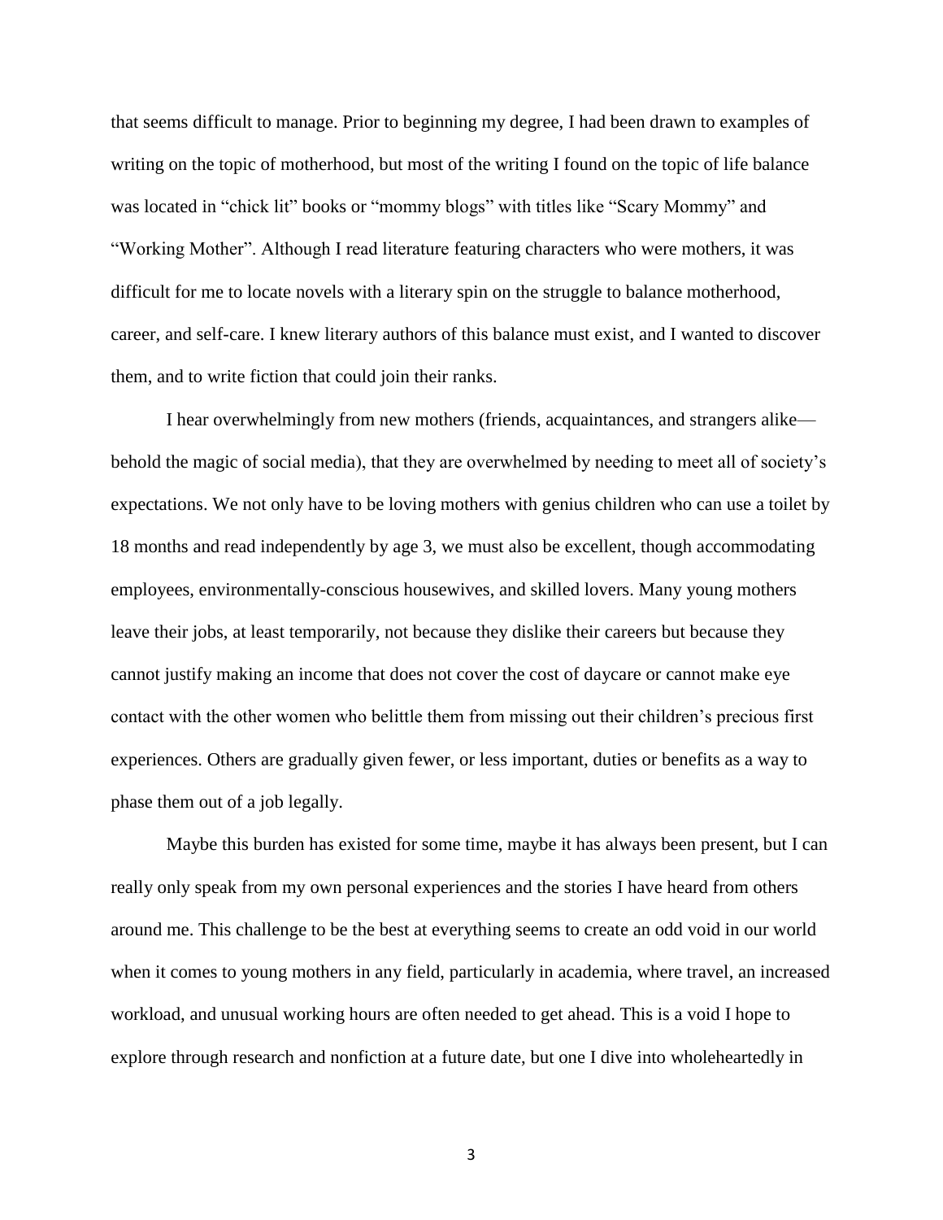that seems difficult to manage. Prior to beginning my degree, I had been drawn to examples of writing on the topic of motherhood, but most of the writing I found on the topic of life balance was located in "chick lit" books or "mommy blogs" with titles like "Scary Mommy" and "Working Mother". Although I read literature featuring characters who were mothers, it was difficult for me to locate novels with a literary spin on the struggle to balance motherhood, career, and self-care. I knew literary authors of this balance must exist, and I wanted to discover them, and to write fiction that could join their ranks.

I hear overwhelmingly from new mothers (friends, acquaintances, and strangers alike—behold the magic of social media), that they are overwhelmed by needing to meet all of society's expectations. We not only have to be loving mothers with genius children who can use a toilet by 18 months and read independently by age 3, we must also be excellent, though accommodating employees, environmentally-conscious housewives, and skilled lovers. Many young mothers leave their jobs, at least temporarily, not because they dislike their careers but because they cannot justify making an income that does not cover the cost of daycare or cannot make eye contact with the other women who belittle them from missing out their children's precious first experiences. Others are gradually given fewer, or less important, duties or benefits as a way to phase them out of a job legally.

Maybe this burden has existed for some time, maybe it has always been present, but I can really only speak from my own personal experiences and the stories I have heard from others around me. This challenge to be the best at everything seems to create an odd void in our world when it comes to young mothers in any field, particularly in academia, where travel, an increased workload, and unusual working hours are often needed to get ahead. This is a void I hope to explore through research and nonfiction at a future date, but one I dive into wholeheartedly in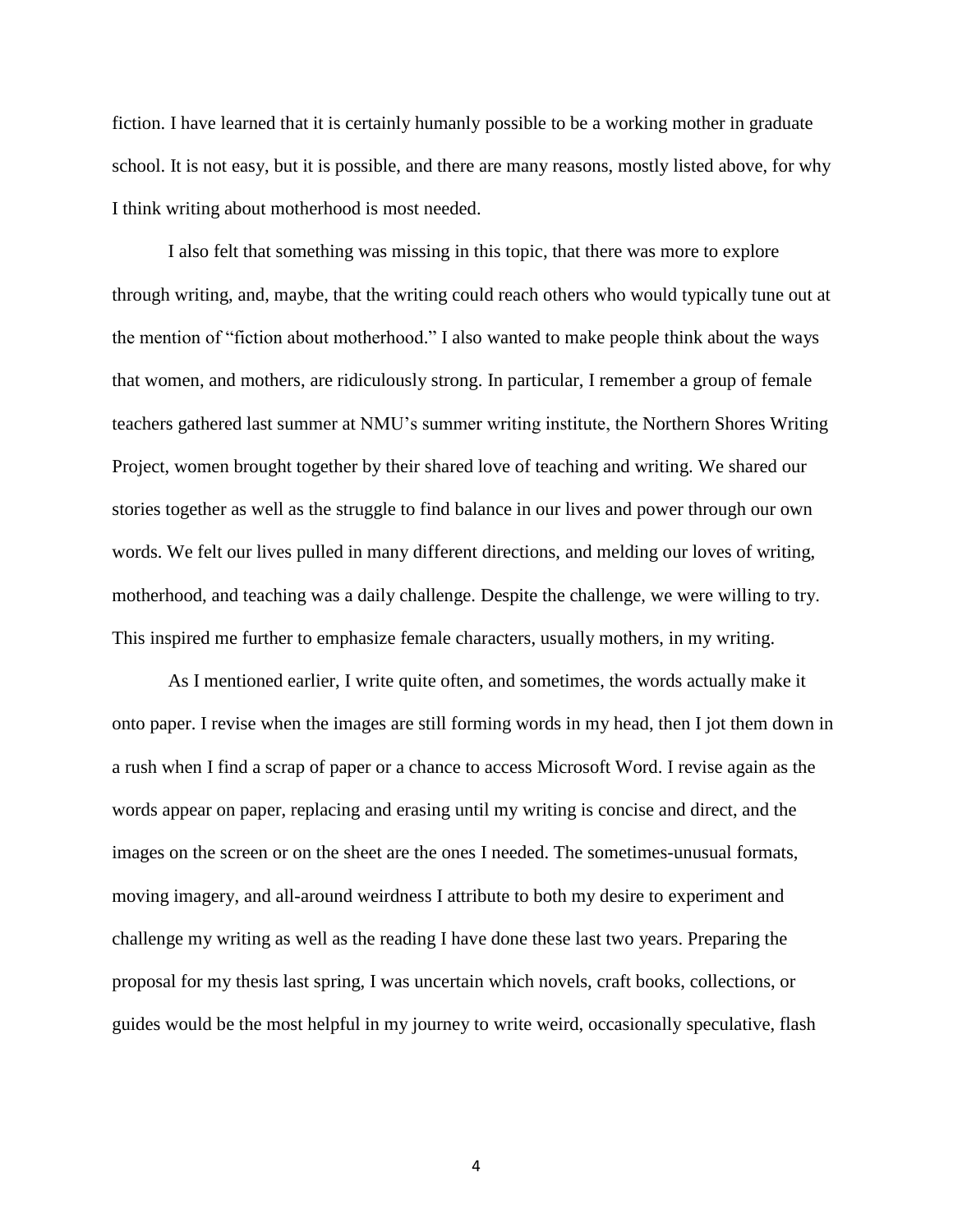fiction. I have learned that it is certainly humanly possible to be a working mother in graduate school. It is not easy, but it is possible, and there are many reasons, mostly listed above, for why I think writing about motherhood is most needed.

I also felt that something was missing in this topic, that there was more to explore through writing, and, maybe, that the writing could reach others who would typically tune out at the mention of "fiction about motherhood." I also wanted to make people think about the ways that women, and mothers, are ridiculously strong. In particular, I remember a group of female teachers gathered last summer at NMU's summer writing institute, the Northern Shores Writing Project, women brought together by their shared love of teaching and writing. We shared our stories together as well as the struggle to find balance in our lives and power through our own words. We felt our lives pulled in many different directions, and melding our loves of writing, motherhood, and teaching was a daily challenge. Despite the challenge, we were willing to try. This inspired me further to emphasize female characters, usually mothers, in my writing.

As I mentioned earlier, I write quite often, and sometimes, the words actually make it onto paper. I revise when the images are still forming words in my head, then I jot them down in a rush when I find a scrap of paper or a chance to access Microsoft Word. I revise again as the words appear on paper, replacing and erasing until my writing is concise and direct, and the images on the screen or on the sheet are the ones I needed. The sometimes-unusual formats, moving imagery, and all-around weirdness I attribute to both my desire to experiment and challenge my writing as well as the reading I have done these last two years. Preparing the proposal for my thesis last spring, I was uncertain which novels, craft books, collections, or guides would be the most helpful in my journey to write weird, occasionally speculative, flash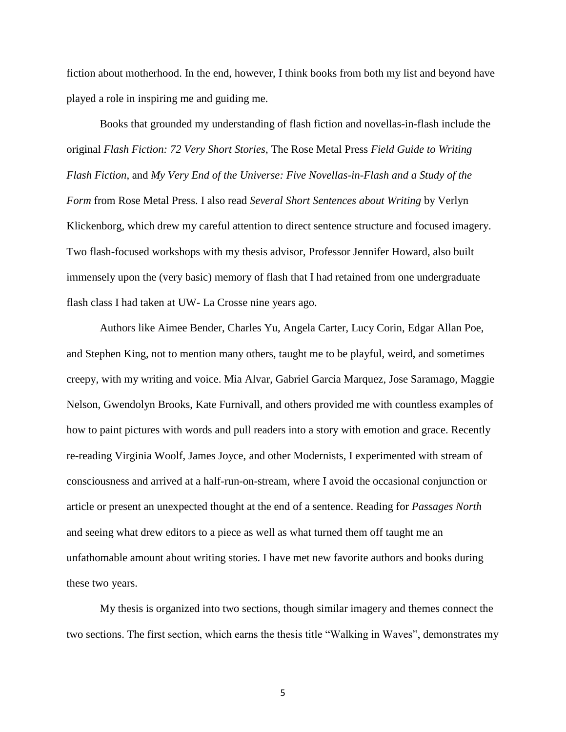fiction about motherhood. In the end, however, I think books from both my list and beyond have played a role in inspiring me and guiding me.

Books that grounded my understanding of flash fiction and novellas-in-flash include the original *Flash Fiction: 72 Very Short Stories*, The Rose Metal Press *Field Guide to Writing Flash Fiction*, and *My Very End of the Universe: Five Novellas-in-Flash and a Study of the Form* from Rose Metal Press. I also read *Several Short Sentences about Writing* by Verlyn Klickenborg, which drew my careful attention to direct sentence structure and focused imagery. Two flash-focused workshops with my thesis advisor, Professor Jennifer Howard, also built immensely upon the (very basic) memory of flash that I had retained from one undergraduate flash class I had taken at UW- La Crosse nine years ago.

Authors like Aimee Bender, Charles Yu, Angela Carter, Lucy Corin, Edgar Allan Poe, and Stephen King, not to mention many others, taught me to be playful, weird, and sometimes creepy, with my writing and voice. Mia Alvar, Gabriel Garcia Marquez, Jose Saramago, Maggie Nelson, Gwendolyn Brooks, Kate Furnivall, and others provided me with countless examples of how to paint pictures with words and pull readers into a story with emotion and grace. Recently re-reading Virginia Woolf, James Joyce, and other Modernists, I experimented with stream of consciousness and arrived at a half-run-on-stream, where I avoid the occasional conjunction or article or present an unexpected thought at the end of a sentence. Reading for *Passages North* and seeing what drew editors to a piece as well as what turned them off taught me an unfathomable amount about writing stories. I have met new favorite authors and books during these two years.

My thesis is organized into two sections, though similar imagery and themes connect the two sections. The first section, which earns the thesis title "Walking in Waves", demonstrates my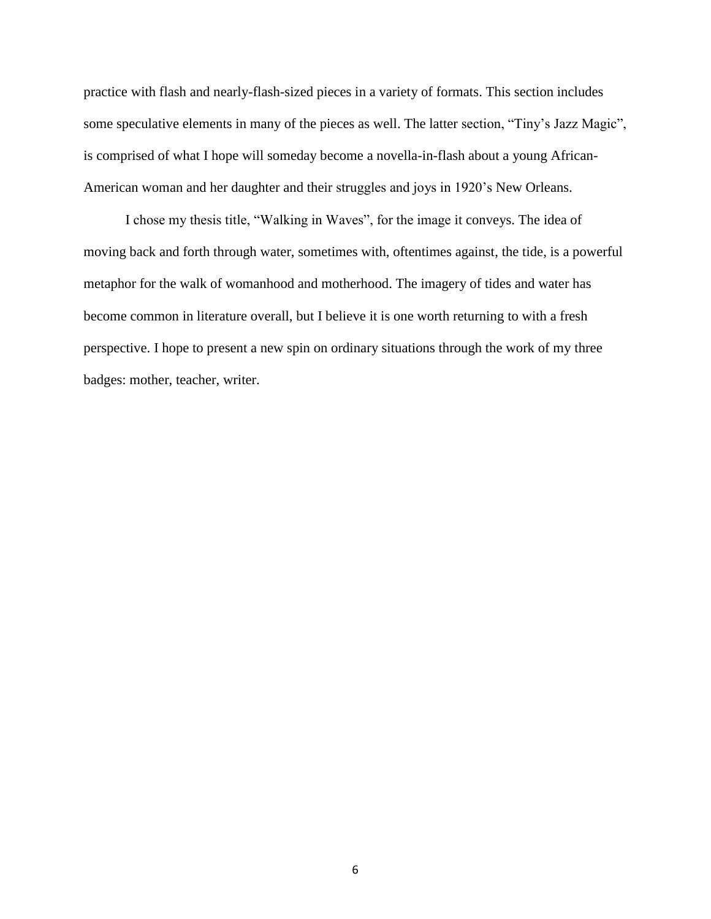practice with flash and nearly-flash-sized pieces in a variety of formats. This section includes some speculative elements in many of the pieces as well. The latter section, “Tiny’s Jazz Magic”, is comprised of what I hope will someday become a novella-in-flash about a young African-American woman and her daughter and their struggles and joys in 1920’s New Orleans.

I chose my thesis title, “Walking in Waves”, for the image it conveys. The idea of moving back and forth through water, sometimes with, oftentimes against, the tide, is a powerful metaphor for the walk of womanhood and motherhood. The imagery of tides and water has become common in literature overall, but I believe it is one worth returning to with a fresh perspective. I hope to present a new spin on ordinary situations through the work of my three badges: mother, teacher, writer.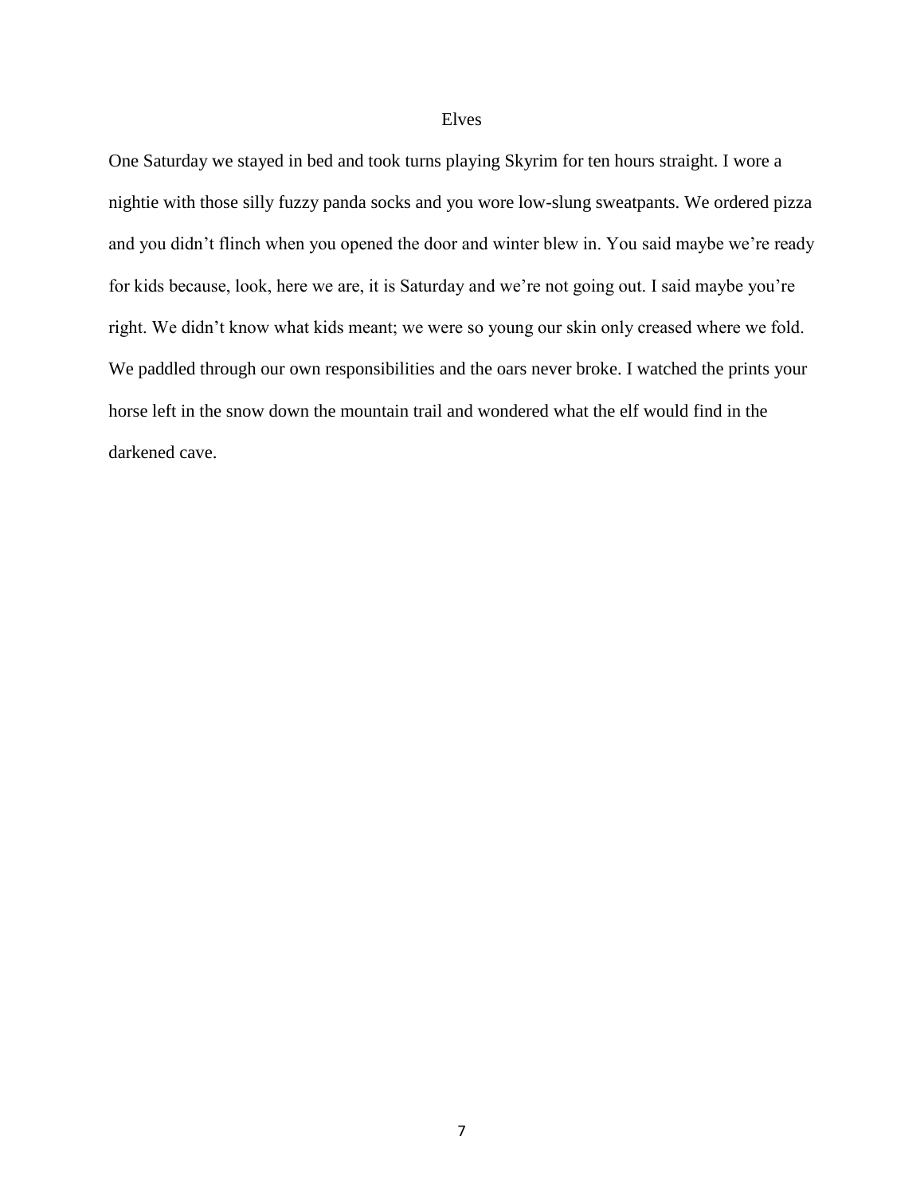# Elves

One Saturday we stayed in bed and took turns playing Skyrim for ten hours straight. I wore a nightie with those silly fuzzy panda socks and you wore low-slung sweatpants. We ordered pizza and you didn't flinch when you opened the door and winter blew in. You said maybe we're ready for kids because, look, here we are, it is Saturday and we're not going out. I said maybe you're right. We didn't know what kids meant; we were so young our skin only creased where we fold. We paddled through our own responsibilities and the oars never broke. I watched the prints your horse left in the snow down the mountain trail and wondered what the elf would find in the darkened cave.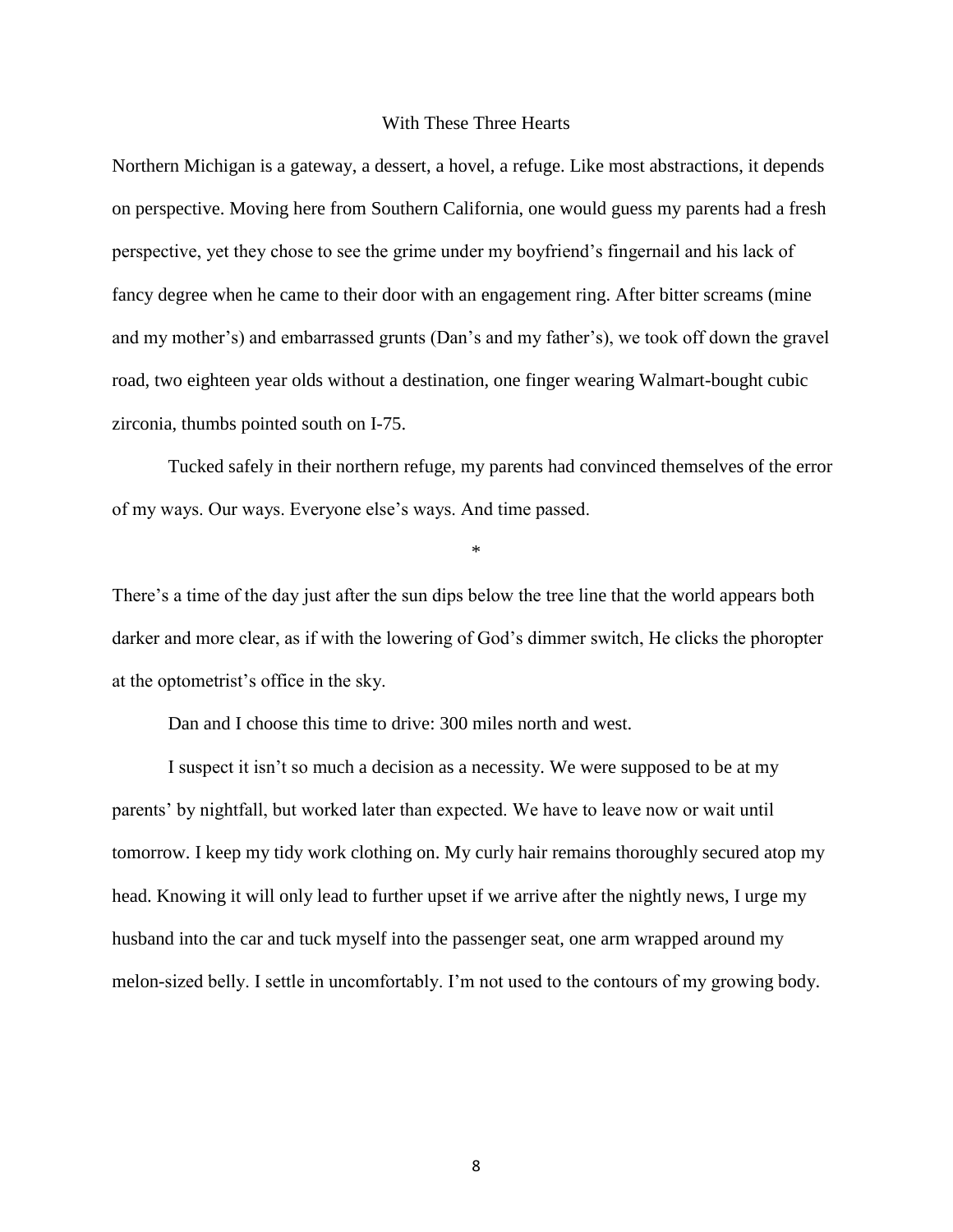# With These Three Hearts

Northern Michigan is a gateway, a dessert, a hovel, a refuge. Like most abstractions, it depends on perspective. Moving here from Southern California, one would guess my parents had a fresh perspective, yet they chose to see the grime under my boyfriend's fingernail and his lack of fancy degree when he came to their door with an engagement ring. After bitter screams (mine and my mother's) and embarrassed grunts (Dan's and my father's), we took off down the gravel road, two eighteen year olds without a destination, one finger wearing Walmart-bought cubic zirconia, thumbs pointed south on I-75.

Tucked safely in their northern refuge, my parents had convinced themselves of the error of my ways. Our ways. Everyone else's ways. And time passed.

*

There's a time of the day just after the sun dips below the tree line that the world appears both darker and more clear, as if with the lowering of God's dimmer switch, He clicks the phoropter at the optometrist's office in the sky.

Dan and I choose this time to drive: 300 miles north and west.

I suspect it isn't so much a decision as a necessity. We were supposed to be at my parents' by nightfall, but worked later than expected. We have to leave now or wait until tomorrow. I keep my tidy work clothing on. My curly hair remains thoroughly secured atop my head. Knowing it will only lead to further upset if we arrive after the nightly news, I urge my husband into the car and tuck myself into the passenger seat, one arm wrapped around my melon-sized belly. I settle in uncomfortably. I'm not used to the contours of my growing body.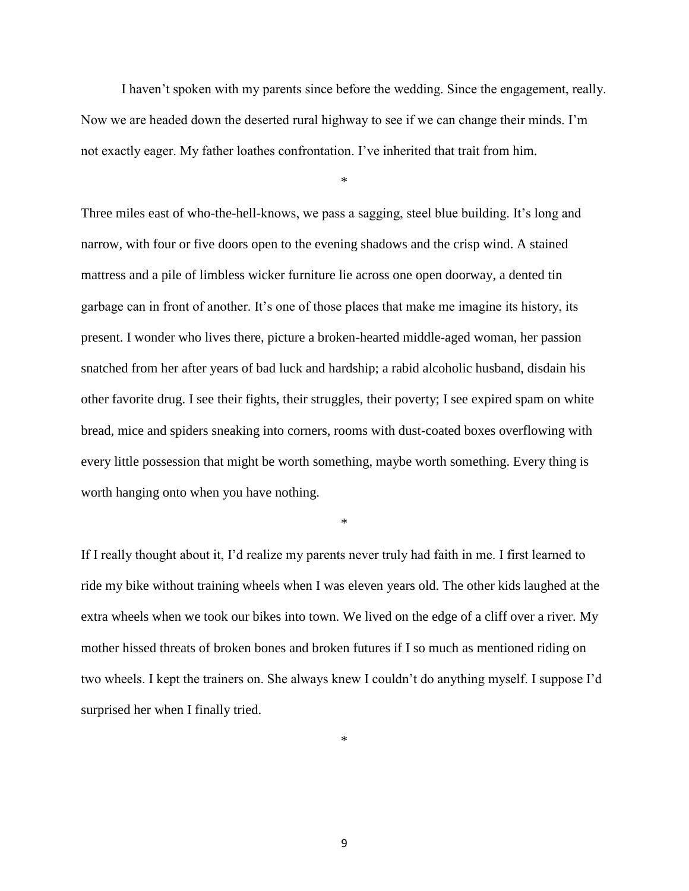I haven't spoken with my parents since before the wedding. Since the engagement, really. Now we are headed down the deserted rural highway to see if we can change their minds. I'm not exactly eager. My father loathes confrontation. I've inherited that trait from him.

*

Three miles east of who-the-hell-knows, we pass a sagging, steel blue building. It's long and narrow, with four or five doors open to the evening shadows and the crisp wind. A stained mattress and a pile of limbless wicker furniture lie across one open doorway, a dented tin garbage can in front of another. It's one of those places that make me imagine its history, its present. I wonder who lives there, picture a broken-hearted middle-aged woman, her passion snatched from her after years of bad luck and hardship; a rabid alcoholic husband, disdain his other favorite drug. I see their fights, their struggles, their poverty; I see expired spam on white bread, mice and spiders sneaking into corners, rooms with dust-coated boxes overflowing with every little possession that might be worth something, maybe worth something. Every thing is worth hanging onto when you have nothing.

*

If I really thought about it, I'd realize my parents never truly had faith in me. I first learned to ride my bike without training wheels when I was eleven years old. The other kids laughed at the extra wheels when we took our bikes into town. We lived on the edge of a cliff over a river. My mother hissed threats of broken bones and broken futures if I so much as mentioned riding on two wheels. I kept the trainers on. She always knew I couldn't do anything myself. I suppose I'd surprised her when I finally tried.

*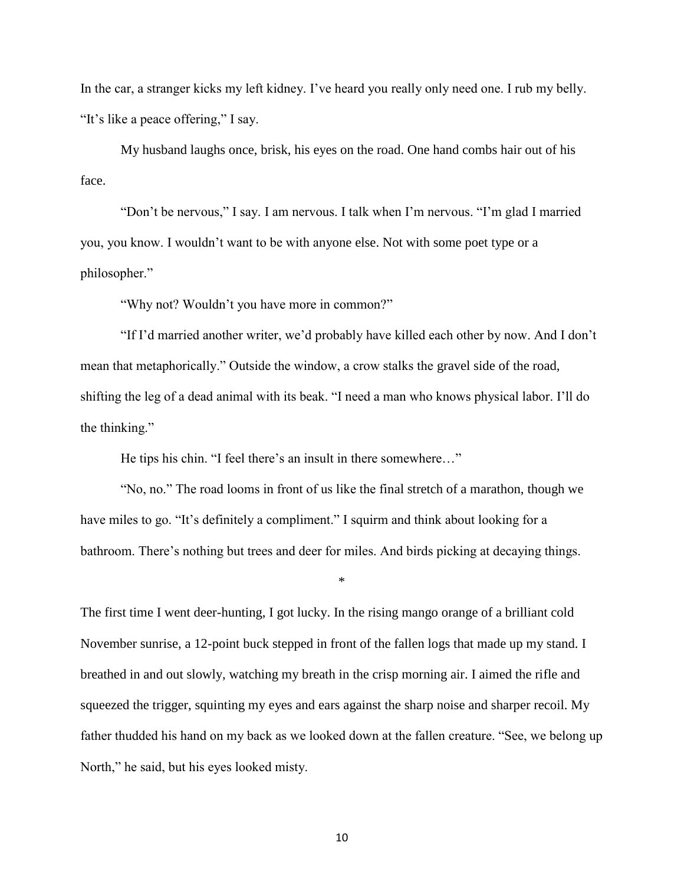In the car, a stranger kicks my left kidney. I've heard you really only need one. I rub my belly. "It's like a peace offering," I say.

My husband laughs once, brisk, his eyes on the road. One hand combs hair out of his face.

"Don't be nervous," I say. I am nervous. I talk when I'm nervous. "I'm glad I married you, you know. I wouldn't want to be with anyone else. Not with some poet type or a philosopher."

"Why not? Wouldn't you have more in common?"

"If I'd married another writer, we'd probably have killed each other by now. And I don't mean that metaphorically." Outside the window, a crow stalks the gravel side of the road, shifting the leg of a dead animal with its beak. "I need a man who knows physical labor. I'll do the thinking."

He tips his chin. "I feel there's an insult in there somewhere…"

"No, no." The road looms in front of us like the final stretch of a marathon, though we have miles to go. "It's definitely a compliment." I squirm and think about looking for a bathroom. There's nothing but trees and deer for miles. And birds picking at decaying things.

*

The first time I went deer-hunting, I got lucky. In the rising mango orange of a brilliant cold November sunrise, a 12-point buck stepped in front of the fallen logs that made up my stand. I breathed in and out slowly, watching my breath in the crisp morning air. I aimed the rifle and squeezed the trigger, squinting my eyes and ears against the sharp noise and sharper recoil. My father thudded his hand on my back as we looked down at the fallen creature. "See, we belong up North," he said, but his eyes looked misty.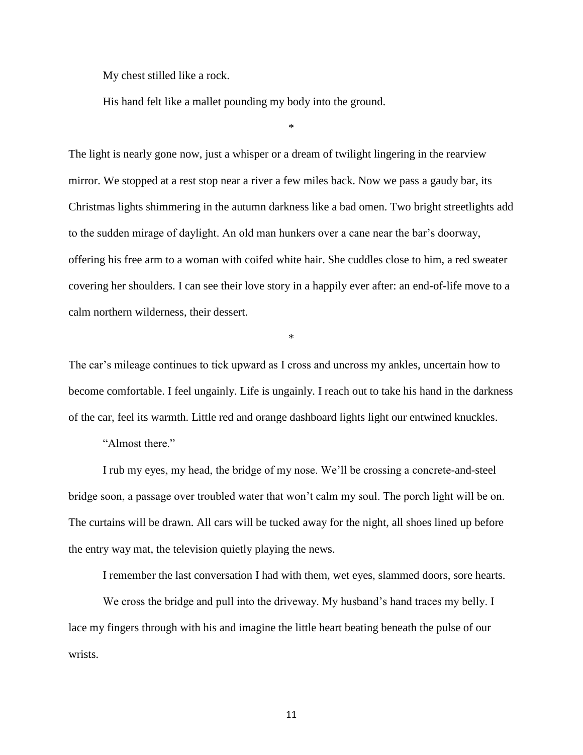My chest stilled like a rock.

His hand felt like a mallet pounding my body into the ground.

*

The light is nearly gone now, just a whisper or a dream of twilight lingering in the rearview mirror. We stopped at a rest stop near a river a few miles back. Now we pass a gaudy bar, its Christmas lights shimmering in the autumn darkness like a bad omen. Two bright streetlights add to the sudden mirage of daylight. An old man hunkers over a cane near the bar's doorway, offering his free arm to a woman with coifed white hair. She cuddles close to him, a red sweater covering her shoulders. I can see their love story in a happily ever after: an end-of-life move to a calm northern wilderness, their dessert.

*

The car's mileage continues to tick upward as I cross and uncross my ankles, uncertain how to become comfortable. I feel ungainly. Life is ungainly. I reach out to take his hand in the darkness of the car, feel its warmth. Little red and orange dashboard lights light our entwined knuckles.

"Almost there."

I rub my eyes, my head, the bridge of my nose. We'll be crossing a concrete-and-steel bridge soon, a passage over troubled water that won't calm my soul. The porch light will be on. The curtains will be drawn. All cars will be tucked away for the night, all shoes lined up before the entry way mat, the television quietly playing the news.

I remember the last conversation I had with them, wet eyes, slammed doors, sore hearts.

We cross the bridge and pull into the driveway. My husband's hand traces my belly. I lace my fingers through with his and imagine the little heart beating beneath the pulse of our wrists.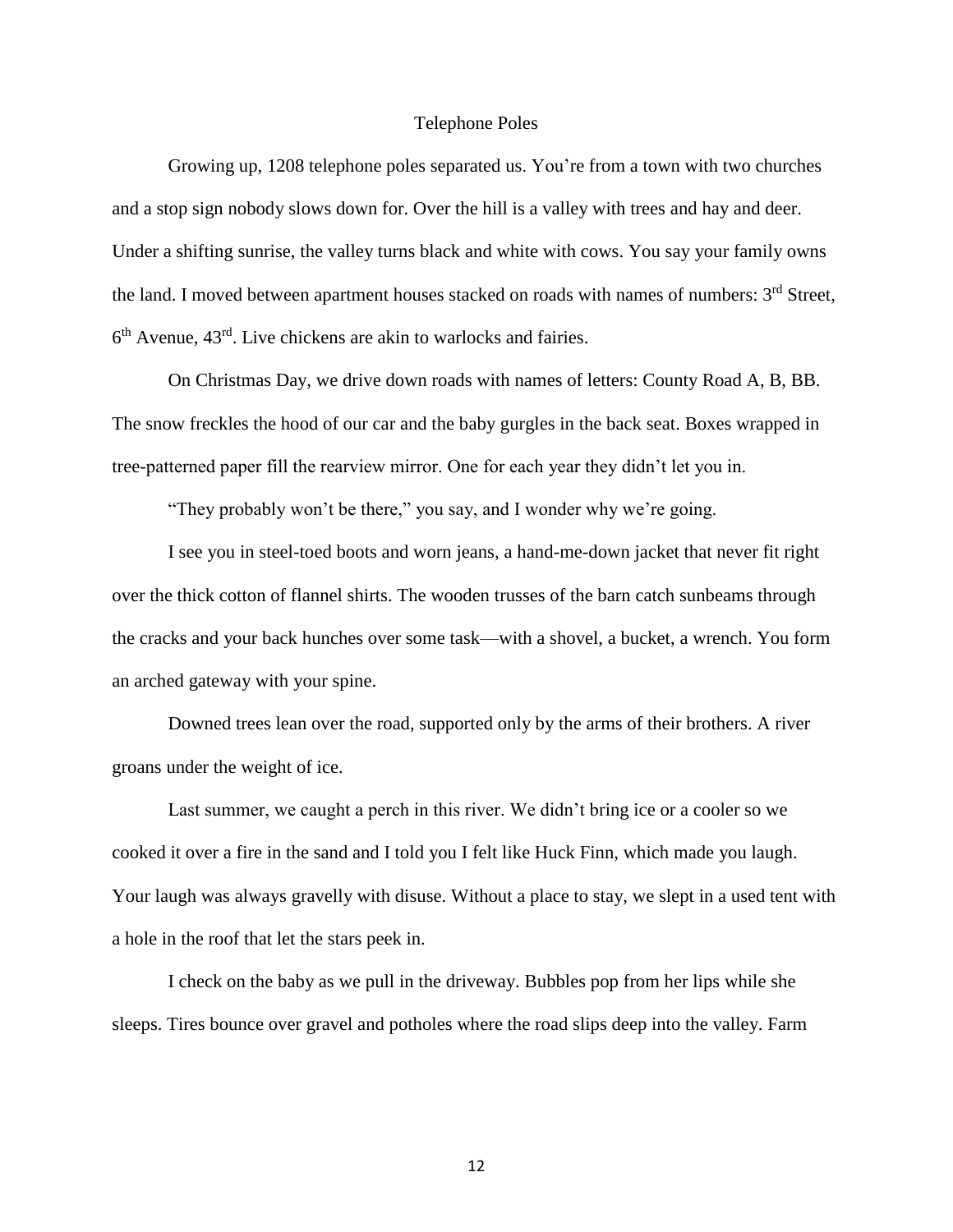# Telephone Poles

Growing up, 1208 telephone poles separated us. You're from a town with two churches and a stop sign nobody slows down for. Over the hill is a valley with trees and hay and deer. Under a shifting sunrise, the valley turns black and white with cows. You say your family owns the land. I moved between apartment houses stacked on roads with names of numbers: 3rd Street, 6th Avenue, 43rd. Live chickens are akin to warlocks and fairies.

On Christmas Day, we drive down roads with names of letters: County Road A, B, BB. The snow freckles the hood of our car and the baby gurgles in the back seat. Boxes wrapped in tree-patterned paper fill the rearview mirror. One for each year they didn't let you in.

"They probably won't be there," you say, and I wonder why we're going.

I see you in steel-toed boots and worn jeans, a hand-me-down jacket that never fit right over the thick cotton of flannel shirts. The wooden trusses of the barn catch sunbeams through the cracks and your back hunches over some task—with a shovel, a bucket, a wrench. You form an arched gateway with your spine.

Downed trees lean over the road, supported only by the arms of their brothers. A river groans under the weight of ice.

Last summer, we caught a perch in this river. We didn't bring ice or a cooler so we cooked it over a fire in the sand and I told you I felt like Huck Finn, which made you laugh. Your laugh was always gravelly with disuse. Without a place to stay, we slept in a used tent with a hole in the roof that let the stars peek in.

I check on the baby as we pull in the driveway. Bubbles pop from her lips while she sleeps. Tires bounce over gravel and potholes where the road slips deep into the valley. Farm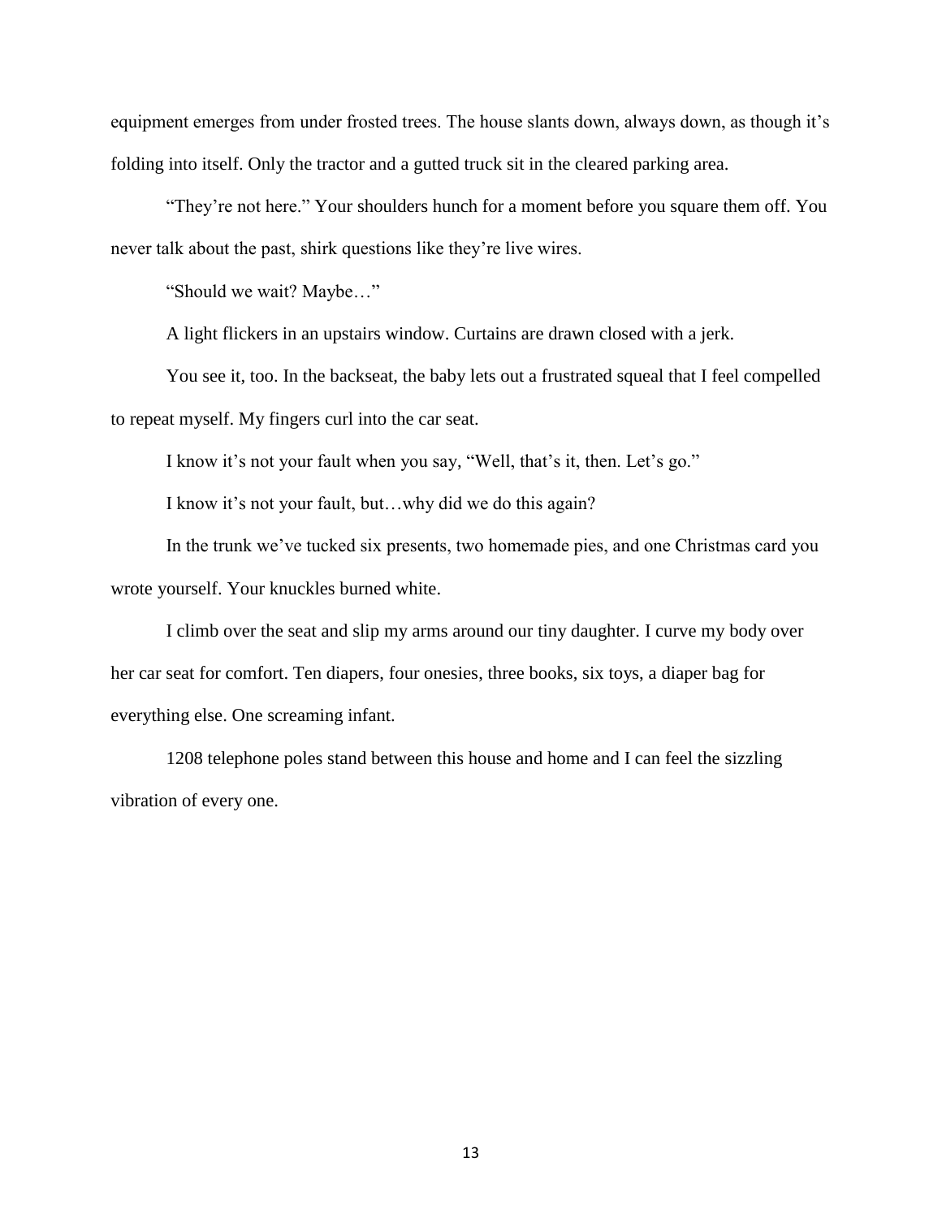equipment emerges from under frosted trees. The house slants down, always down, as though it's folding into itself. Only the tractor and a gutted truck sit in the cleared parking area.

"They're not here." Your shoulders hunch for a moment before you square them off. You never talk about the past, shirk questions like they're live wires.

"Should we wait? Maybe…"

A light flickers in an upstairs window. Curtains are drawn closed with a jerk.

You see it, too. In the backseat, the baby lets out a frustrated squeal that I feel compelled to repeat myself. My fingers curl into the car seat.

I know it's not your fault when you say, "Well, that's it, then. Let's go."

I know it's not your fault, but…why did we do this again?

In the trunk we've tucked six presents, two homemade pies, and one Christmas card you wrote yourself. Your knuckles burned white.

I climb over the seat and slip my arms around our tiny daughter. I curve my body over her car seat for comfort. Ten diapers, four onesies, three books, six toys, a diaper bag for everything else. One screaming infant.

1208 telephone poles stand between this house and home and I can feel the sizzling vibration of every one.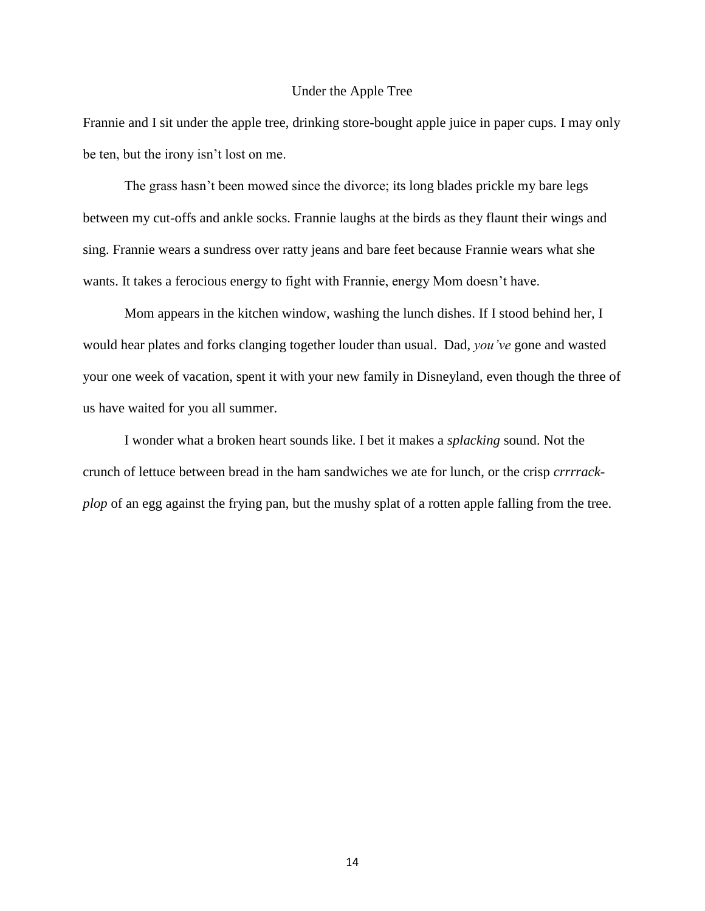# Under the Apple Tree

Frannie and I sit under the apple tree, drinking store-bought apple juice in paper cups. I may only be ten, but the irony isn't lost on me.

The grass hasn't been mowed since the divorce; its long blades prickle my bare legs between my cut-offs and ankle socks. Frannie laughs at the birds as they flaunt their wings and sing. Frannie wears a sundress over ratty jeans and bare feet because Frannie wears what she wants. It takes a ferocious energy to fight with Frannie, energy Mom doesn't have.

Mom appears in the kitchen window, washing the lunch dishes. If I stood behind her, I would hear plates and forks clanging together louder than usual. Dad, *you've* gone and wasted your one week of vacation, spent it with your new family in Disneyland, even though the three of us have waited for you all summer.

I wonder what a broken heart sounds like. I bet it makes a *splacking* sound. Not the crunch of lettuce between bread in the ham sandwiches we ate for lunch, or the crisp *crrrrack-plop* of an egg against the frying pan, but the mushy splat of a rotten apple falling from the tree.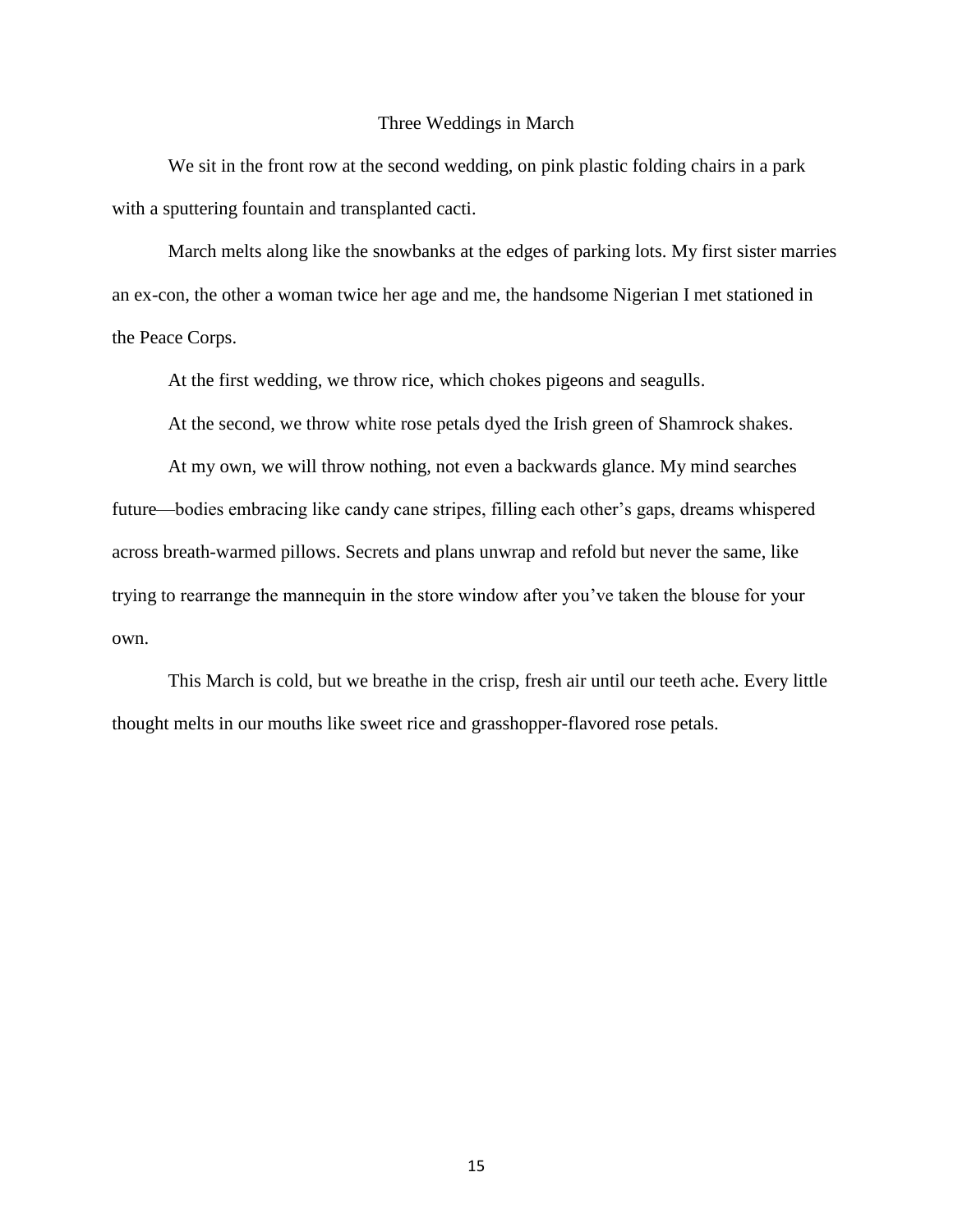# Three Weddings in March

We sit in the front row at the second wedding, on pink plastic folding chairs in a park with a sputtering fountain and transplanted cacti.

March melts along like the snowbanks at the edges of parking lots. My first sister marries an ex-con, the other a woman twice her age and me, the handsome Nigerian I met stationed in the Peace Corps.

At the first wedding, we throw rice, which chokes pigeons and seagulls.

At the second, we throw white rose petals dyed the Irish green of Shamrock shakes.

At my own, we will throw nothing, not even a backwards glance. My mind searches future—bodies embracing like candy cane stripes, filling each other's gaps, dreams whispered across breath-warmed pillows. Secrets and plans unwrap and refold but never the same, like trying to rearrange the mannequin in the store window after you've taken the blouse for your own.

This March is cold, but we breathe in the crisp, fresh air until our teeth ache. Every little thought melts in our mouths like sweet rice and grasshopper-flavored rose petals.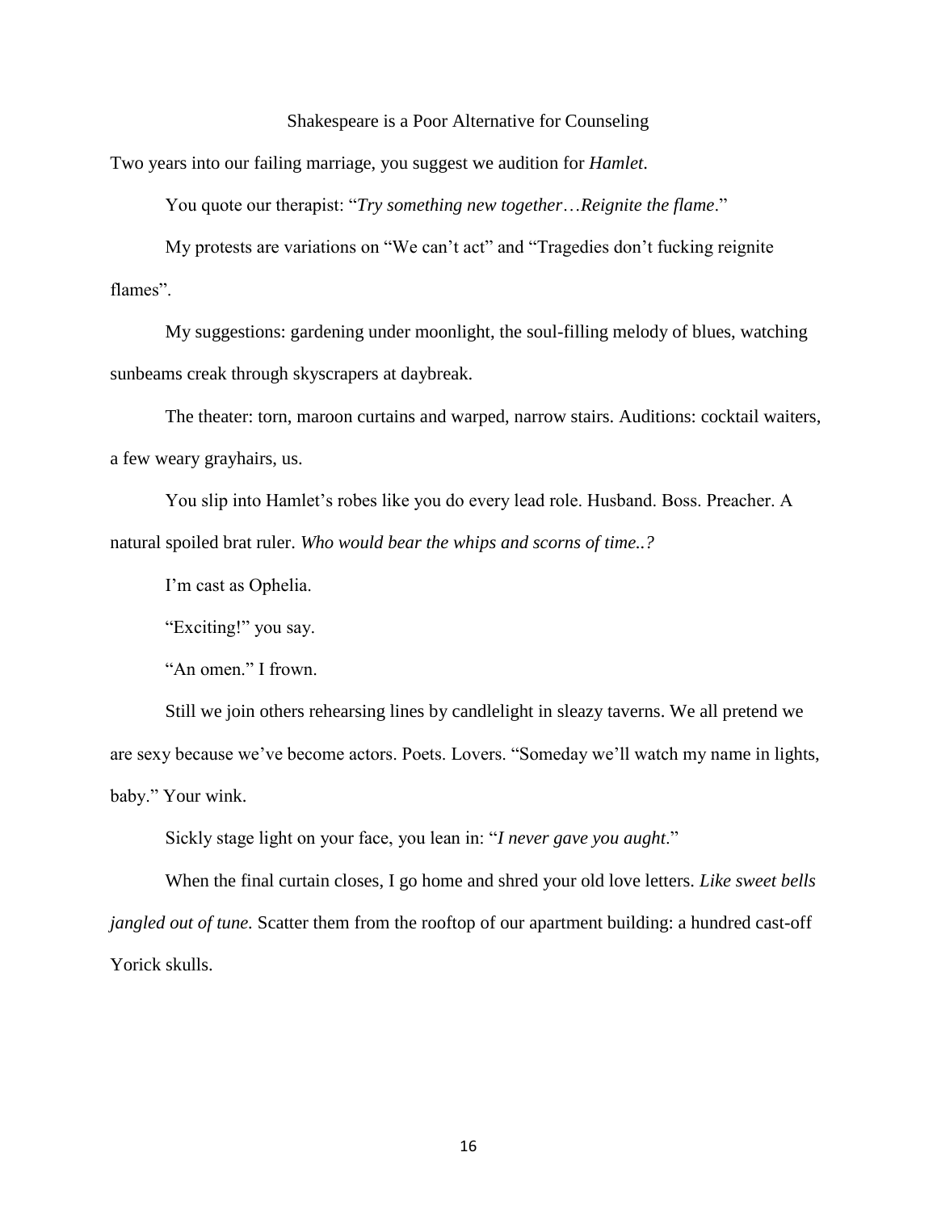# Shakespeare is a Poor Alternative for Counseling

Two years into our failing marriage, you suggest we audition for *Hamlet*.

You quote our therapist: "*Try something new together*…*Reignite the flame*."

My protests are variations on "We can't act" and "Tragedies don't fucking reignite flames".

My suggestions: gardening under moonlight, the soul-filling melody of blues, watching sunbeams creak through skyscrapers at daybreak.

The theater: torn, maroon curtains and warped, narrow stairs. Auditions: cocktail waiters, a few weary grayhairs, us.

You slip into Hamlet's robes like you do every lead role. Husband. Boss. Preacher. A natural spoiled brat ruler. *Who would bear the whips and scorns of time..?*

I'm cast as Ophelia.

"Exciting!" you say.

"An omen." I frown.

Still we join others rehearsing lines by candlelight in sleazy taverns. We all pretend we are sexy because we've become actors. Poets. Lovers. "Someday we'll watch my name in lights, baby." Your wink.

Sickly stage light on your face, you lean in: "*I never gave you aught*."

When the final curtain closes, I go home and shred your old love letters. *Like sweet bells jangled out of tune.* Scatter them from the rooftop of our apartment building: a hundred cast-off Yorick skulls.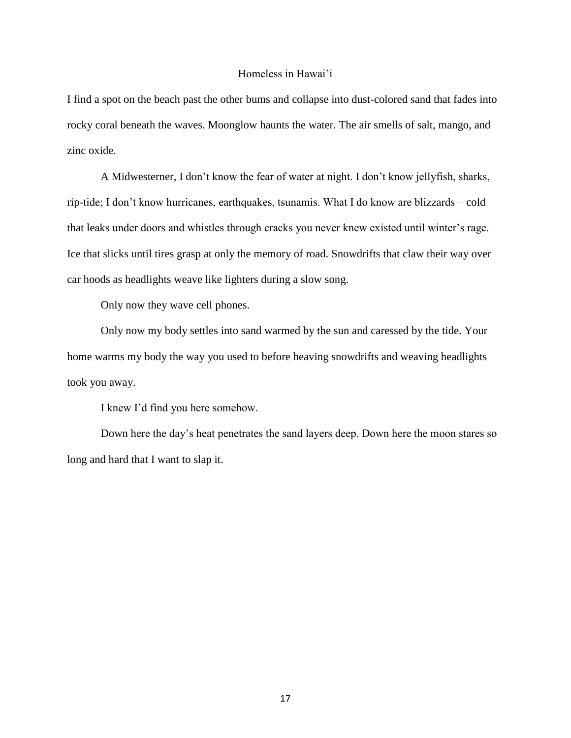## Homeless in Hawai'i

I find a spot on the beach past the other bums and collapse into dust-colored sand that fades into rocky coral beneath the waves. Moonglow haunts the water. The air smells of salt, mango, and zinc oxide.

A Midwesterner, I don't know the fear of water at night. I don't know jellyfish, sharks, rip-tide; I don't know hurricanes, earthquakes, tsunamis. What I do know are blizzards—cold that leaks under doors and whistles through cracks you never knew existed until winter's rage. Ice that slicks until tires grasp at only the memory of road. Snowdrifts that claw their way over car hoods as headlights weave like lighters during a slow song.

Only now they wave cell phones.

Only now my body settles into sand warmed by the sun and caressed by the tide. Your home warms my body the way you used to before heaving snowdrifts and weaving headlights took you away.

I knew I'd find you here somehow.

Down here the day's heat penetrates the sand layers deep. Down here the moon stares so long and hard that I want to slap it.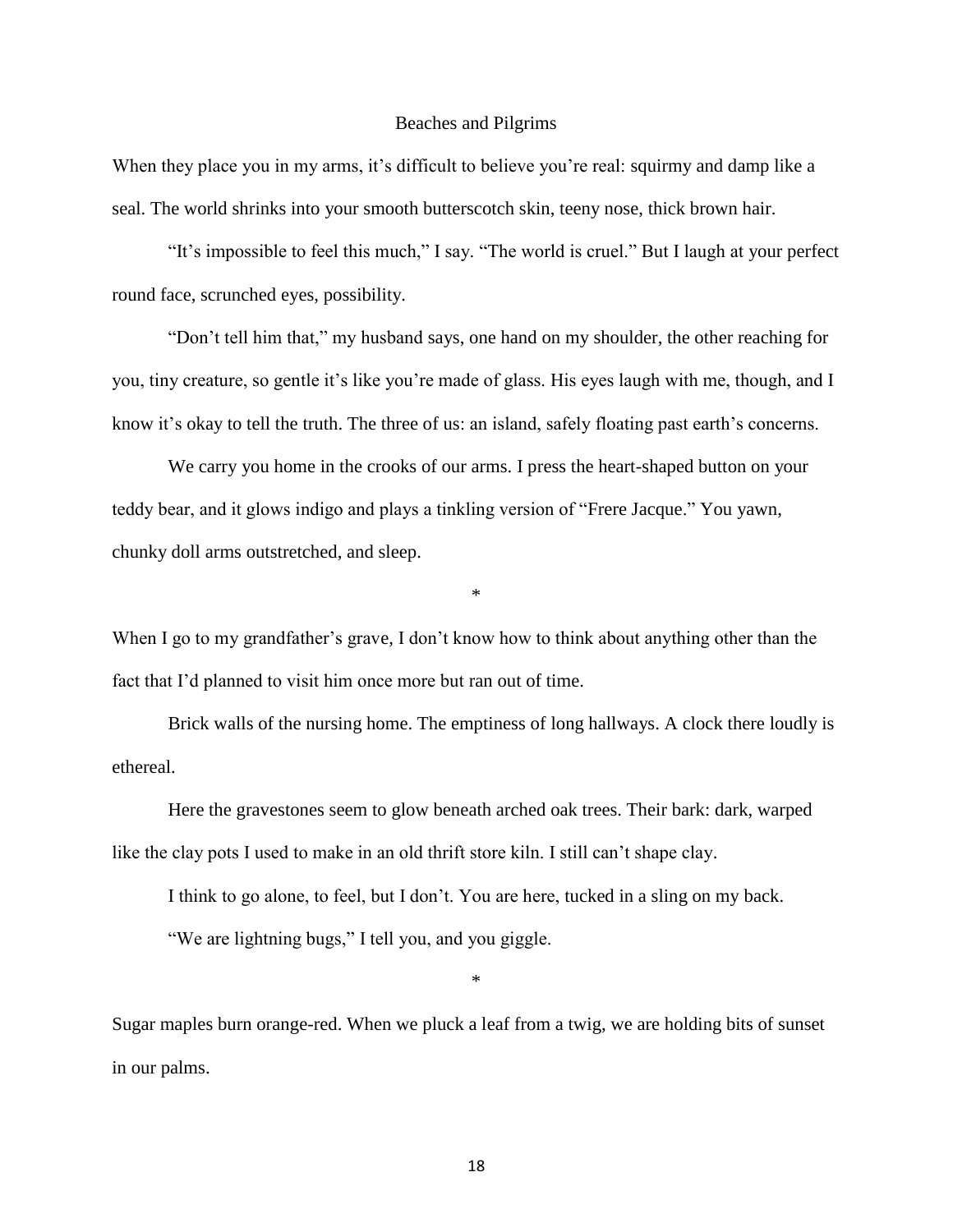## Beaches and Pilgrims

When they place you in my arms, it's difficult to believe you're real: squirmy and damp like a seal. The world shrinks into your smooth butterscotch skin, teeny nose, thick brown hair.

"It's impossible to feel this much," I say. "The world is cruel." But I laugh at your perfect round face, scrunched eyes, possibility.

"Don't tell him that," my husband says, one hand on my shoulder, the other reaching for you, tiny creature, so gentle it's like you're made of glass. His eyes laugh with me, though, and I know it's okay to tell the truth. The three of us: an island, safely floating past earth's concerns.

We carry you home in the crooks of our arms. I press the heart-shaped button on your teddy bear, and it glows indigo and plays a tinkling version of "Frere Jacque." You yawn, chunky doll arms outstretched, and sleep.

*

When I go to my grandfather's grave, I don't know how to think about anything other than the fact that I'd planned to visit him once more but ran out of time.

Brick walls of the nursing home. The emptiness of long hallways. A clock there loudly is ethereal.

Here the gravestones seem to glow beneath arched oak trees. Their bark: dark, warped like the clay pots I used to make in an old thrift store kiln. I still can't shape clay.

I think to go alone, to feel, but I don't. You are here, tucked in a sling on my back.

"We are lightning bugs," I tell you, and you giggle.

*

Sugar maples burn orange-red. When we pluck a leaf from a twig, we are holding bits of sunset in our palms.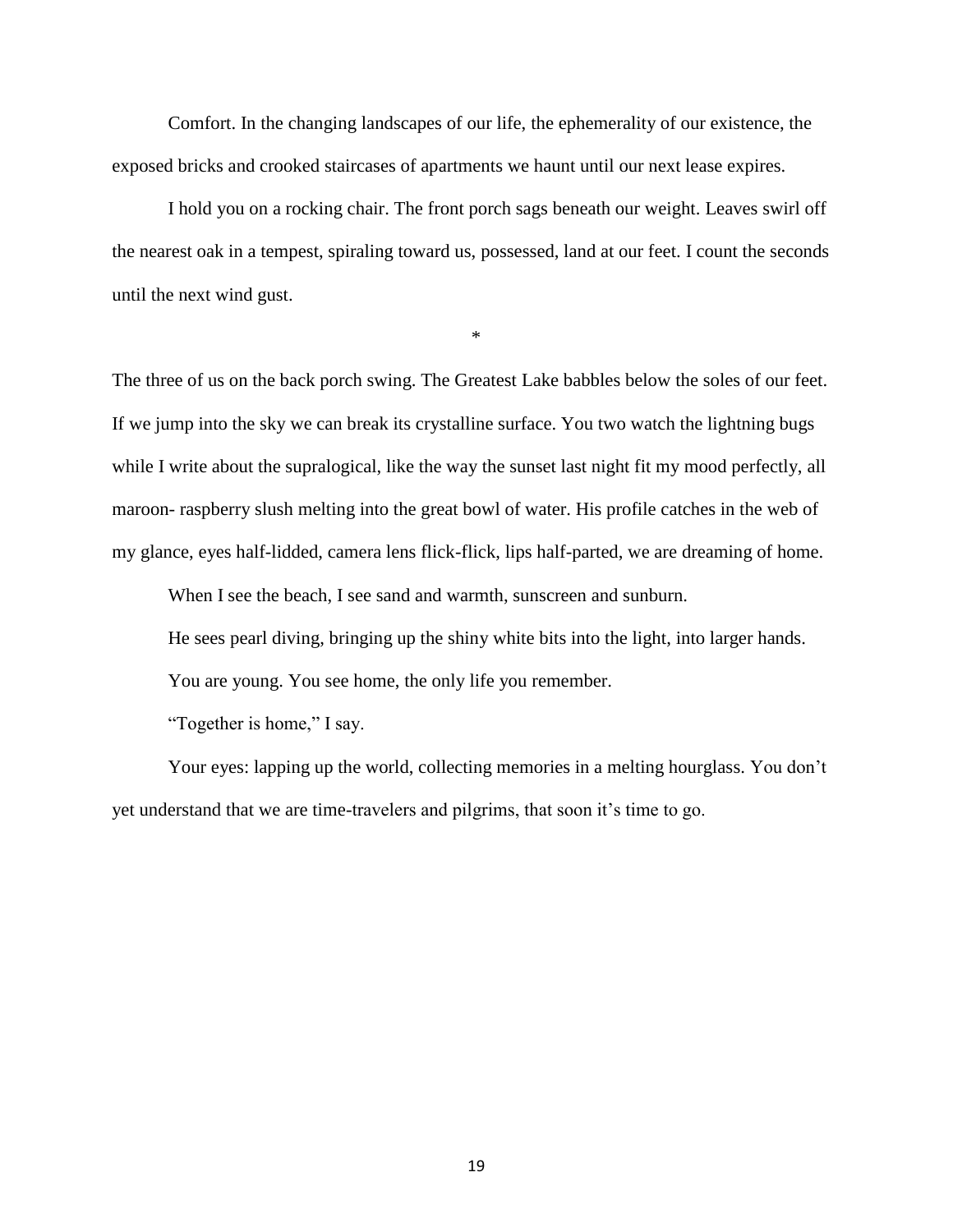Comfort. In the changing landscapes of our life, the ephemerality of our existence, the exposed bricks and crooked staircases of apartments we haunt until our next lease expires.

I hold you on a rocking chair. The front porch sags beneath our weight. Leaves swirl off the nearest oak in a tempest, spiraling toward us, possessed, land at our feet. I count the seconds until the next wind gust.

*

The three of us on the back porch swing. The Greatest Lake babbles below the soles of our feet. If we jump into the sky we can break its crystalline surface. You two watch the lightning bugs while I write about the supralogical, like the way the sunset last night fit my mood perfectly, all maroon- raspberry slush melting into the great bowl of water. His profile catches in the web of my glance, eyes half-lidded, camera lens flick-flick, lips half-parted, we are dreaming of home.

When I see the beach, I see sand and warmth, sunscreen and sunburn.

He sees pearl diving, bringing up the shiny white bits into the light, into larger hands.

You are young. You see home, the only life you remember.

"Together is home," I say.

Your eyes: lapping up the world, collecting memories in a melting hourglass. You don't yet understand that we are time-travelers and pilgrims, that soon it's time to go.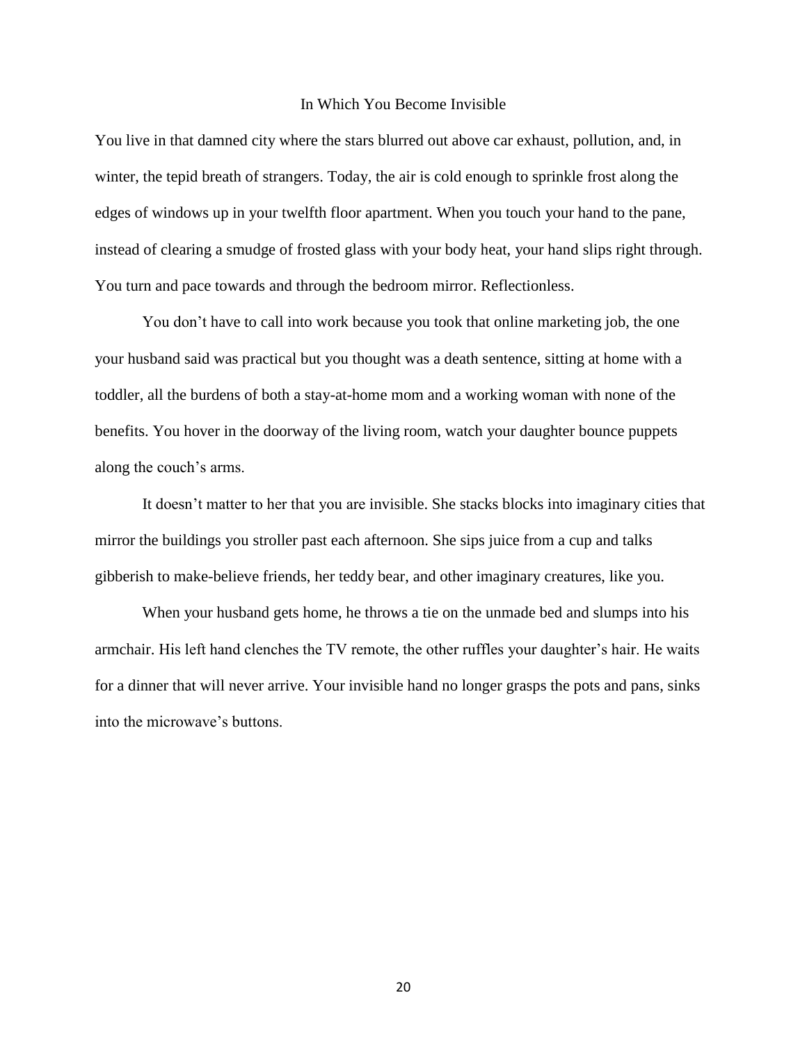# In Which You Become Invisible

You live in that damned city where the stars blurred out above car exhaust, pollution, and, in winter, the tepid breath of strangers. Today, the air is cold enough to sprinkle frost along the edges of windows up in your twelfth floor apartment. When you touch your hand to the pane, instead of clearing a smudge of frosted glass with your body heat, your hand slips right through. You turn and pace towards and through the bedroom mirror. Reflectionless.

You don't have to call into work because you took that online marketing job, the one your husband said was practical but you thought was a death sentence, sitting at home with a toddler, all the burdens of both a stay-at-home mom and a working woman with none of the benefits. You hover in the doorway of the living room, watch your daughter bounce puppets along the couch's arms.

It doesn't matter to her that you are invisible. She stacks blocks into imaginary cities that mirror the buildings you stroller past each afternoon. She sips juice from a cup and talks gibberish to make-believe friends, her teddy bear, and other imaginary creatures, like you.

When your husband gets home, he throws a tie on the unmade bed and slumps into his armchair. His left hand clenches the TV remote, the other ruffles your daughter's hair. He waits for a dinner that will never arrive. Your invisible hand no longer grasps the pots and pans, sinks into the microwave's buttons.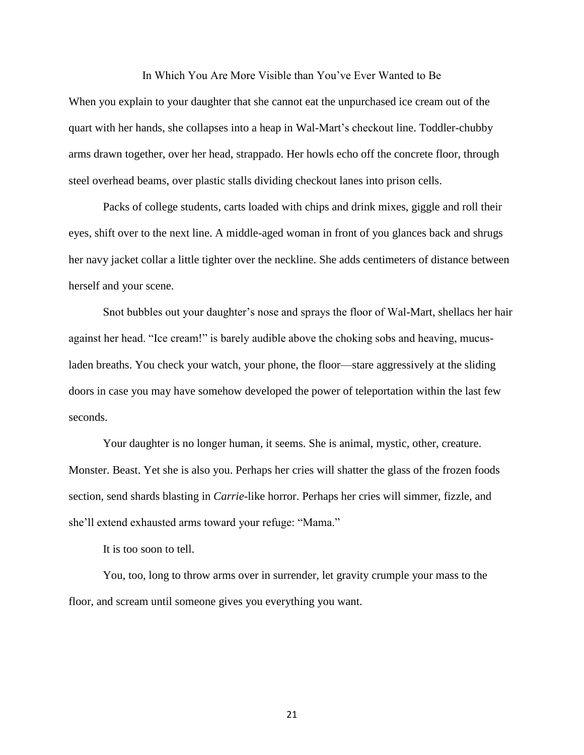## In Which You Are More Visible than You've Ever Wanted to Be

When you explain to your daughter that she cannot eat the unpurchased ice cream out of the quart with her hands, she collapses into a heap in Wal-Mart's checkout line. Toddler-chubby arms drawn together, over her head, strappado. Her howls echo off the concrete floor, through steel overhead beams, over plastic stalls dividing checkout lanes into prison cells.

Packs of college students, carts loaded with chips and drink mixes, giggle and roll their eyes, shift over to the next line. A middle-aged woman in front of you glances back and shrugs her navy jacket collar a little tighter over the neckline. She adds centimeters of distance between herself and your scene.

Snot bubbles out your daughter's nose and sprays the floor of Wal-Mart, shellacs her hair against her head. "Ice cream!" is barely audible above the choking sobs and heaving, mucus-laden breaths. You check your watch, your phone, the floor—stare aggressively at the sliding doors in case you may have somehow developed the power of teleportation within the last few seconds.

Your daughter is no longer human, it seems. She is animal, mystic, other, creature. Monster. Beast. Yet she is also you. Perhaps her cries will shatter the glass of the frozen foods section, send shards blasting in *Carrie*-like horror. Perhaps her cries will simmer, fizzle, and she'll extend exhausted arms toward your refuge: "Mama."

It is too soon to tell.

You, too, long to throw arms over in surrender, let gravity crumple your mass to the floor, and scream until someone gives you everything you want.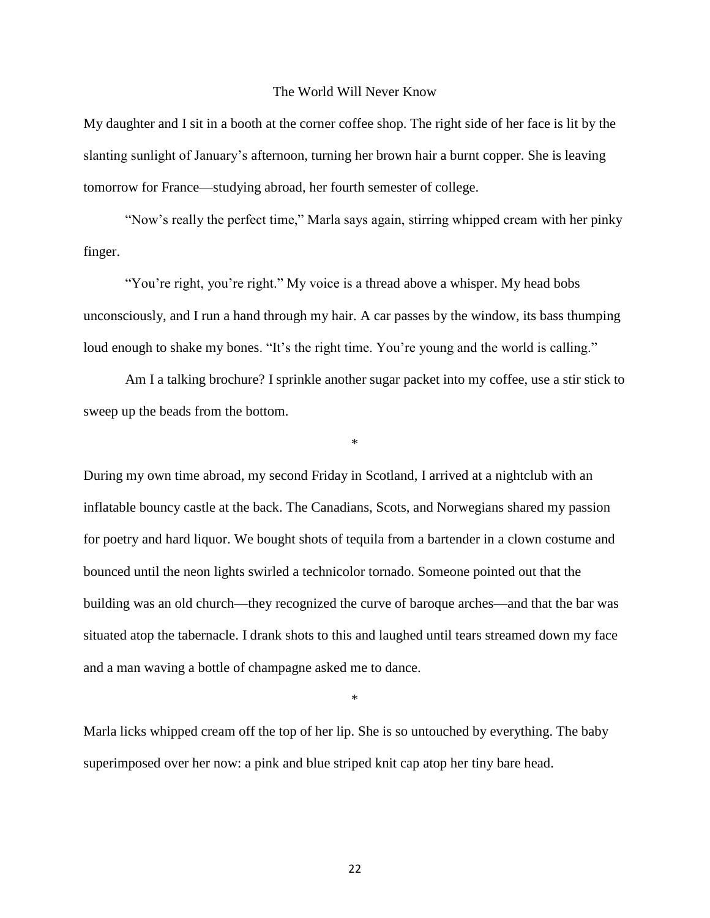# The World Will Never Know

My daughter and I sit in a booth at the corner coffee shop. The right side of her face is lit by the slanting sunlight of January's afternoon, turning her brown hair a burnt copper. She is leaving tomorrow for France—studying abroad, her fourth semester of college.

"Now's really the perfect time," Marla says again, stirring whipped cream with her pinky finger.

"You're right, you're right." My voice is a thread above a whisper. My head bobs unconsciously, and I run a hand through my hair. A car passes by the window, its bass thumping loud enough to shake my bones. "It's the right time. You're young and the world is calling."

Am I a talking brochure? I sprinkle another sugar packet into my coffee, use a stir stick to sweep up the beads from the bottom.

*

During my own time abroad, my second Friday in Scotland, I arrived at a nightclub with an inflatable bouncy castle at the back. The Canadians, Scots, and Norwegians shared my passion for poetry and hard liquor. We bought shots of tequila from a bartender in a clown costume and bounced until the neon lights swirled a technicolor tornado. Someone pointed out that the building was an old church—they recognized the curve of baroque arches—and that the bar was situated atop the tabernacle. I drank shots to this and laughed until tears streamed down my face and a man waving a bottle of champagne asked me to dance.

*

Marla licks whipped cream off the top of her lip. She is so untouched by everything. The baby superimposed over her now: a pink and blue striped knit cap atop her tiny bare head.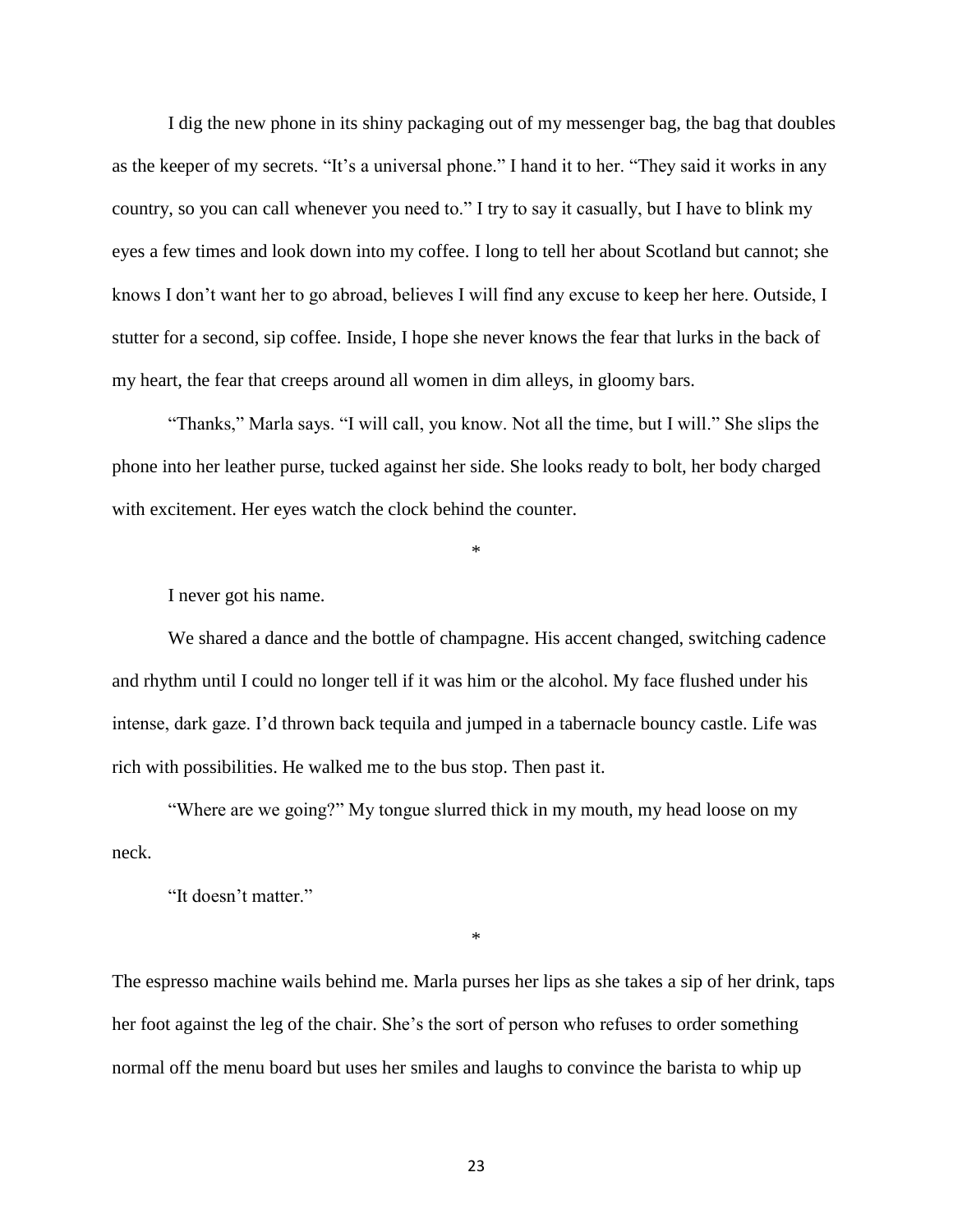I dig the new phone in its shiny packaging out of my messenger bag, the bag that doubles as the keeper of my secrets. “It’s a universal phone.” I hand it to her. “They said it works in any country, so you can call whenever you need to.” I try to say it casually, but I have to blink my eyes a few times and look down into my coffee. I long to tell her about Scotland but cannot; she knows I don’t want her to go abroad, believes I will find any excuse to keep her here. Outside, I stutter for a second, sip coffee. Inside, I hope she never knows the fear that lurks in the back of my heart, the fear that creeps around all women in dim alleys, in gloomy bars.

“Thanks,” Marla says. “I will call, you know. Not all the time, but I will.” She slips the phone into her leather purse, tucked against her side. She looks ready to bolt, her body charged with excitement. Her eyes watch the clock behind the counter.

*

I never got his name.

We shared a dance and the bottle of champagne. His accent changed, switching cadence and rhythm until I could no longer tell if it was him or the alcohol. My face flushed under his intense, dark gaze. I’d thrown back tequila and jumped in a tabernacle bouncy castle. Life was rich with possibilities. He walked me to the bus stop. Then past it.

“Where are we going?” My tongue slurred thick in my mouth, my head loose on my neck.

“It doesn’t matter.”

*

The espresso machine wails behind me. Marla purses her lips as she takes a sip of her drink, taps her foot against the leg of the chair. She’s the sort of person who refuses to order something normal off the menu board but uses her smiles and laughs to convince the barista to whip up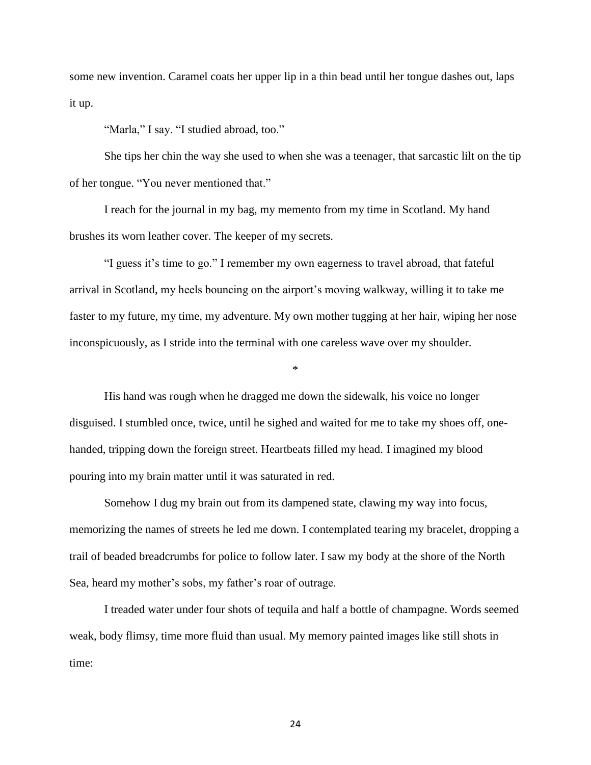some new invention. Caramel coats her upper lip in a thin bead until her tongue dashes out, laps it up.

"Marla," I say. "I studied abroad, too."

She tips her chin the way she used to when she was a teenager, that sarcastic lilt on the tip of her tongue. "You never mentioned that."

I reach for the journal in my bag, my memento from my time in Scotland. My hand brushes its worn leather cover. The keeper of my secrets.

"I guess it's time to go." I remember my own eagerness to travel abroad, that fateful arrival in Scotland, my heels bouncing on the airport's moving walkway, willing it to take me faster to my future, my time, my adventure. My own mother tugging at her hair, wiping her nose inconspicuously, as I stride into the terminal with one careless wave over my shoulder.

*

His hand was rough when he dragged me down the sidewalk, his voice no longer disguised. I stumbled once, twice, until he sighed and waited for me to take my shoes off, one-handed, tripping down the foreign street. Heartbeats filled my head. I imagined my blood pouring into my brain matter until it was saturated in red.

Somehow I dug my brain out from its dampened state, clawing my way into focus, memorizing the names of streets he led me down. I contemplated tearing my bracelet, dropping a trail of beaded breadcrumbs for police to follow later. I saw my body at the shore of the North Sea, heard my mother's sobs, my father's roar of outrage.

I treaded water under four shots of tequila and half a bottle of champagne. Words seemed weak, body flimsy, time more fluid than usual. My memory painted images like still shots in time: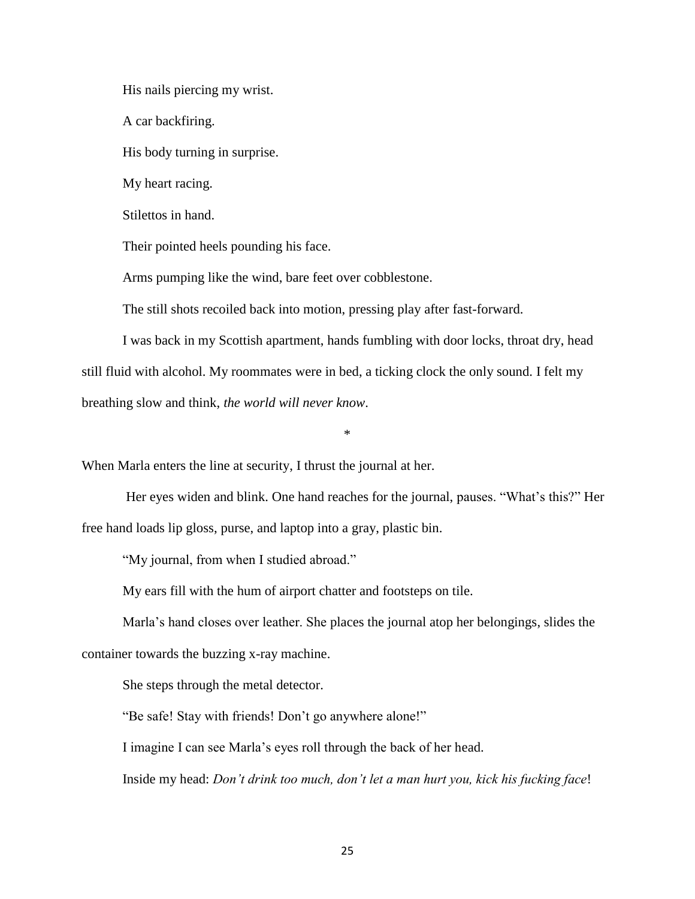His nails piercing my wrist.

A car backfiring.

His body turning in surprise.

My heart racing.

Stilettos in hand.

Their pointed heels pounding his face.

Arms pumping like the wind, bare feet over cobblestone.

The still shots recoiled back into motion, pressing play after fast-forward.

I was back in my Scottish apartment, hands fumbling with door locks, throat dry, head still fluid with alcohol. My roommates were in bed, a ticking clock the only sound. I felt my breathing slow and think, *the world will never know*.

*

When Marla enters the line at security, I thrust the journal at her.

Her eyes widen and blink. One hand reaches for the journal, pauses. "What's this?" Her free hand loads lip gloss, purse, and laptop into a gray, plastic bin.

"My journal, from when I studied abroad."

My ears fill with the hum of airport chatter and footsteps on tile.

Marla's hand closes over leather. She places the journal atop her belongings, slides the container towards the buzzing x-ray machine.

She steps through the metal detector.

"Be safe! Stay with friends! Don't go anywhere alone!"

I imagine I can see Marla's eyes roll through the back of her head.

Inside my head: *Don't drink too much, don't let a man hurt you, kick his fucking face*!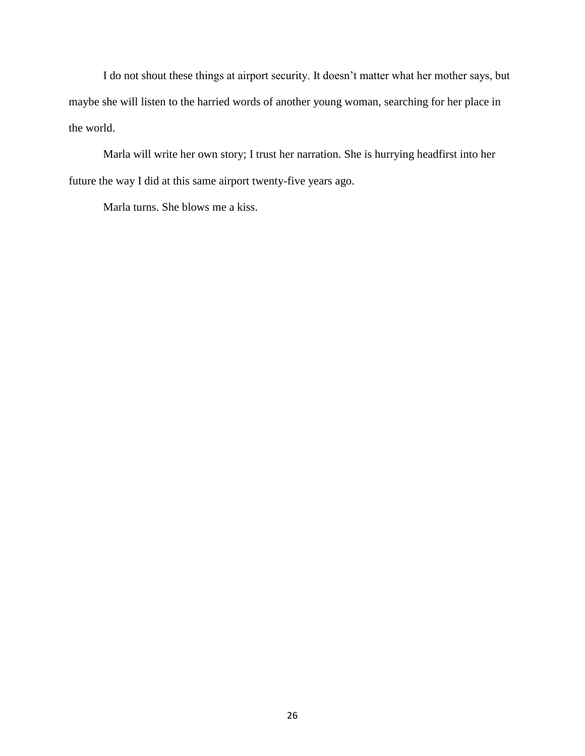I do not shout these things at airport security. It doesn’t matter what her mother says, but maybe she will listen to the harried words of another young woman, searching for her place in the world.

Marla will write her own story; I trust her narration. She is hurrying headfirst into her future the way I did at this same airport twenty-five years ago.

Marla turns. She blows me a kiss.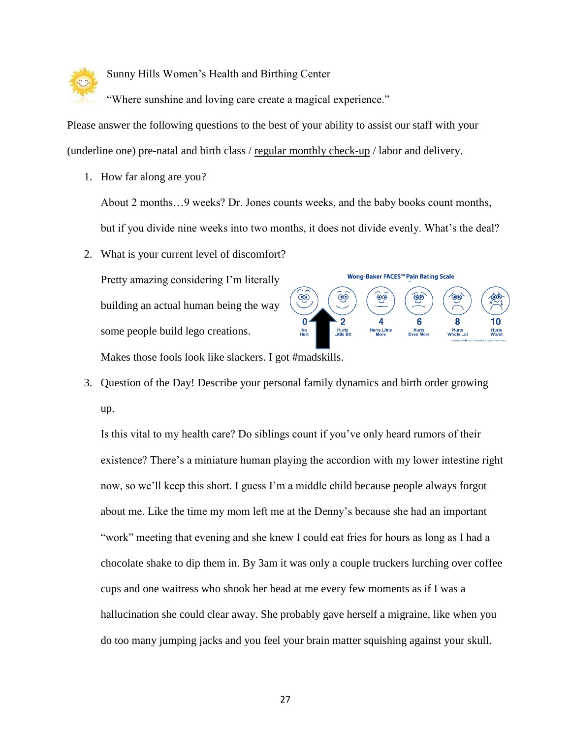Sunny Hills Women's Health and Birthing Center

"Where sunshine and loving care create a magical experience."

Please answer the following questions to the best of your ability to assist our staff with your (underline one) pre-natal and birth class / <u>regular monthly check-up</u> / labor and delivery.

1. How far along are you?

   About 2 months…9 weeks? Dr. Jones counts weeks, and the baby books count months, but if you divide nine weeks into two months, it does not divide evenly. What's the deal?

2. What is your current level of discomfort?

   Pretty amazing considering I'm literally building an actual human being the way some people build lego creations.

   Wong-Baker FACES™ Pain Rating Scale

   | 0 | 2 | 4 | 6 | 8 | 10 |
   |---|---|---|---|---|---|
   | No Hurt | Hurts Little Bit | Hurts Little More | Hurts Even More | Hurts Whole Lot | Hurts Worst |

   Makes those fools look like slackers. I got #madskills.

3. Question of the Day! Describe your personal family dynamics and birth order growing up.

   Is this vital to my health care? Do siblings count if you've only heard rumors of their existence? There's a miniature human playing the accordion with my lower intestine right now, so we'll keep this short. I guess I'm a middle child because people always forgot about me. Like the time my mom left me at the Denny's because she had an important "work" meeting that evening and she knew I could eat fries for hours as long as I had a chocolate shake to dip them in. By 3am it was only a couple truckers lurching over coffee cups and one waitress who shook her head at me every few moments as if I was a hallucination she could clear away. She probably gave herself a migraine, like when you do too many jumping jacks and you feel your brain matter squishing against your skull.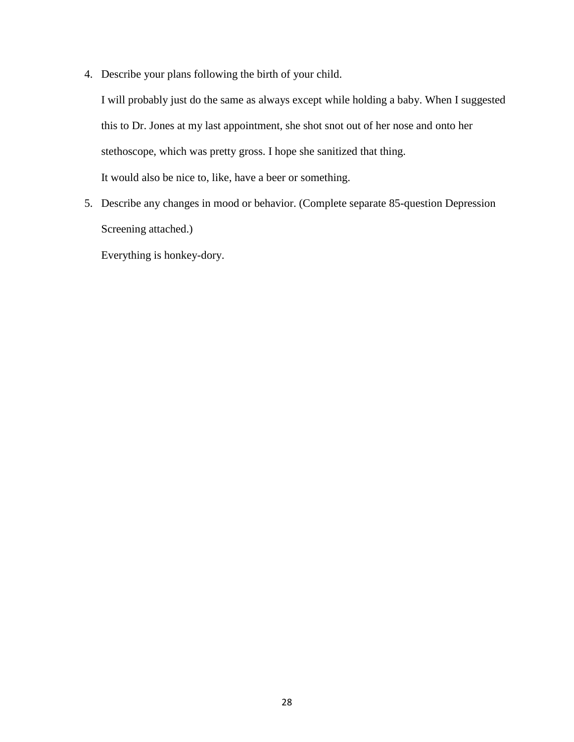4. Describe your plans following the birth of your child.

   I will probably just do the same as always except while holding a baby. When I suggested this to Dr. Jones at my last appointment, she shot snot out of her nose and onto her stethoscope, which was pretty gross. I hope she sanitized that thing.

   It would also be nice to, like, have a beer or something.

5. Describe any changes in mood or behavior. (Complete separate 85-question Depression Screening attached.)

   Everything is honkey-dory.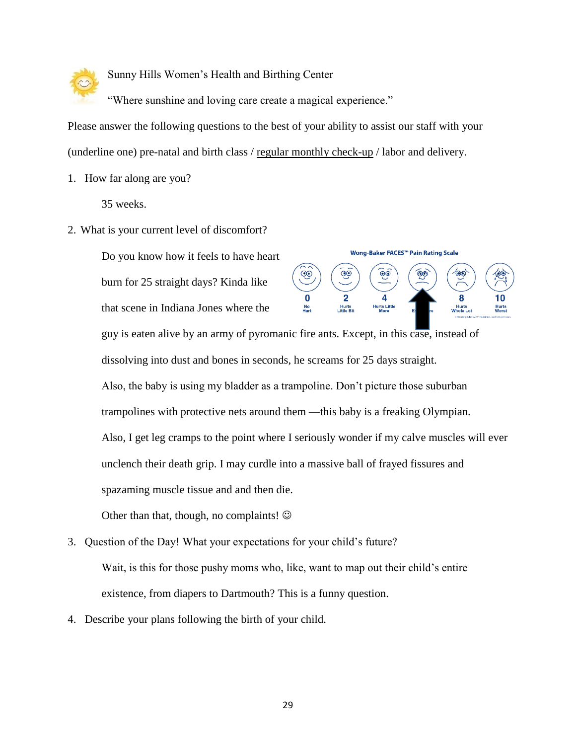Sunny Hills Women's Health and Birthing Center

"Where sunshine and loving care create a magical experience."

Please answer the following questions to the best of your ability to assist our staff with your (underline one) pre-natal and birth class / <u>regular monthly check-up</u> / labor and delivery.

1. How far along are you?

   35 weeks.

2. What is your current level of discomfort?

   Do you know how it feels to have heart burn for 25 straight days? Kinda like that scene in Indiana Jones where the guy is eaten alive by an army of pyromanic fire ants. Except, in this case, instead of dissolving into dust and bones in seconds, he screams for 25 days straight.

   Also, the baby is using my bladder as a trampoline. Don't picture those suburban trampolines with protective nets around them —this baby is a freaking Olympian.

   Also, I get leg cramps to the point where I seriously wonder if my calve muscles will ever unclench their death grip. I may curdle into a massive ball of frayed fissures and spazaming muscle tissue and and then die.

   Other than that, though, no complaints! ☺

3. Question of the Day! What your expectations for your child's future?

   Wait, is this for those pushy moms who, like, want to map out their child's entire existence, from diapers to Dartmouth? This is a funny question.

4. Describe your plans following the birth of your child.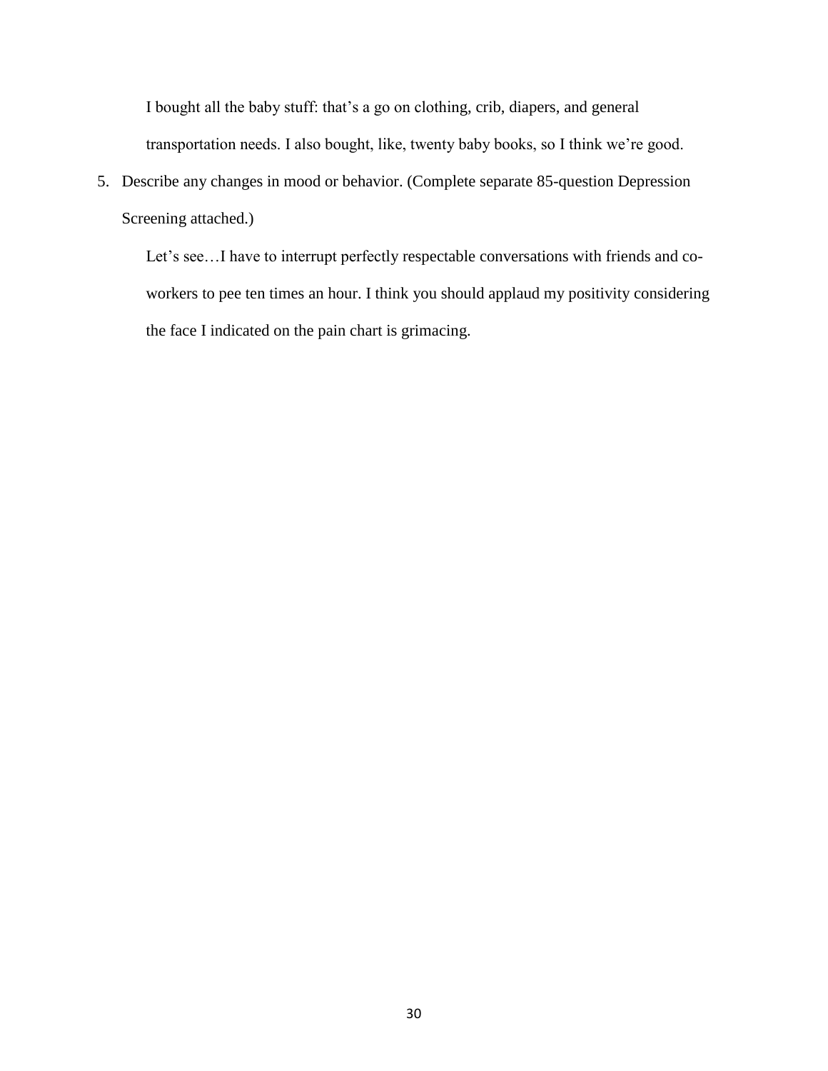I bought all the baby stuff: that's a go on clothing, crib, diapers, and general transportation needs. I also bought, like, twenty baby books, so I think we're good.

5. Describe any changes in mood or behavior. (Complete separate 85-question Depression Screening attached.)

   Let's see…I have to interrupt perfectly respectable conversations with friends and co-workers to pee ten times an hour. I think you should applaud my positivity considering the face I indicated on the pain chart is grimacing.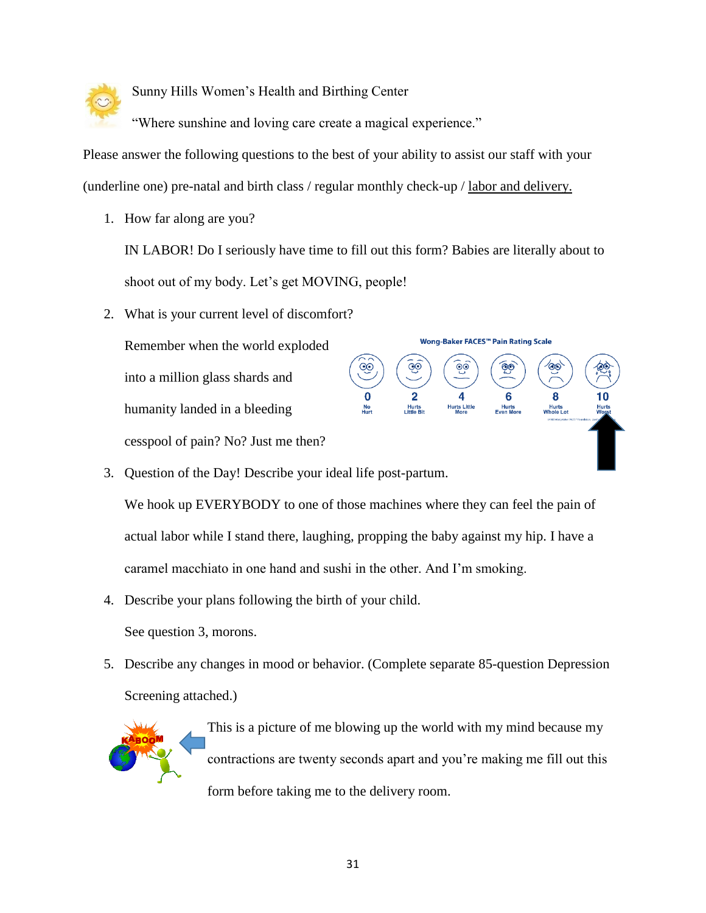Sunny Hills Women's Health and Birthing Center

"Where sunshine and loving care create a magical experience."

Please answer the following questions to the best of your ability to assist our staff with your (underline one) pre-natal and birth class / regular monthly check-up / <u>labor and delivery.</u>

1. How far along are you?

   IN LABOR! Do I seriously have time to fill out this form? Babies are literally about to shoot out of my body. Let's get MOVING, people!

2. What is your current level of discomfort?

   Remember when the world exploded into a million glass shards and humanity landed in a bleeding cesspool of pain? No? Just me then?

   Wong-Baker FACES™ Pain Rating Scale

   | 0 | 2 | 4 | 6 | 8 | 10 |
   |---|---|---|---|---|---|
   | No Hurt | Hurts Little Bit | Hurts Little More | Hurts Even More | Hurts Whole Lot | Hurts Worst |

3. Question of the Day! Describe your ideal life post-partum.

   We hook up EVERYBODY to one of those machines where they can feel the pain of actual labor while I stand there, laughing, propping the baby against my hip. I have a caramel macchiato in one hand and sushi in the other. And I'm smoking.

4. Describe your plans following the birth of your child.

   See question 3, morons.

5. Describe any changes in mood or behavior. (Complete separate 85-question Depression Screening attached.)

   KABOOM

   This is a picture of me blowing up the world with my mind because my contractions are twenty seconds apart and you're making me fill out this form before taking me to the delivery room.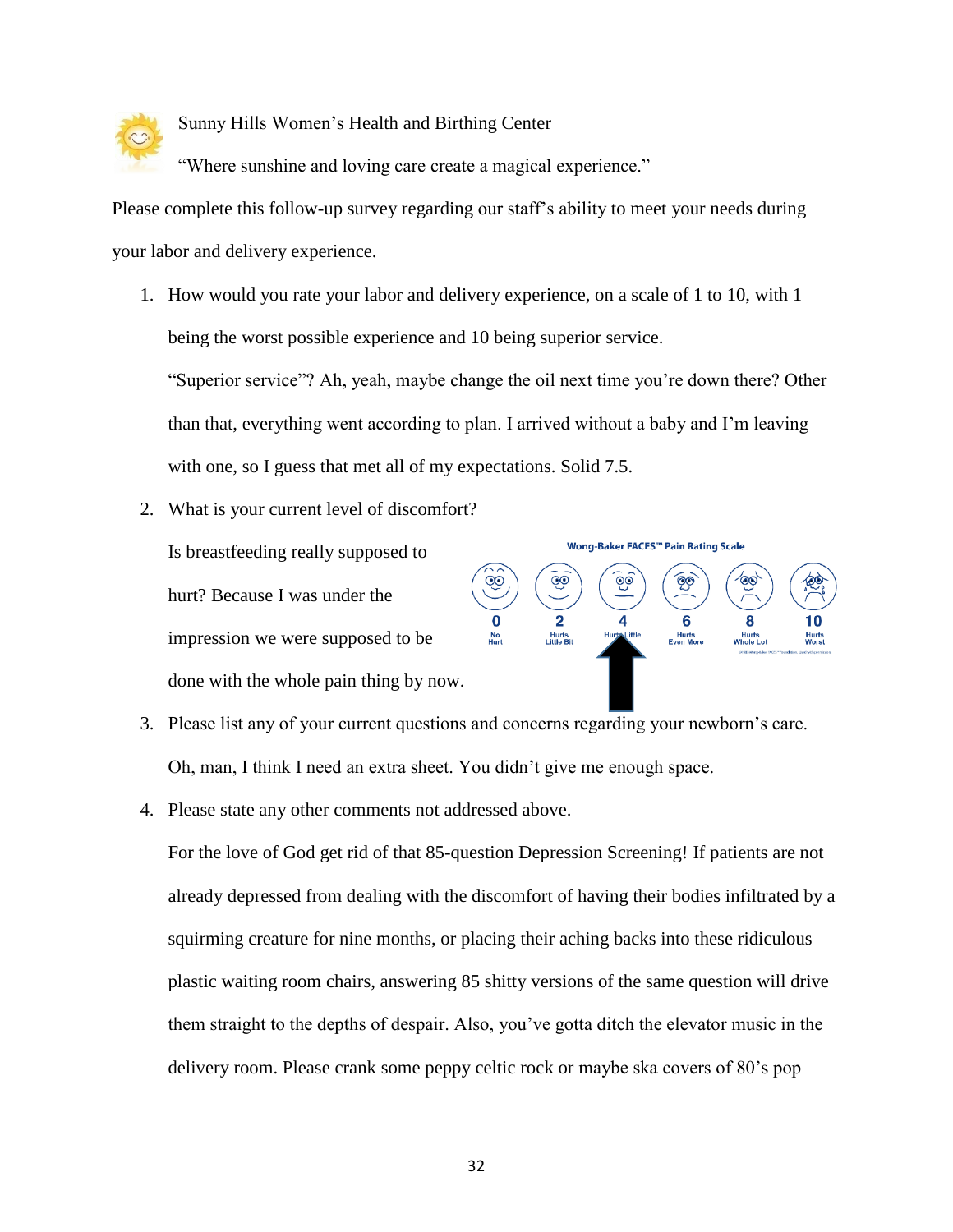Sunny Hills Women's Health and Birthing Center

"Where sunshine and loving care create a magical experience."

Please complete this follow-up survey regarding our staff's ability to meet your needs during your labor and delivery experience.

1. How would you rate your labor and delivery experience, on a scale of 1 to 10, with 1 being the worst possible experience and 10 being superior service.

   "Superior service"? Ah, yeah, maybe change the oil next time you're down there? Other than that, everything went according to plan. I arrived without a baby and I'm leaving with one, so I guess that met all of my expectations. Solid 7.5.

2. What is your current level of discomfort?

   Is breastfeeding really supposed to hurt? Because I was under the impression we were supposed to be done with the whole pain thing by now.

   Wong-Baker FACES™ Pain Rating Scale

   0 No Hurt | 2 Hurts Little Bit | 4 Hurts Little More | 6 Hurts Even More | 8 Hurts Whole Lot | 10 Hurts Worst

3. Please list any of your current questions and concerns regarding your newborn's care.

   Oh, man, I think I need an extra sheet. You didn't give me enough space.

4. Please state any other comments not addressed above.

   For the love of God get rid of that 85-question Depression Screening! If patients are not already depressed from dealing with the discomfort of having their bodies infiltrated by a squirming creature for nine months, or placing their aching backs into these ridiculous plastic waiting room chairs, answering 85 shitty versions of the same question will drive them straight to the depths of despair. Also, you've gotta ditch the elevator music in the delivery room. Please crank some peppy celtic rock or maybe ska covers of 80's pop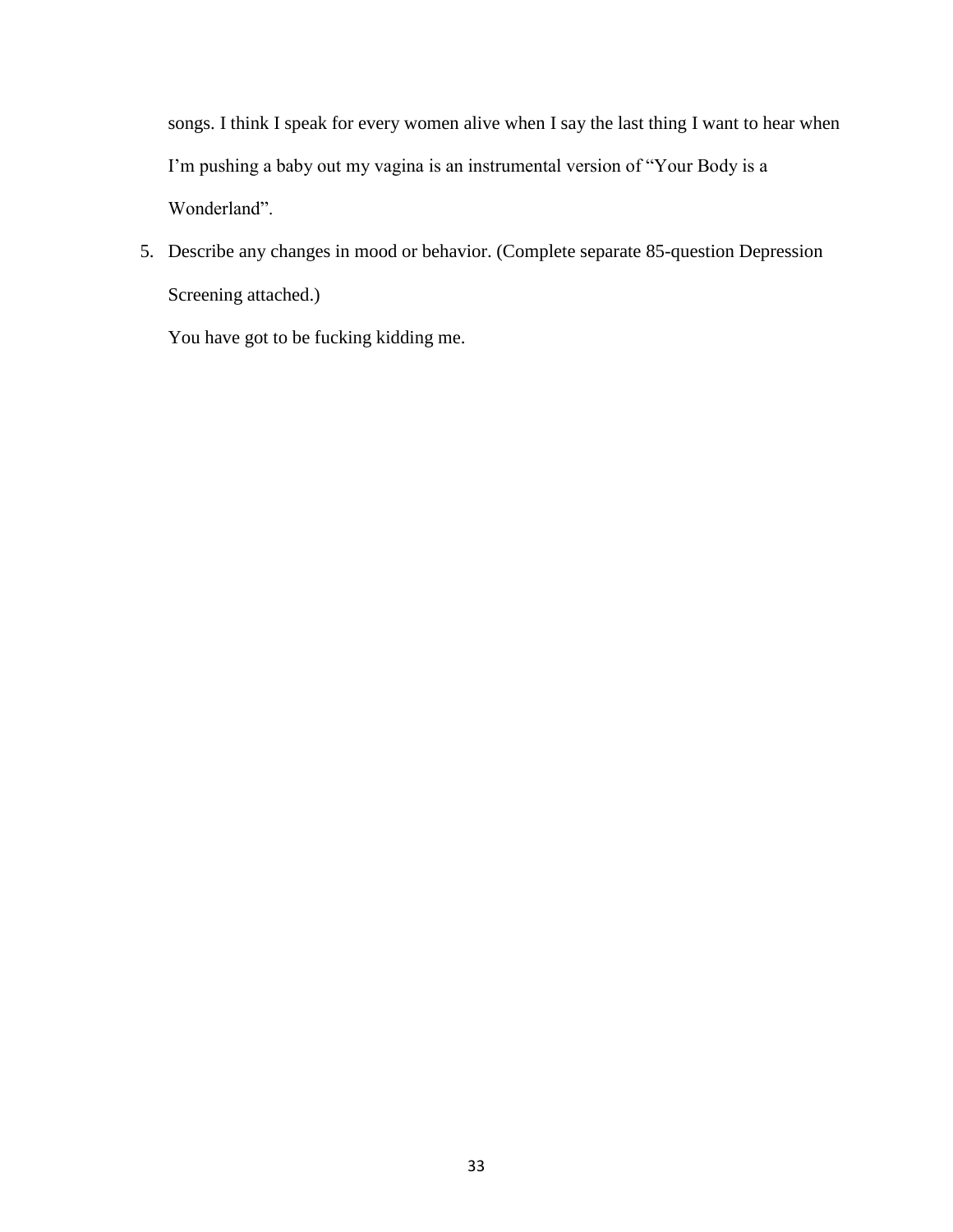songs. I think I speak for every women alive when I say the last thing I want to hear when I'm pushing a baby out my vagina is an instrumental version of "Your Body is a Wonderland".

5. Describe any changes in mood or behavior. (Complete separate 85-question Depression Screening attached.)

   You have got to be fucking kidding me.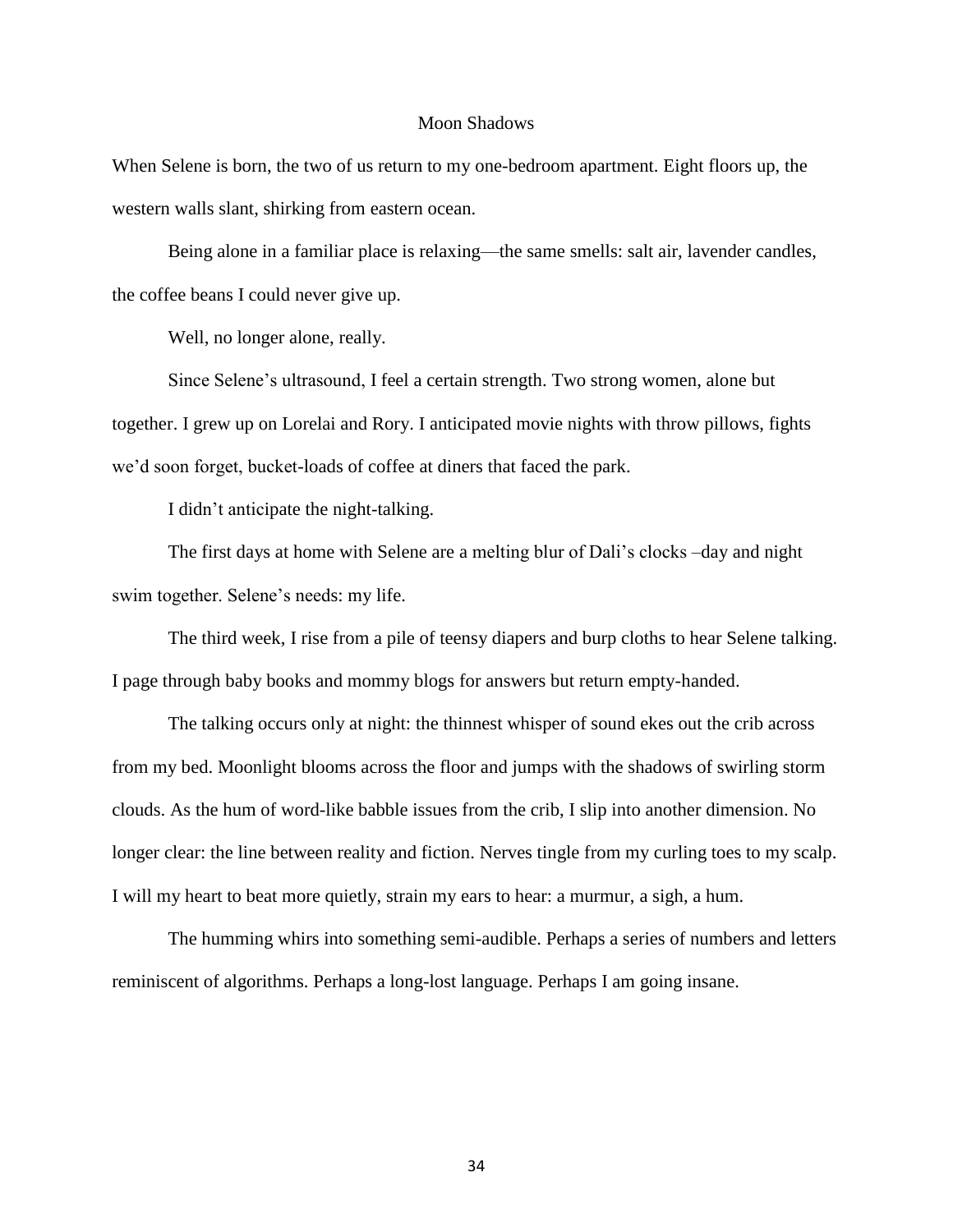## Moon Shadows

When Selene is born, the two of us return to my one-bedroom apartment. Eight floors up, the western walls slant, shirking from eastern ocean.

Being alone in a familiar place is relaxing—the same smells: salt air, lavender candles, the coffee beans I could never give up.

Well, no longer alone, really.

Since Selene's ultrasound, I feel a certain strength. Two strong women, alone but together. I grew up on Lorelai and Rory. I anticipated movie nights with throw pillows, fights we'd soon forget, bucket-loads of coffee at diners that faced the park.

I didn't anticipate the night-talking.

The first days at home with Selene are a melting blur of Dali's clocks –day and night swim together. Selene's needs: my life.

The third week, I rise from a pile of teensy diapers and burp cloths to hear Selene talking. I page through baby books and mommy blogs for answers but return empty-handed.

The talking occurs only at night: the thinnest whisper of sound ekes out the crib across from my bed. Moonlight blooms across the floor and jumps with the shadows of swirling storm clouds. As the hum of word-like babble issues from the crib, I slip into another dimension. No longer clear: the line between reality and fiction. Nerves tingle from my curling toes to my scalp. I will my heart to beat more quietly, strain my ears to hear: a murmur, a sigh, a hum.

The humming whirs into something semi-audible. Perhaps a series of numbers and letters reminiscent of algorithms. Perhaps a long-lost language. Perhaps I am going insane.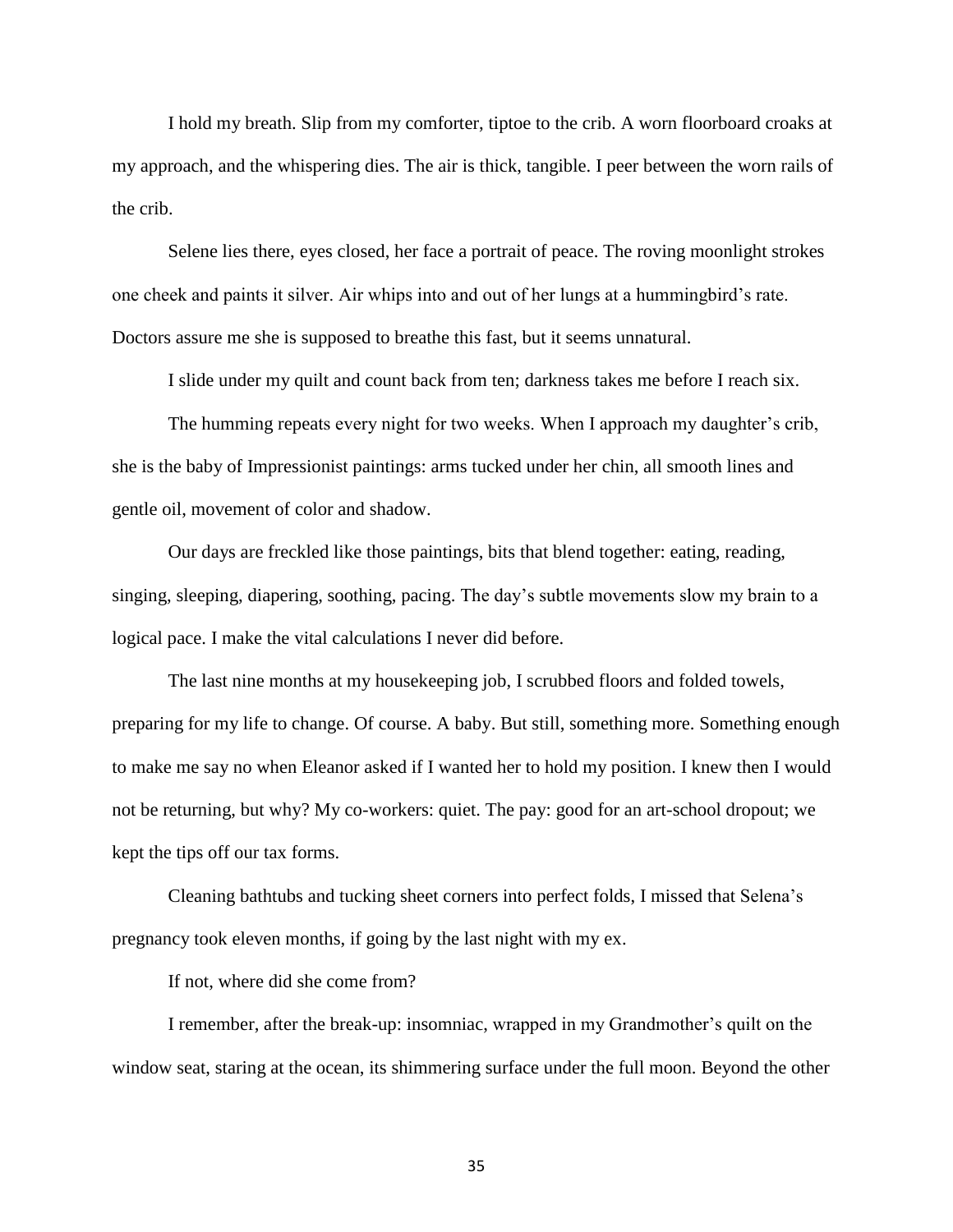I hold my breath. Slip from my comforter, tiptoe to the crib. A worn floorboard croaks at my approach, and the whispering dies. The air is thick, tangible. I peer between the worn rails of the crib.

Selene lies there, eyes closed, her face a portrait of peace. The roving moonlight strokes one cheek and paints it silver. Air whips into and out of her lungs at a hummingbird's rate. Doctors assure me she is supposed to breathe this fast, but it seems unnatural.

I slide under my quilt and count back from ten; darkness takes me before I reach six.

The humming repeats every night for two weeks. When I approach my daughter's crib, she is the baby of Impressionist paintings: arms tucked under her chin, all smooth lines and gentle oil, movement of color and shadow.

Our days are freckled like those paintings, bits that blend together: eating, reading, singing, sleeping, diapering, soothing, pacing. The day's subtle movements slow my brain to a logical pace. I make the vital calculations I never did before.

The last nine months at my housekeeping job, I scrubbed floors and folded towels, preparing for my life to change. Of course. A baby. But still, something more. Something enough to make me say no when Eleanor asked if I wanted her to hold my position. I knew then I would not be returning, but why? My co-workers: quiet. The pay: good for an art-school dropout; we kept the tips off our tax forms.

Cleaning bathtubs and tucking sheet corners into perfect folds, I missed that Selena's pregnancy took eleven months, if going by the last night with my ex.

If not, where did she come from?

I remember, after the break-up: insomniac, wrapped in my Grandmother's quilt on the window seat, staring at the ocean, its shimmering surface under the full moon. Beyond the other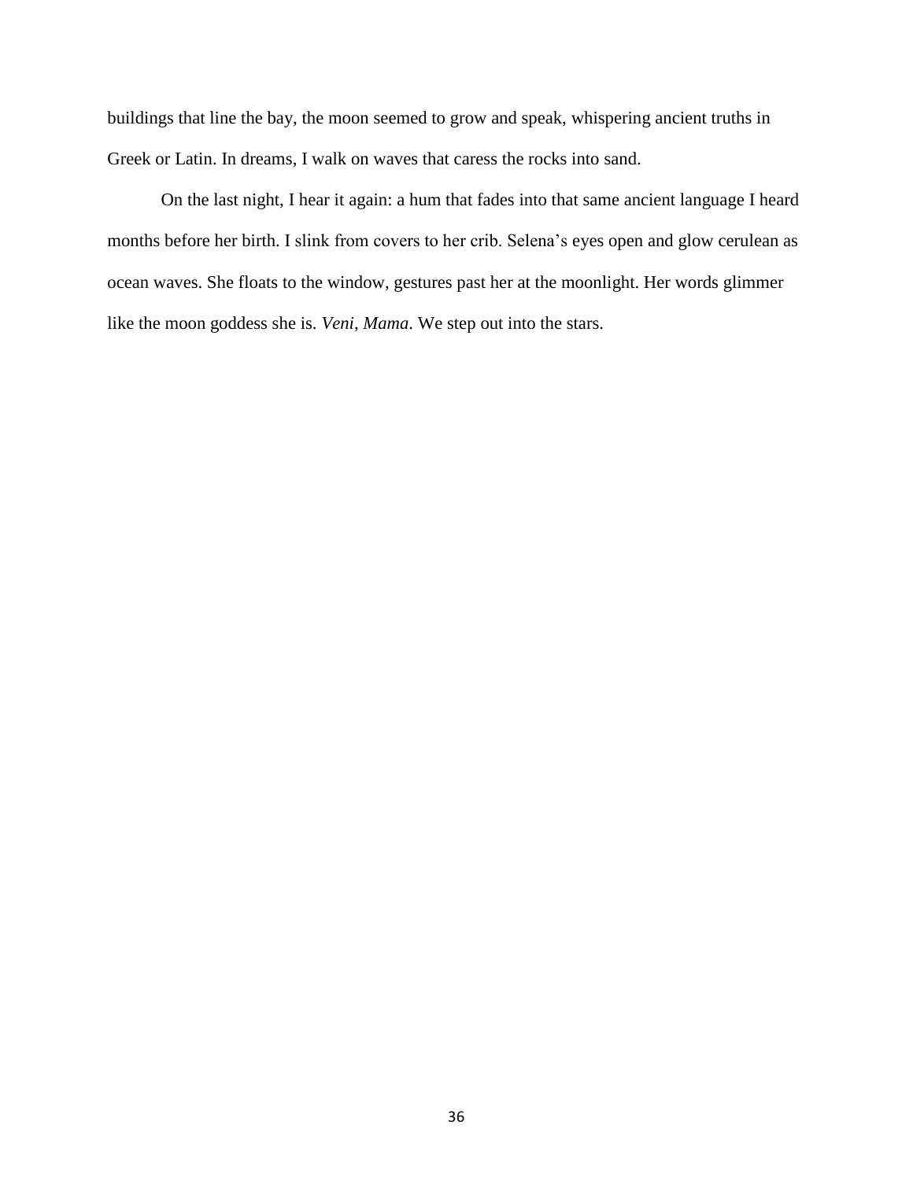buildings that line the bay, the moon seemed to grow and speak, whispering ancient truths in Greek or Latin. In dreams, I walk on waves that caress the rocks into sand.

On the last night, I hear it again: a hum that fades into that same ancient language I heard months before her birth. I slink from covers to her crib. Selena's eyes open and glow cerulean as ocean waves. She floats to the window, gestures past her at the moonlight. Her words glimmer like the moon goddess she is. *Veni, Mama*. We step out into the stars.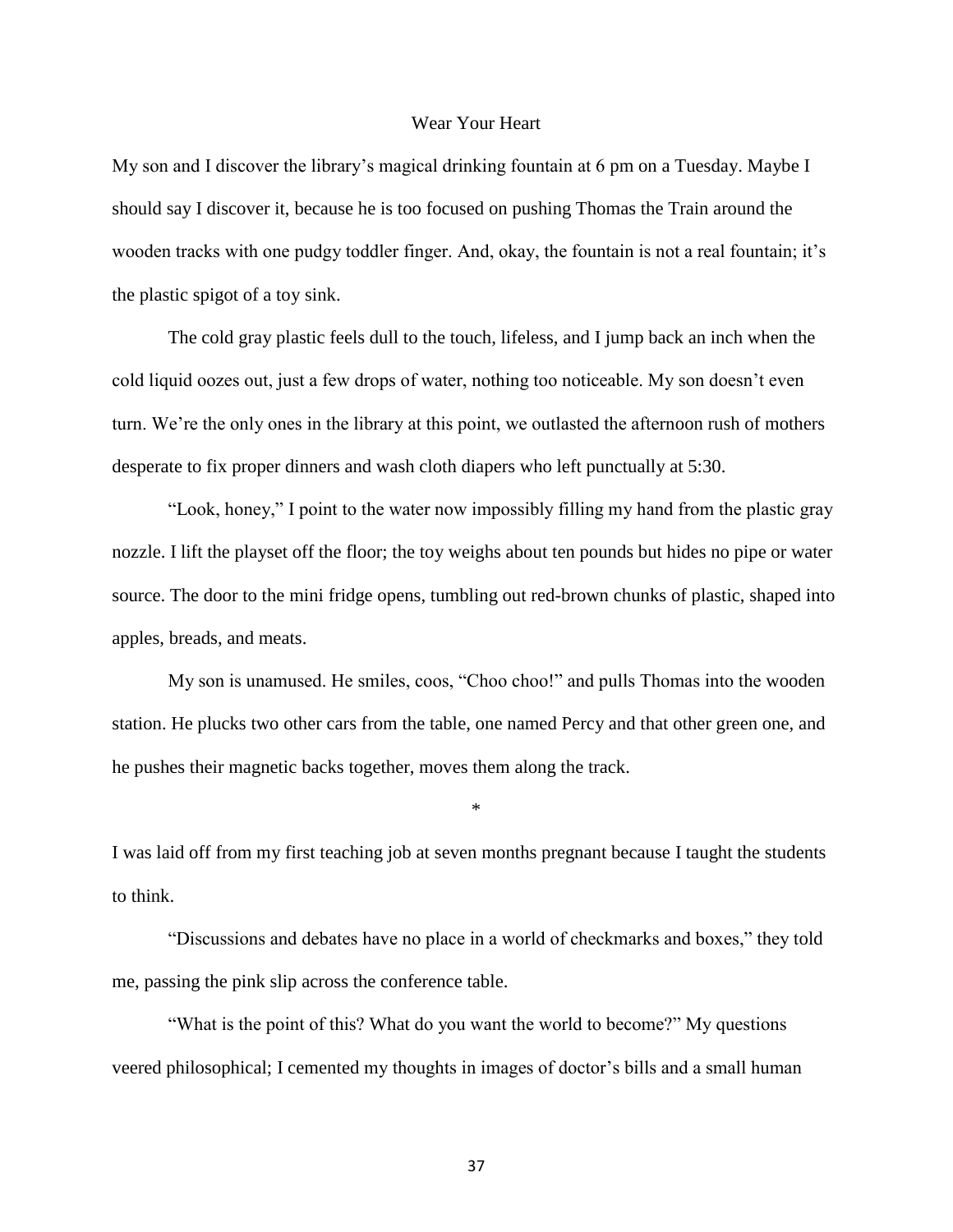## Wear Your Heart

My son and I discover the library's magical drinking fountain at 6 pm on a Tuesday. Maybe I should say I discover it, because he is too focused on pushing Thomas the Train around the wooden tracks with one pudgy toddler finger. And, okay, the fountain is not a real fountain; it's the plastic spigot of a toy sink.

The cold gray plastic feels dull to the touch, lifeless, and I jump back an inch when the cold liquid oozes out, just a few drops of water, nothing too noticeable. My son doesn't even turn. We're the only ones in the library at this point, we outlasted the afternoon rush of mothers desperate to fix proper dinners and wash cloth diapers who left punctually at 5:30.

"Look, honey," I point to the water now impossibly filling my hand from the plastic gray nozzle. I lift the playset off the floor; the toy weighs about ten pounds but hides no pipe or water source. The door to the mini fridge opens, tumbling out red-brown chunks of plastic, shaped into apples, breads, and meats.

My son is unamused. He smiles, coos, "Choo choo!" and pulls Thomas into the wooden station. He plucks two other cars from the table, one named Percy and that other green one, and he pushes their magnetic backs together, moves them along the track.

*

I was laid off from my first teaching job at seven months pregnant because I taught the students to think.

"Discussions and debates have no place in a world of checkmarks and boxes," they told me, passing the pink slip across the conference table.

"What is the point of this? What do you want the world to become?" My questions veered philosophical; I cemented my thoughts in images of doctor's bills and a small human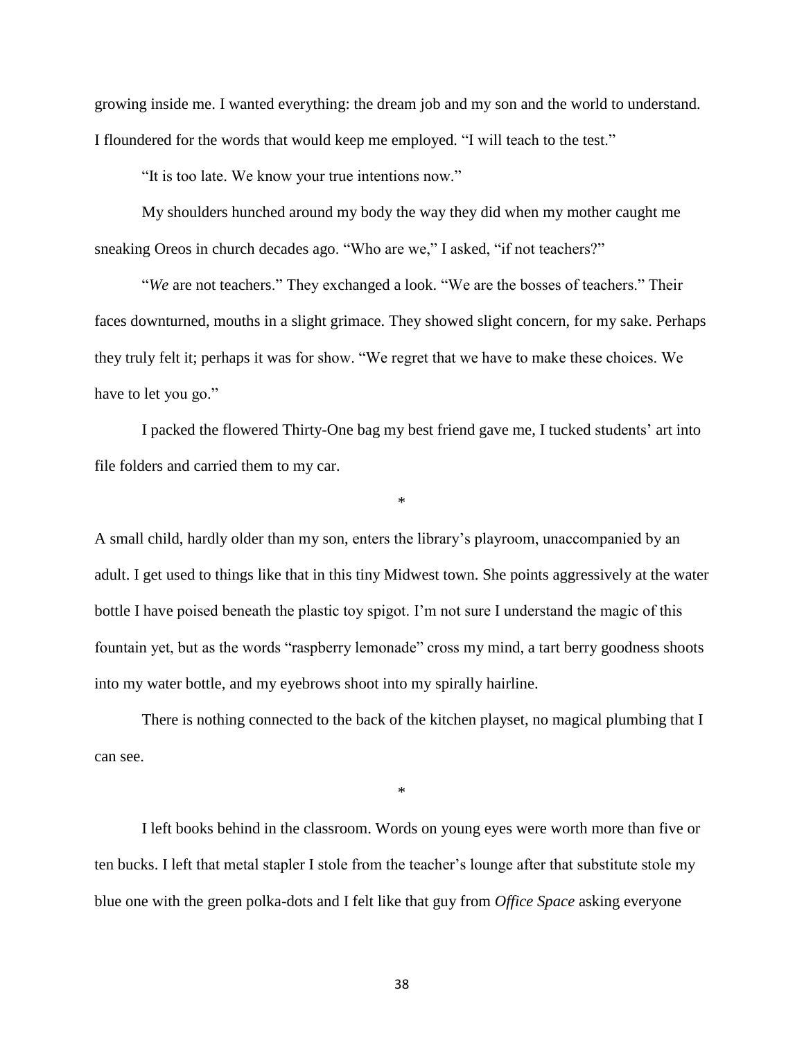growing inside me. I wanted everything: the dream job and my son and the world to understand. I floundered for the words that would keep me employed. "I will teach to the test."

"It is too late. We know your true intentions now."

My shoulders hunched around my body the way they did when my mother caught me sneaking Oreos in church decades ago. "Who are we," I asked, "if not teachers?"

"*We* are not teachers." They exchanged a look. "We are the bosses of teachers." Their faces downturned, mouths in a slight grimace. They showed slight concern, for my sake. Perhaps they truly felt it; perhaps it was for show. "We regret that we have to make these choices. We have to let you go."

I packed the flowered Thirty-One bag my best friend gave me, I tucked students' art into file folders and carried them to my car.

*

A small child, hardly older than my son, enters the library's playroom, unaccompanied by an adult. I get used to things like that in this tiny Midwest town. She points aggressively at the water bottle I have poised beneath the plastic toy spigot. I'm not sure I understand the magic of this fountain yet, but as the words "raspberry lemonade" cross my mind, a tart berry goodness shoots into my water bottle, and my eyebrows shoot into my spirally hairline.

There is nothing connected to the back of the kitchen playset, no magical plumbing that I can see.

*

I left books behind in the classroom. Words on young eyes were worth more than five or ten bucks. I left that metal stapler I stole from the teacher's lounge after that substitute stole my blue one with the green polka-dots and I felt like that guy from *Office Space* asking everyone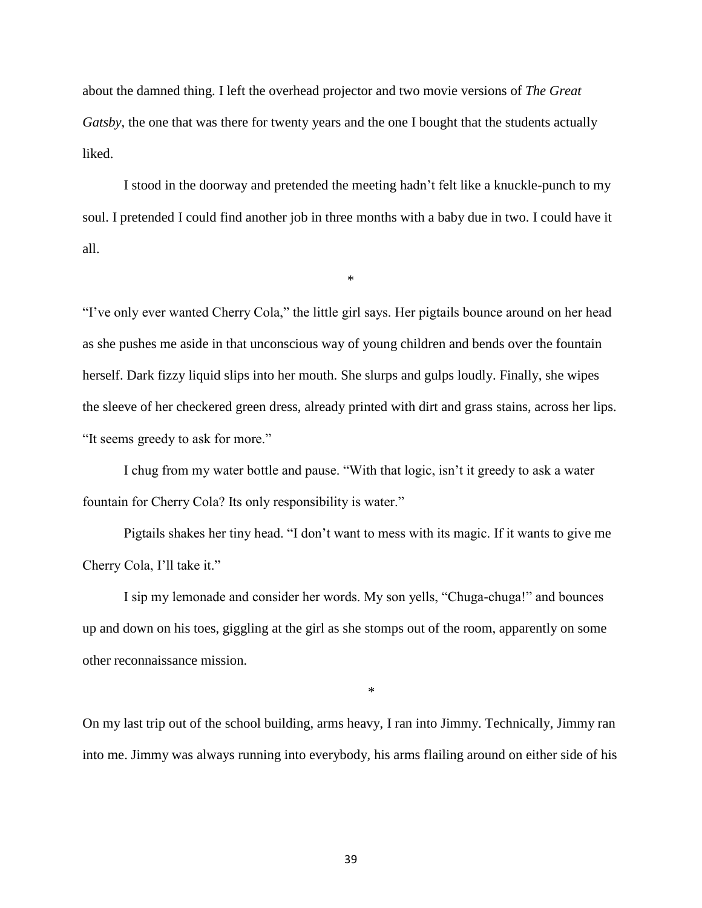about the damned thing. I left the overhead projector and two movie versions of *The Great Gatsby*, the one that was there for twenty years and the one I bought that the students actually liked.

I stood in the doorway and pretended the meeting hadn't felt like a knuckle-punch to my soul. I pretended I could find another job in three months with a baby due in two. I could have it all.

*

"I've only ever wanted Cherry Cola," the little girl says. Her pigtails bounce around on her head as she pushes me aside in that unconscious way of young children and bends over the fountain herself. Dark fizzy liquid slips into her mouth. She slurps and gulps loudly. Finally, she wipes the sleeve of her checkered green dress, already printed with dirt and grass stains, across her lips. "It seems greedy to ask for more."

I chug from my water bottle and pause. "With that logic, isn't it greedy to ask a water fountain for Cherry Cola? Its only responsibility is water."

Pigtails shakes her tiny head. "I don't want to mess with its magic. If it wants to give me Cherry Cola, I'll take it."

I sip my lemonade and consider her words. My son yells, "Chuga-chuga!" and bounces up and down on his toes, giggling at the girl as she stomps out of the room, apparently on some other reconnaissance mission.

*

On my last trip out of the school building, arms heavy, I ran into Jimmy. Technically, Jimmy ran into me. Jimmy was always running into everybody, his arms flailing around on either side of his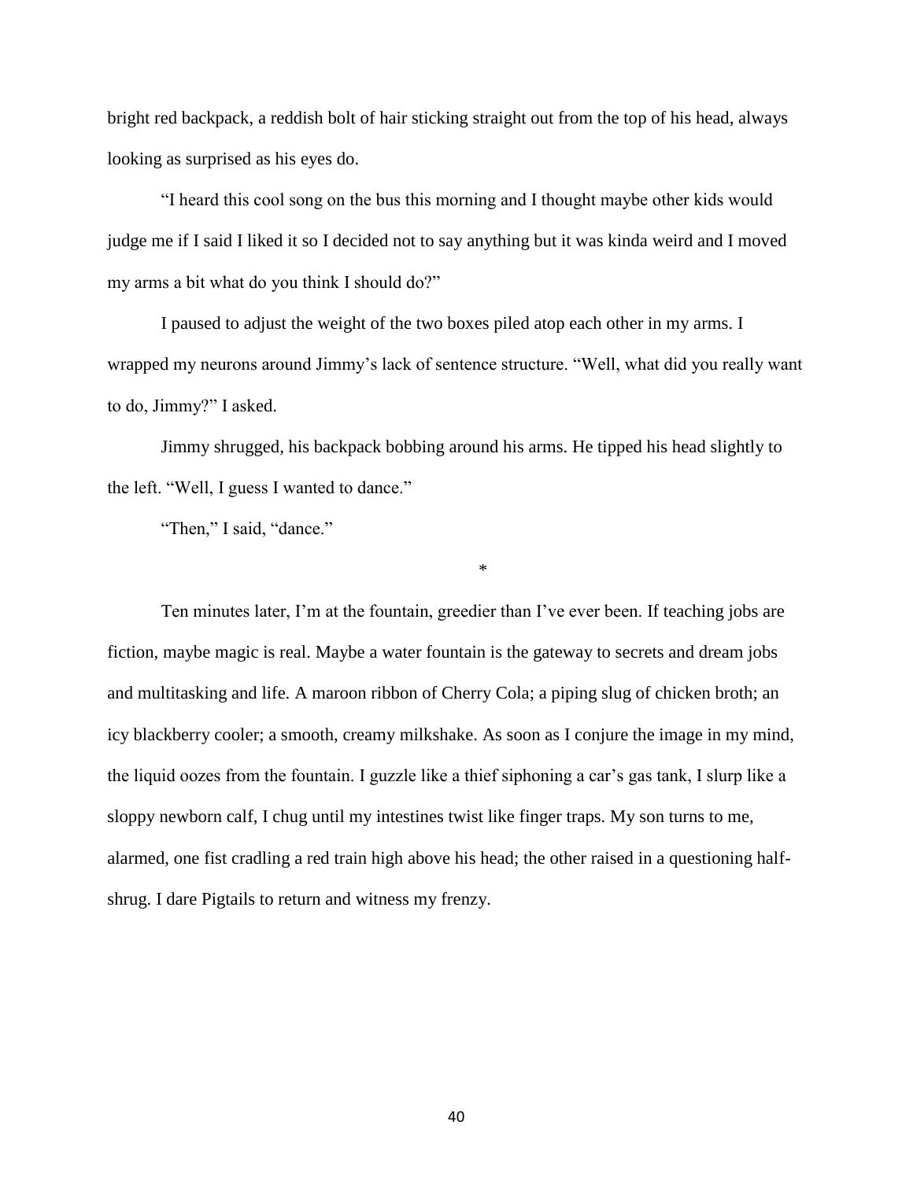bright red backpack, a reddish bolt of hair sticking straight out from the top of his head, always looking as surprised as his eyes do.

"I heard this cool song on the bus this morning and I thought maybe other kids would judge me if I said I liked it so I decided not to say anything but it was kinda weird and I moved my arms a bit what do you think I should do?"

I paused to adjust the weight of the two boxes piled atop each other in my arms. I wrapped my neurons around Jimmy's lack of sentence structure. "Well, what did you really want to do, Jimmy?" I asked.

Jimmy shrugged, his backpack bobbing around his arms. He tipped his head slightly to the left. "Well, I guess I wanted to dance."

"Then," I said, "dance."

*

Ten minutes later, I'm at the fountain, greedier than I've ever been. If teaching jobs are fiction, maybe magic is real. Maybe a water fountain is the gateway to secrets and dream jobs and multitasking and life. A maroon ribbon of Cherry Cola; a piping slug of chicken broth; an icy blackberry cooler; a smooth, creamy milkshake. As soon as I conjure the image in my mind, the liquid oozes from the fountain. I guzzle like a thief siphoning a car's gas tank, I slurp like a sloppy newborn calf, I chug until my intestines twist like finger traps. My son turns to me, alarmed, one fist cradling a red train high above his head; the other raised in a questioning half-shrug. I dare Pigtails to return and witness my frenzy.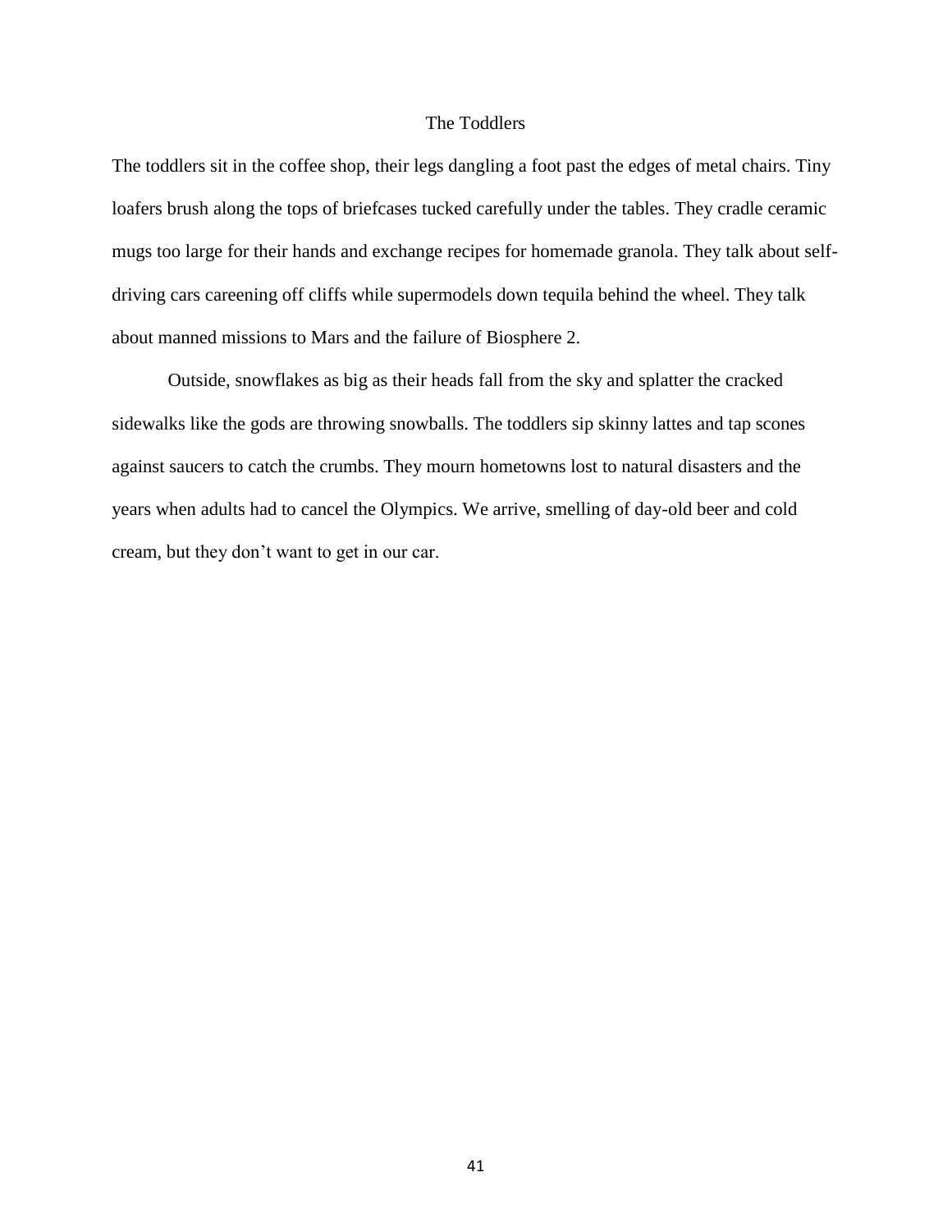# The Toddlers

The toddlers sit in the coffee shop, their legs dangling a foot past the edges of metal chairs. Tiny loafers brush along the tops of briefcases tucked carefully under the tables. They cradle ceramic mugs too large for their hands and exchange recipes for homemade granola. They talk about self-driving cars careening off cliffs while supermodels down tequila behind the wheel. They talk about manned missions to Mars and the failure of Biosphere 2.

Outside, snowflakes as big as their heads fall from the sky and splatter the cracked sidewalks like the gods are throwing snowballs. The toddlers sip skinny lattes and tap scones against saucers to catch the crumbs. They mourn hometowns lost to natural disasters and the years when adults had to cancel the Olympics. We arrive, smelling of day-old beer and cold cream, but they don't want to get in our car.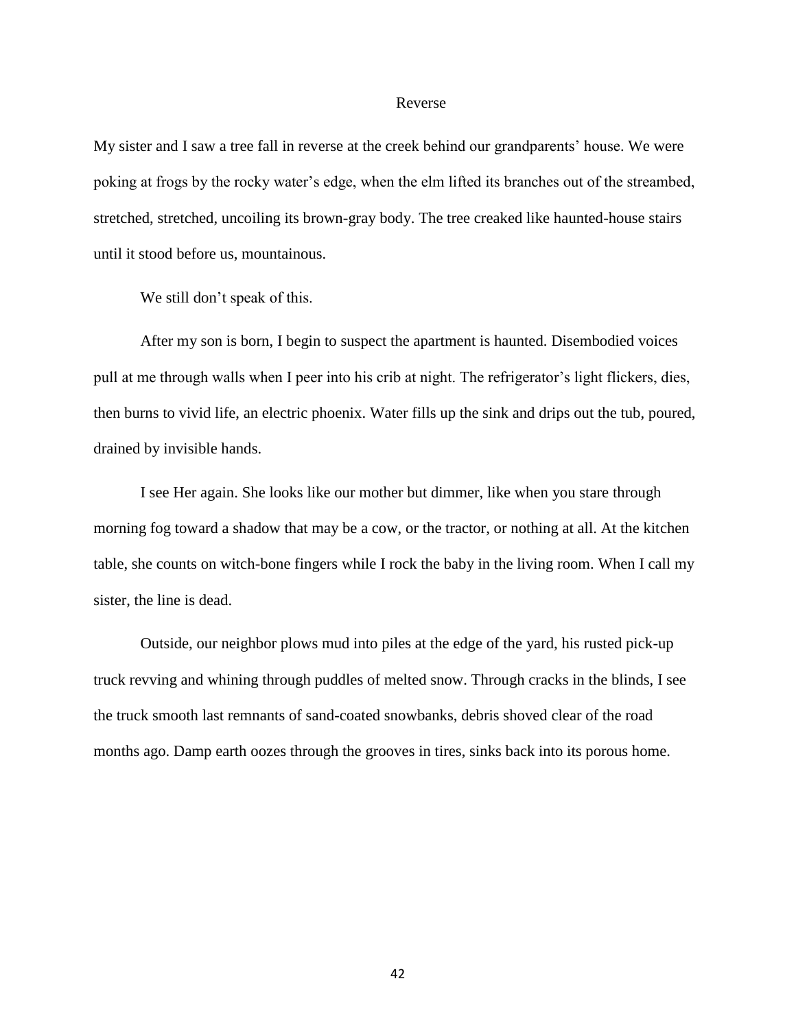# Reverse

My sister and I saw a tree fall in reverse at the creek behind our grandparents' house. We were poking at frogs by the rocky water's edge, when the elm lifted its branches out of the streambed, stretched, stretched, uncoiling its brown-gray body. The tree creaked like haunted-house stairs until it stood before us, mountainous.

We still don't speak of this.

After my son is born, I begin to suspect the apartment is haunted. Disembodied voices pull at me through walls when I peer into his crib at night. The refrigerator's light flickers, dies, then burns to vivid life, an electric phoenix. Water fills up the sink and drips out the tub, poured, drained by invisible hands.

I see Her again. She looks like our mother but dimmer, like when you stare through morning fog toward a shadow that may be a cow, or the tractor, or nothing at all. At the kitchen table, she counts on witch-bone fingers while I rock the baby in the living room. When I call my sister, the line is dead.

Outside, our neighbor plows mud into piles at the edge of the yard, his rusted pick-up truck revving and whining through puddles of melted snow. Through cracks in the blinds, I see the truck smooth last remnants of sand-coated snowbanks, debris shoved clear of the road months ago. Damp earth oozes through the grooves in tires, sinks back into its porous home.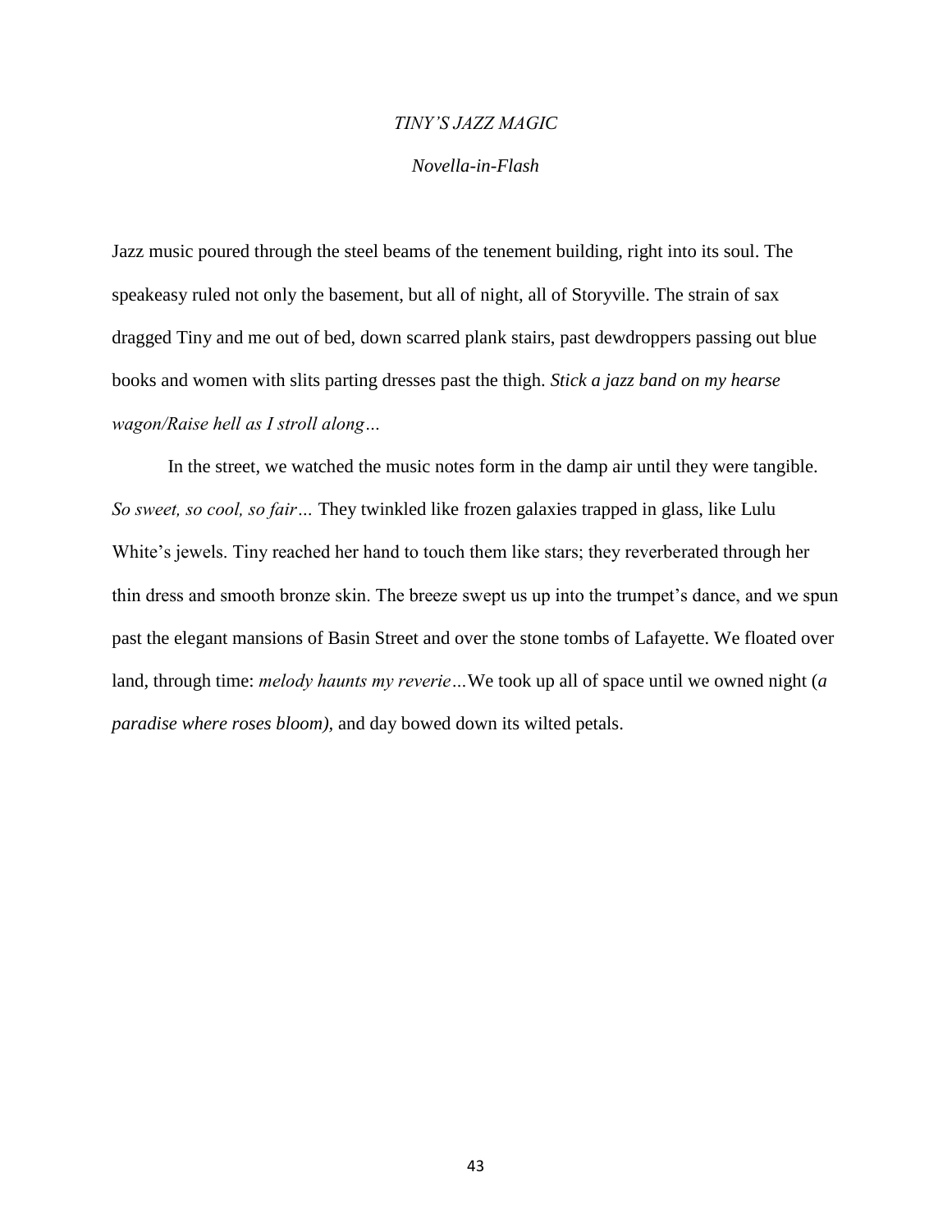*TINY'S JAZZ MAGIC*

*Novella-in-Flash*

Jazz music poured through the steel beams of the tenement building, right into its soul. The speakeasy ruled not only the basement, but all of night, all of Storyville. The strain of sax dragged Tiny and me out of bed, down scarred plank stairs, past dewdroppers passing out blue books and women with slits parting dresses past the thigh. *Stick a jazz band on my hearse wagon/Raise hell as I stroll along…*

In the street, we watched the music notes form in the damp air until they were tangible. *So sweet, so cool, so fair…* They twinkled like frozen galaxies trapped in glass, like Lulu White's jewels. Tiny reached her hand to touch them like stars; they reverberated through her thin dress and smooth bronze skin. The breeze swept us up into the trumpet's dance, and we spun past the elegant mansions of Basin Street and over the stone tombs of Lafayette. We floated over land, through time: *melody haunts my reverie…*We took up all of space until we owned night (*a paradise where roses bloom)*, and day bowed down its wilted petals.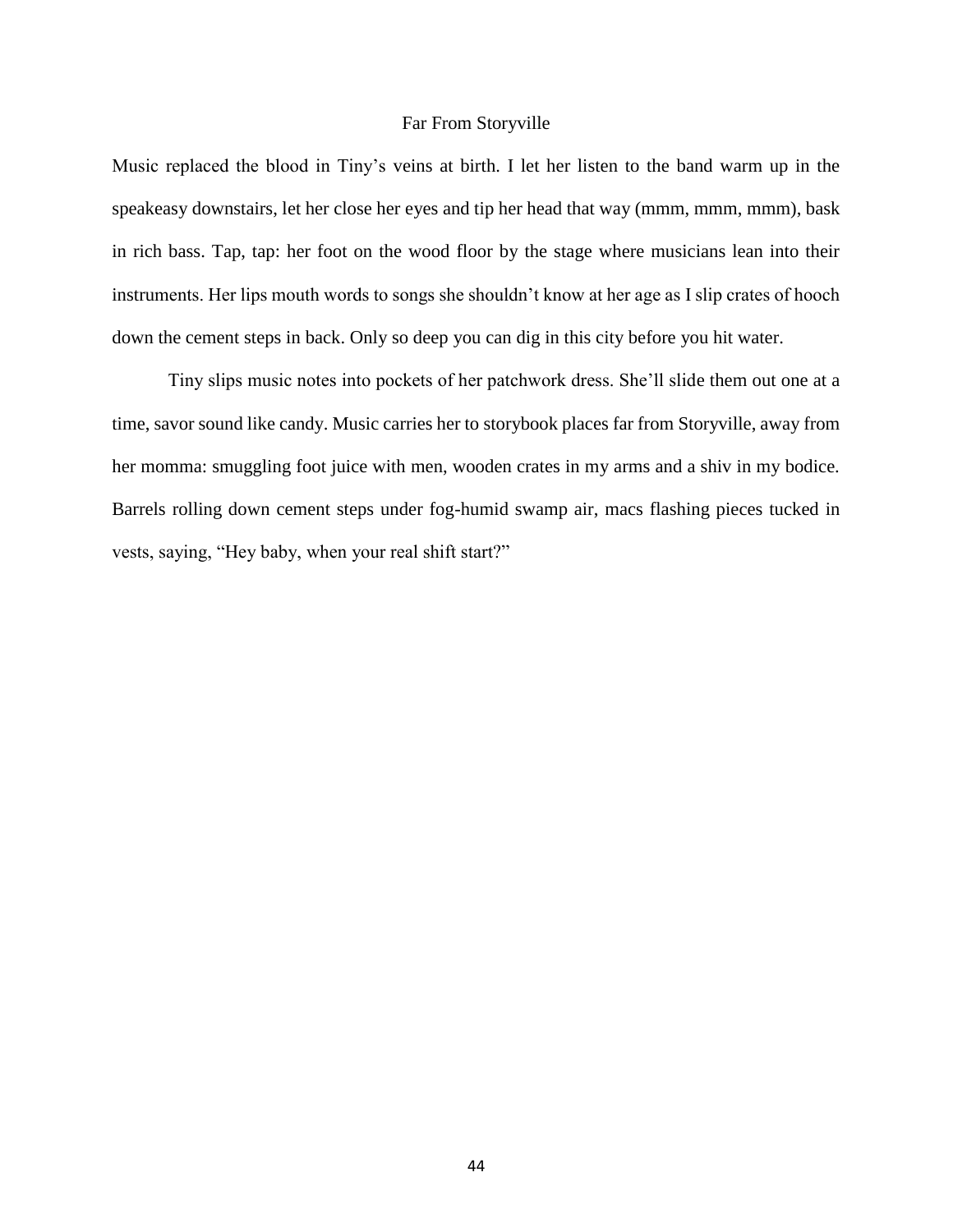# Far From Storyville

Music replaced the blood in Tiny's veins at birth. I let her listen to the band warm up in the speakeasy downstairs, let her close her eyes and tip her head that way (mmm, mmm, mmm), bask in rich bass. Tap, tap: her foot on the wood floor by the stage where musicians lean into their instruments. Her lips mouth words to songs she shouldn't know at her age as I slip crates of hooch down the cement steps in back. Only so deep you can dig in this city before you hit water.

Tiny slips music notes into pockets of her patchwork dress. She'll slide them out one at a time, savor sound like candy. Music carries her to storybook places far from Storyville, away from her momma: smuggling foot juice with men, wooden crates in my arms and a shiv in my bodice. Barrels rolling down cement steps under fog-humid swamp air, macs flashing pieces tucked in vests, saying, "Hey baby, when your real shift start?"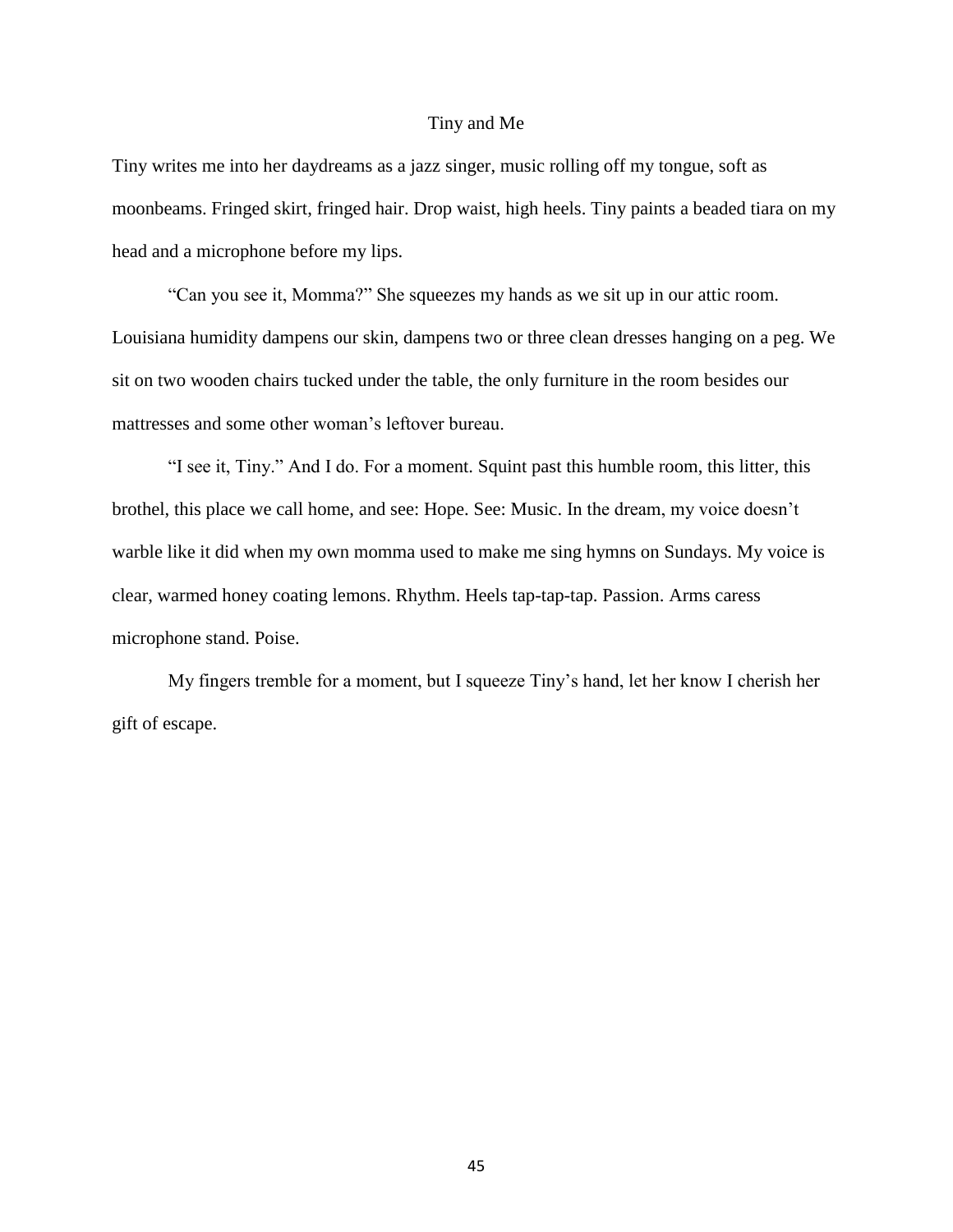# Tiny and Me

Tiny writes me into her daydreams as a jazz singer, music rolling off my tongue, soft as moonbeams. Fringed skirt, fringed hair. Drop waist, high heels. Tiny paints a beaded tiara on my head and a microphone before my lips.

“Can you see it, Momma?” She squeezes my hands as we sit up in our attic room. Louisiana humidity dampens our skin, dampens two or three clean dresses hanging on a peg. We sit on two wooden chairs tucked under the table, the only furniture in the room besides our mattresses and some other woman’s leftover bureau.

“I see it, Tiny.” And I do. For a moment. Squint past this humble room, this litter, this brothel, this place we call home, and see: Hope. See: Music. In the dream, my voice doesn’t warble like it did when my own momma used to make me sing hymns on Sundays. My voice is clear, warmed honey coating lemons. Rhythm. Heels tap-tap-tap. Passion. Arms caress microphone stand. Poise.

My fingers tremble for a moment, but I squeeze Tiny’s hand, let her know I cherish her gift of escape.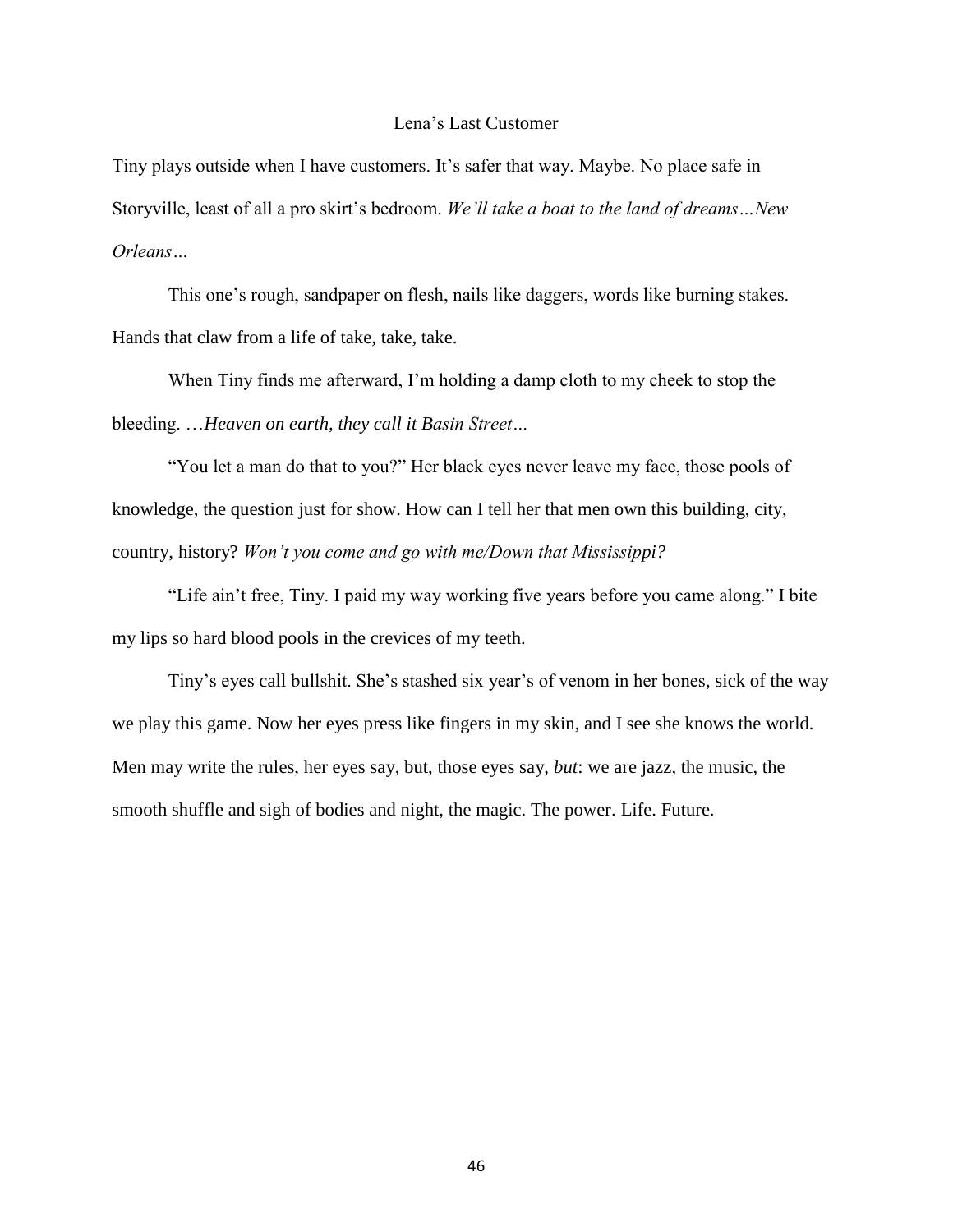# Lena's Last Customer

Tiny plays outside when I have customers. It's safer that way. Maybe. No place safe in Storyville, least of all a pro skirt's bedroom. *We'll take a boat to the land of dreams…New Orleans…*

This one's rough, sandpaper on flesh, nails like daggers, words like burning stakes. Hands that claw from a life of take, take, take.

When Tiny finds me afterward, I'm holding a damp cloth to my cheek to stop the bleeding. …*Heaven on earth, they call it Basin Street…*

"You let a man do that to you?" Her black eyes never leave my face, those pools of knowledge, the question just for show. How can I tell her that men own this building, city, country, history? *Won't you come and go with me/Down that Mississippi?*

"Life ain't free, Tiny. I paid my way working five years before you came along." I bite my lips so hard blood pools in the crevices of my teeth.

Tiny's eyes call bullshit. She's stashed six year's of venom in her bones, sick of the way we play this game. Now her eyes press like fingers in my skin, and I see she knows the world. Men may write the rules, her eyes say, but, those eyes say, *but*: we are jazz, the music, the smooth shuffle and sigh of bodies and night, the magic. The power. Life. Future.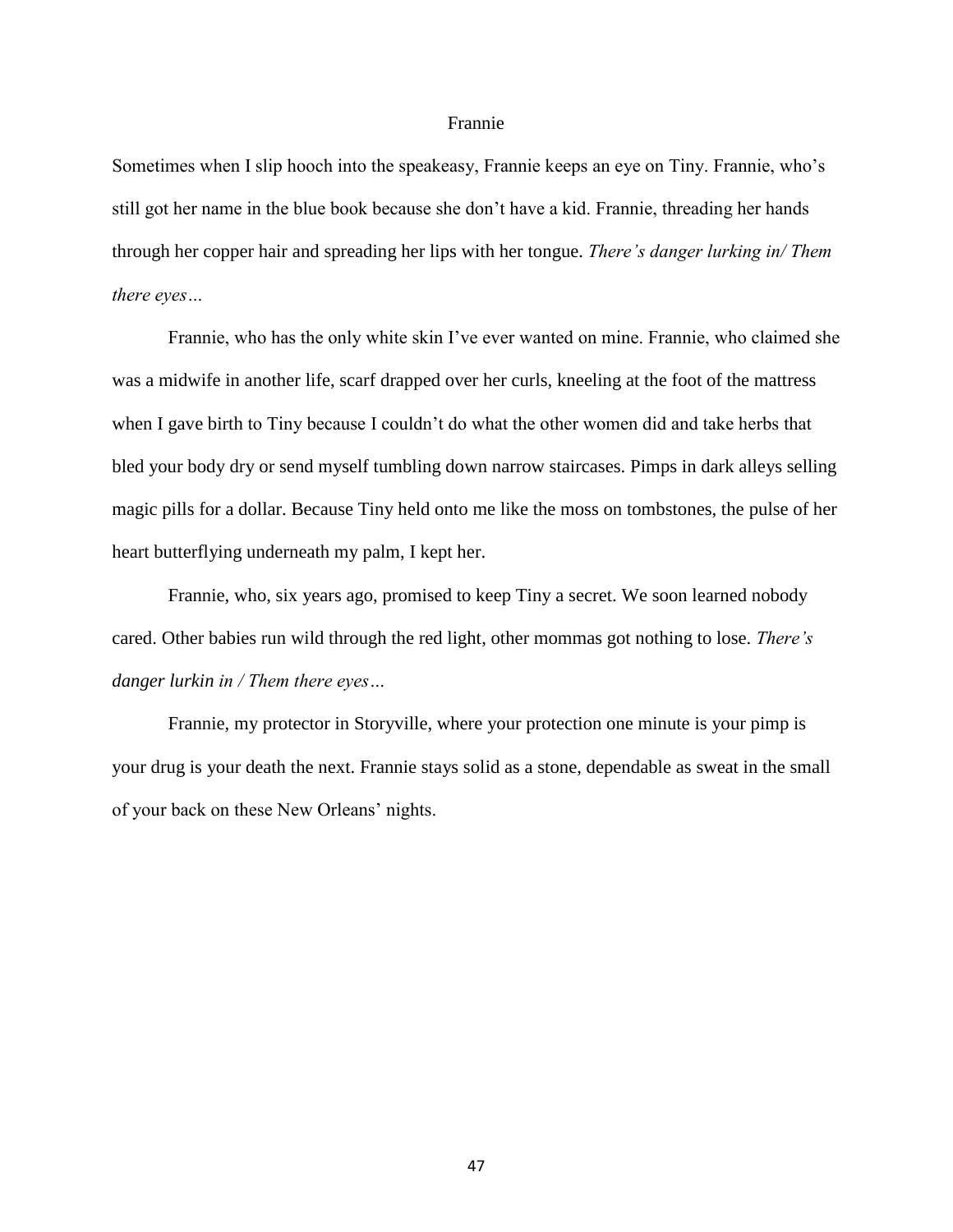# Frannie

Sometimes when I slip hooch into the speakeasy, Frannie keeps an eye on Tiny. Frannie, who's still got her name in the blue book because she don't have a kid. Frannie, threading her hands through her copper hair and spreading her lips with her tongue. *There's danger lurking in/ Them there eyes…*

Frannie, who has the only white skin I've ever wanted on mine. Frannie, who claimed she was a midwife in another life, scarf drapped over her curls, kneeling at the foot of the mattress when I gave birth to Tiny because I couldn't do what the other women did and take herbs that bled your body dry or send myself tumbling down narrow staircases. Pimps in dark alleys selling magic pills for a dollar. Because Tiny held onto me like the moss on tombstones, the pulse of her heart butterflying underneath my palm, I kept her.

Frannie, who, six years ago, promised to keep Tiny a secret. We soon learned nobody cared. Other babies run wild through the red light, other mommas got nothing to lose. *There's danger lurkin in / Them there eyes…*

Frannie, my protector in Storyville, where your protection one minute is your pimp is your drug is your death the next. Frannie stays solid as a stone, dependable as sweat in the small of your back on these New Orleans' nights.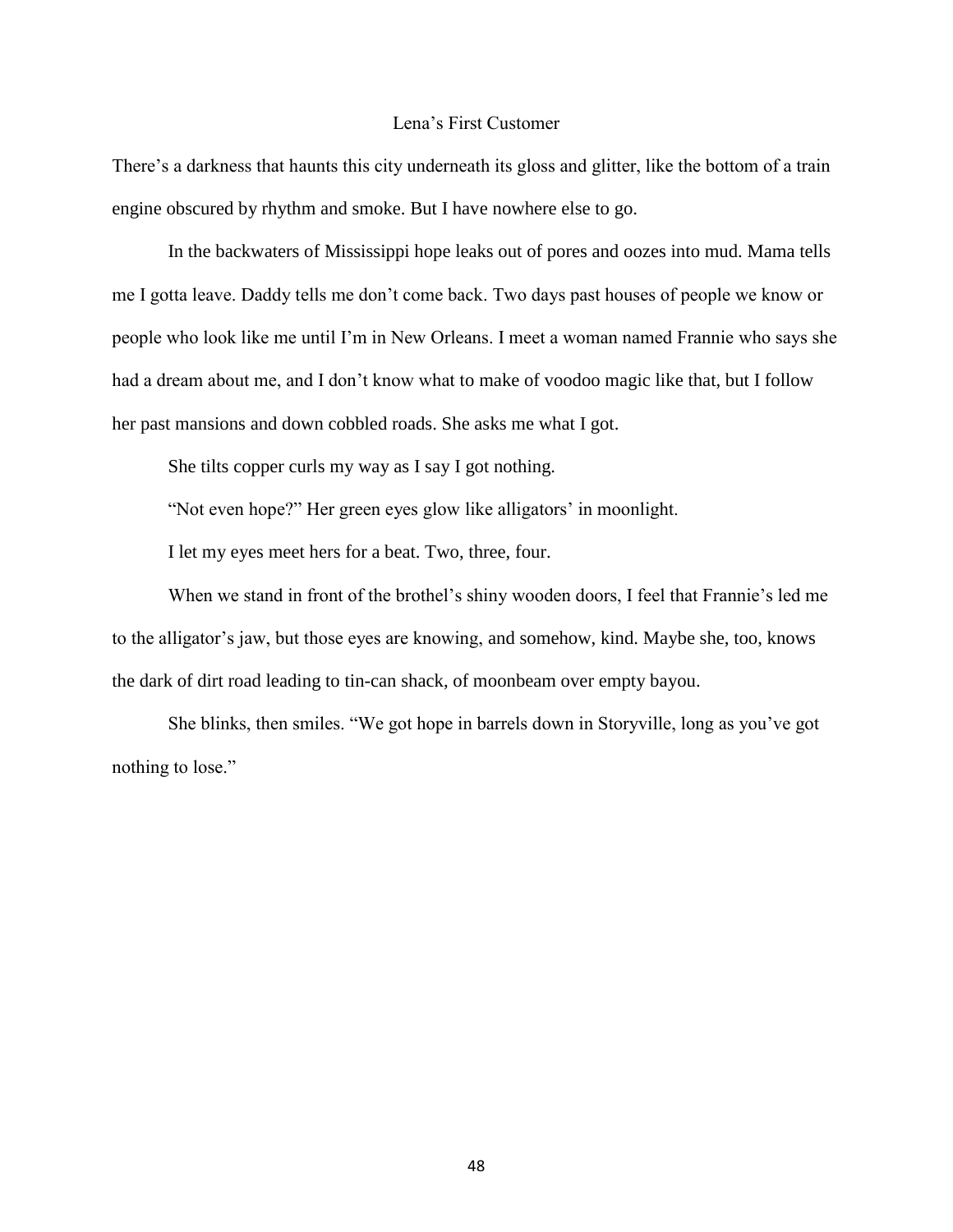# Lena's First Customer

There's a darkness that haunts this city underneath its gloss and glitter, like the bottom of a train engine obscured by rhythm and smoke. But I have nowhere else to go.

In the backwaters of Mississippi hope leaks out of pores and oozes into mud. Mama tells me I gotta leave. Daddy tells me don't come back. Two days past houses of people we know or people who look like me until I'm in New Orleans. I meet a woman named Frannie who says she had a dream about me, and I don't know what to make of voodoo magic like that, but I follow her past mansions and down cobbled roads. She asks me what I got.

She tilts copper curls my way as I say I got nothing.

"Not even hope?" Her green eyes glow like alligators' in moonlight.

I let my eyes meet hers for a beat. Two, three, four.

When we stand in front of the brothel's shiny wooden doors, I feel that Frannie's led me to the alligator's jaw, but those eyes are knowing, and somehow, kind. Maybe she, too, knows the dark of dirt road leading to tin-can shack, of moonbeam over empty bayou.

She blinks, then smiles. "We got hope in barrels down in Storyville, long as you've got nothing to lose."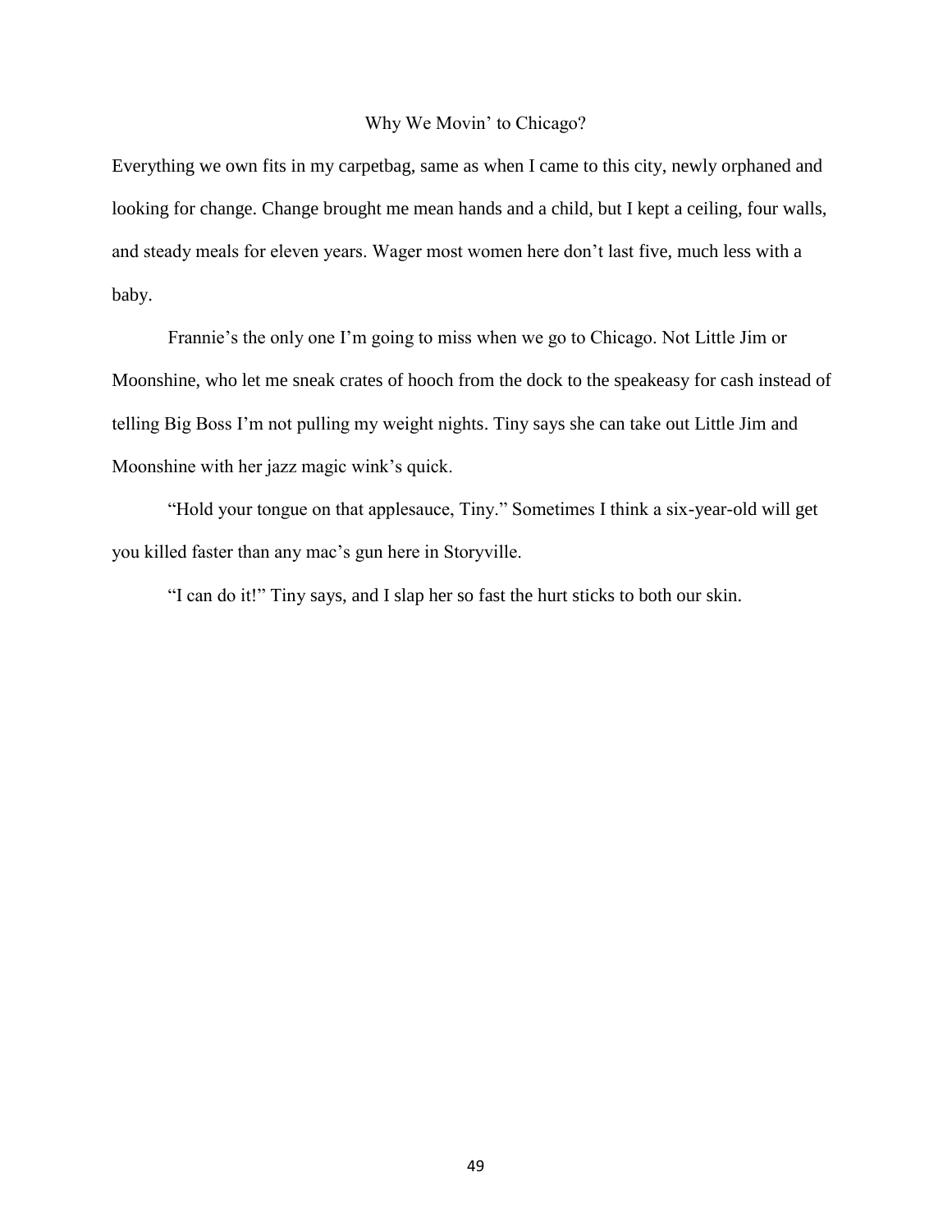# Why We Movin' to Chicago?

Everything we own fits in my carpetbag, same as when I came to this city, newly orphaned and looking for change. Change brought me mean hands and a child, but I kept a ceiling, four walls, and steady meals for eleven years. Wager most women here don't last five, much less with a baby.

Frannie's the only one I'm going to miss when we go to Chicago. Not Little Jim or Moonshine, who let me sneak crates of hooch from the dock to the speakeasy for cash instead of telling Big Boss I'm not pulling my weight nights. Tiny says she can take out Little Jim and Moonshine with her jazz magic wink's quick.

"Hold your tongue on that applesauce, Tiny." Sometimes I think a six-year-old will get you killed faster than any mac's gun here in Storyville.

"I can do it!" Tiny says, and I slap her so fast the hurt sticks to both our skin.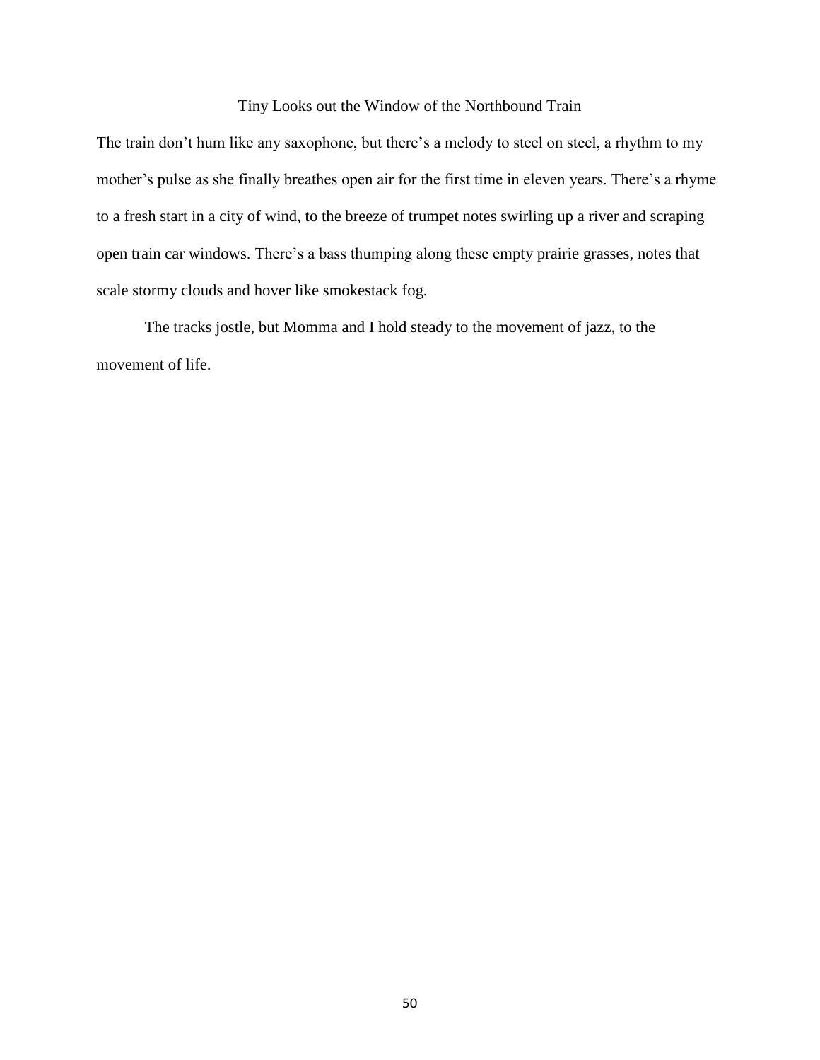# Tiny Looks out the Window of the Northbound Train

The train don't hum like any saxophone, but there's a melody to steel on steel, a rhythm to my mother's pulse as she finally breathes open air for the first time in eleven years. There's a rhyme to a fresh start in a city of wind, to the breeze of trumpet notes swirling up a river and scraping open train car windows. There's a bass thumping along these empty prairie grasses, notes that scale stormy clouds and hover like smokestack fog.

The tracks jostle, but Momma and I hold steady to the movement of jazz, to the movement of life.